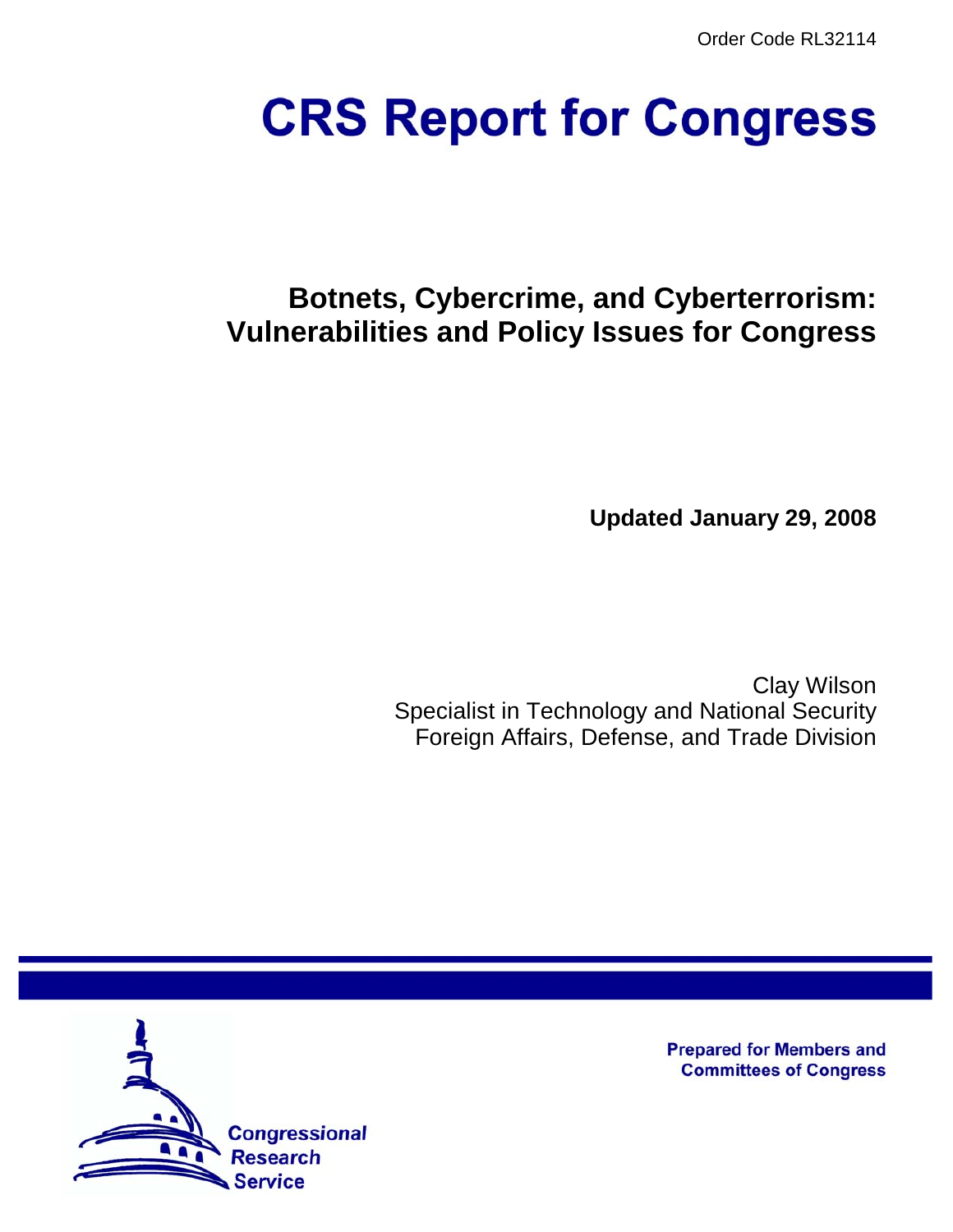Order Code RL32114

# CRS Report for Congress

## Botnets, Cybercrime, and Cyberterrorism: Vulnerabilities and Policy Issues for Congress

**Updated January 29, 2008**

Clay Wilson
Specialist in Technology and National Security
Foreign Affairs, Defense, and Trade Division

**Prepared for Members and Committees of Congress**

Congressional Research Service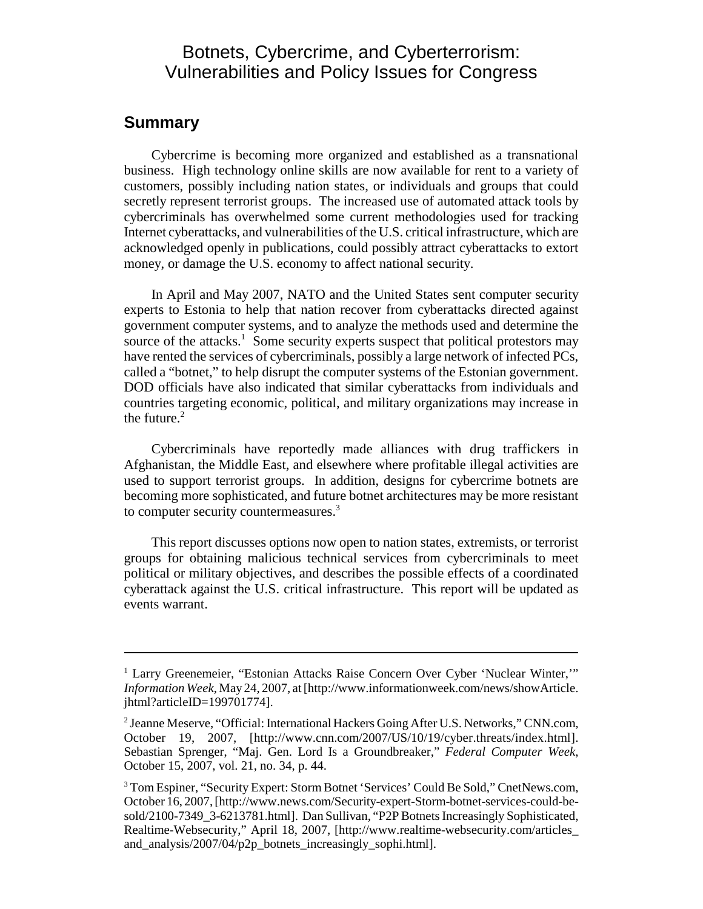# Botnets, Cybercrime, and Cyberterrorism: Vulnerabilities and Policy Issues for Congress

## Summary

Cybercrime is becoming more organized and established as a transnational business. High technology online skills are now available for rent to a variety of customers, possibly including nation states, or individuals and groups that could secretly represent terrorist groups. The increased use of automated attack tools by cybercriminals has overwhelmed some current methodologies used for tracking Internet cyberattacks, and vulnerabilities of the U.S. critical infrastructure, which are acknowledged openly in publications, could possibly attract cyberattacks to extort money, or damage the U.S. economy to affect national security.

In April and May 2007, NATO and the United States sent computer security experts to Estonia to help that nation recover from cyberattacks directed against government computer systems, and to analyze the methods used and determine the source of the attacks.[1] Some security experts suspect that political protestors may have rented the services of cybercriminals, possibly a large network of infected PCs, called a "botnet," to help disrupt the computer systems of the Estonian government. DOD officials have also indicated that similar cyberattacks from individuals and countries targeting economic, political, and military organizations may increase in the future.[2]

Cybercriminals have reportedly made alliances with drug traffickers in Afghanistan, the Middle East, and elsewhere where profitable illegal activities are used to support terrorist groups. In addition, designs for cybercrime botnets are becoming more sophisticated, and future botnet architectures may be more resistant to computer security countermeasures.[3]

This report discusses options now open to nation states, extremists, or terrorist groups for obtaining malicious technical services from cybercriminals to meet political or military objectives, and describes the possible effects of a coordinated cyberattack against the U.S. critical infrastructure. This report will be updated as events warrant.

---

[1] Larry Greenemeier, "Estonian Attacks Raise Concern Over Cyber 'Nuclear Winter,'" *Information Week*, May 24, 2007, at [http://www.informationweek.com/news/showArticle.jhtml?articleID=199701774].

[2] Jeanne Meserve, "Official: International Hackers Going After U.S. Networks," CNN.com, October 19, 2007, [http://www.cnn.com/2007/US/10/19/cyber.threats/index.html]. Sebastian Sprenger, "Maj. Gen. Lord Is a Groundbreaker," *Federal Computer Week*, October 15, 2007, vol. 21, no. 34, p. 44.

[3] Tom Espiner, "Security Expert: Storm Botnet 'Services' Could Be Sold," CnetNews.com, October 16, 2007, [http://www.news.com/Security-expert-Storm-botnet-services-could-be-sold/2100-7349_3-6213781.html]. Dan Sullivan, "P2P Botnets Increasingly Sophisticated, Realtime-Websecurity," April 18, 2007, [http://www.realtime-websecurity.com/articles_and_analysis/2007/04/p2p_botnets_increasingly_sophi.html].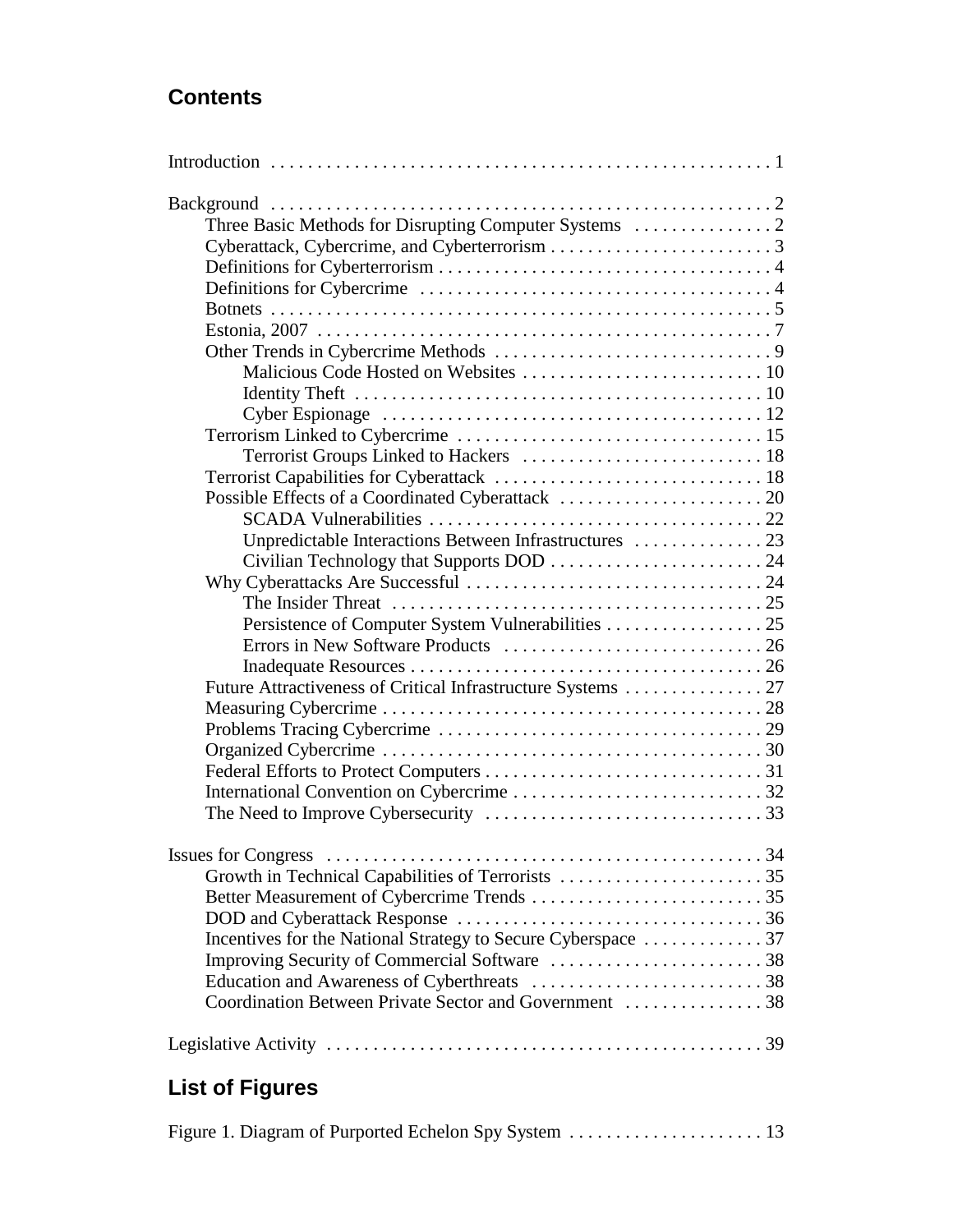## Contents

Introduction . . . . . . . . . . . . . . . . . . . . . . . . . . . . . . . . . . . . . . . . . . . . . . . . . . . . . 1

Background . . . . . . . . . . . . . . . . . . . . . . . . . . . . . . . . . . . . . . . . . . . . . . . . . . . . . 2
- Three Basic Methods for Disrupting Computer Systems . . . . . . . . . . . . . . . 2
- Cyberattack, Cybercrime, and Cyberterrorism . . . . . . . . . . . . . . . . . . . . . . . . 3
- Definitions for Cyberterrorism . . . . . . . . . . . . . . . . . . . . . . . . . . . . . . . . . . . 4
- Definitions for Cybercrime . . . . . . . . . . . . . . . . . . . . . . . . . . . . . . . . . . . . . 4
- Botnets . . . . . . . . . . . . . . . . . . . . . . . . . . . . . . . . . . . . . . . . . . . . . . . . . . . . . 5
- Estonia, 2007 . . . . . . . . . . . . . . . . . . . . . . . . . . . . . . . . . . . . . . . . . . . . . . . . 7
- Other Trends in Cybercrime Methods . . . . . . . . . . . . . . . . . . . . . . . . . . . . . . 9
  - Malicious Code Hosted on Websites . . . . . . . . . . . . . . . . . . . . . . . . . . 10
  - Identity Theft . . . . . . . . . . . . . . . . . . . . . . . . . . . . . . . . . . . . . . . . . . . 10
  - Cyber Espionage . . . . . . . . . . . . . . . . . . . . . . . . . . . . . . . . . . . . . . . . 12
- Terrorism Linked to Cybercrime . . . . . . . . . . . . . . . . . . . . . . . . . . . . . . . . . 15
  - Terrorist Groups Linked to Hackers . . . . . . . . . . . . . . . . . . . . . . . . . . 18
- Terrorist Capabilities for Cyberattack . . . . . . . . . . . . . . . . . . . . . . . . . . . . . 18
- Possible Effects of a Coordinated Cyberattack . . . . . . . . . . . . . . . . . . . . . . 20
  - SCADA Vulnerabilities . . . . . . . . . . . . . . . . . . . . . . . . . . . . . . . . . . . . 22
  - Unpredictable Interactions Between Infrastructures . . . . . . . . . . . . . . 23
  - Civilian Technology that Supports DOD . . . . . . . . . . . . . . . . . . . . . . . 24
- Why Cyberattacks Are Successful . . . . . . . . . . . . . . . . . . . . . . . . . . . . . . . . 24
  - The Insider Threat . . . . . . . . . . . . . . . . . . . . . . . . . . . . . . . . . . . . . . . 25
  - Persistence of Computer System Vulnerabilities . . . . . . . . . . . . . . . . . 25
  - Errors in New Software Products . . . . . . . . . . . . . . . . . . . . . . . . . . . . 26
  - Inadequate Resources . . . . . . . . . . . . . . . . . . . . . . . . . . . . . . . . . . . . . 26
- Future Attractiveness of Critical Infrastructure Systems . . . . . . . . . . . . . . . 27
- Measuring Cybercrime . . . . . . . . . . . . . . . . . . . . . . . . . . . . . . . . . . . . . . . . . 28
- Problems Tracing Cybercrime . . . . . . . . . . . . . . . . . . . . . . . . . . . . . . . . . . . 29
- Organized Cybercrime . . . . . . . . . . . . . . . . . . . . . . . . . . . . . . . . . . . . . . . . . 30
- Federal Efforts to Protect Computers . . . . . . . . . . . . . . . . . . . . . . . . . . . . . . 31
- International Convention on Cybercrime . . . . . . . . . . . . . . . . . . . . . . . . . . . 32
- The Need to Improve Cybersecurity . . . . . . . . . . . . . . . . . . . . . . . . . . . . . . 33

Issues for Congress . . . . . . . . . . . . . . . . . . . . . . . . . . . . . . . . . . . . . . . . . . . . . . . . 34
- Growth in Technical Capabilities of Terrorists . . . . . . . . . . . . . . . . . . . . . . 35
- Better Measurement of Cybercrime Trends . . . . . . . . . . . . . . . . . . . . . . . . . 35
- DOD and Cyberattack Response . . . . . . . . . . . . . . . . . . . . . . . . . . . . . . . . . 36
- Incentives for the National Strategy to Secure Cyberspace . . . . . . . . . . . . . 37
- Improving Security of Commercial Software . . . . . . . . . . . . . . . . . . . . . . . 38
- Education and Awareness of Cyberthreats . . . . . . . . . . . . . . . . . . . . . . . . . 38
- Coordination Between Private Sector and Government . . . . . . . . . . . . . . . 38

Legislative Activity . . . . . . . . . . . . . . . . . . . . . . . . . . . . . . . . . . . . . . . . . . . . . . . 39

## List of Figures

Figure 1. Diagram of Purported Echelon Spy System . . . . . . . . . . . . . . . . . . . . . 13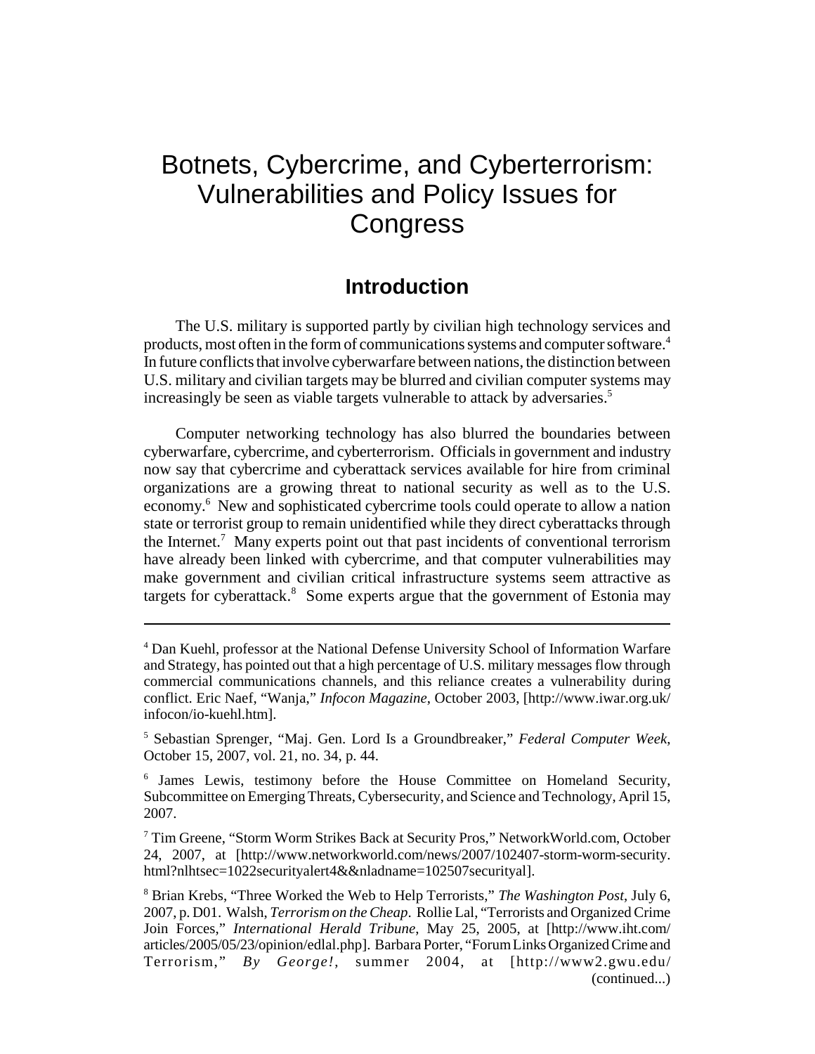# Botnets, Cybercrime, and Cyberterrorism: Vulnerabilities and Policy Issues for Congress

## Introduction

The U.S. military is supported partly by civilian high technology services and products, most often in the form of communications systems and computer software.[4] In future conflicts that involve cyberwarfare between nations, the distinction between U.S. military and civilian targets may be blurred and civilian computer systems may increasingly be seen as viable targets vulnerable to attack by adversaries.[5]

Computer networking technology has also blurred the boundaries between cyberwarfare, cybercrime, and cyberterrorism. Officials in government and industry now say that cybercrime and cyberattack services available for hire from criminal organizations are a growing threat to national security as well as to the U.S. economy.[6] New and sophisticated cybercrime tools could operate to allow a nation state or terrorist group to remain unidentified while they direct cyberattacks through the Internet.[7] Many experts point out that past incidents of conventional terrorism have already been linked with cybercrime, and that computer vulnerabilities may make government and civilian critical infrastructure systems seem attractive as targets for cyberattack.[8] Some experts argue that the government of Estonia may

---

[4] Dan Kuehl, professor at the National Defense University School of Information Warfare and Strategy, has pointed out that a high percentage of U.S. military messages flow through commercial communications channels, and this reliance creates a vulnerability during conflict. Eric Naef, "Wanja," *Infocon Magazine*, October 2003, [http://www.iwar.org.uk/infocon/io-kuehl.htm].

[5] Sebastian Sprenger, "Maj. Gen. Lord Is a Groundbreaker," *Federal Computer Week*, October 15, 2007, vol. 21, no. 34, p. 44.

[6] James Lewis, testimony before the House Committee on Homeland Security, Subcommittee on Emerging Threats, Cybersecurity, and Science and Technology, April 15, 2007.

[7] Tim Greene, "Storm Worm Strikes Back at Security Pros," NetworkWorld.com, October 24, 2007, at [http://www.networkworld.com/news/2007/102407-storm-worm-security.html?nlhtsec=1022securityalert4&&nladname=102507securityal].

[8] Brian Krebs, "Three Worked the Web to Help Terrorists," *The Washington Post*, July 6, 2007, p. D01. Walsh, *Terrorism on the Cheap*. Rollie Lal, "Terrorists and Organized Crime Join Forces," *International Herald Tribune*, May 25, 2005, at [http://www.iht.com/articles/2005/05/23/opinion/edlal.php]. Barbara Porter, "Forum Links Organized Crime and Terrorism," *By George!*, summer 2004, at [http://www2.gwu.edu/ (continued...)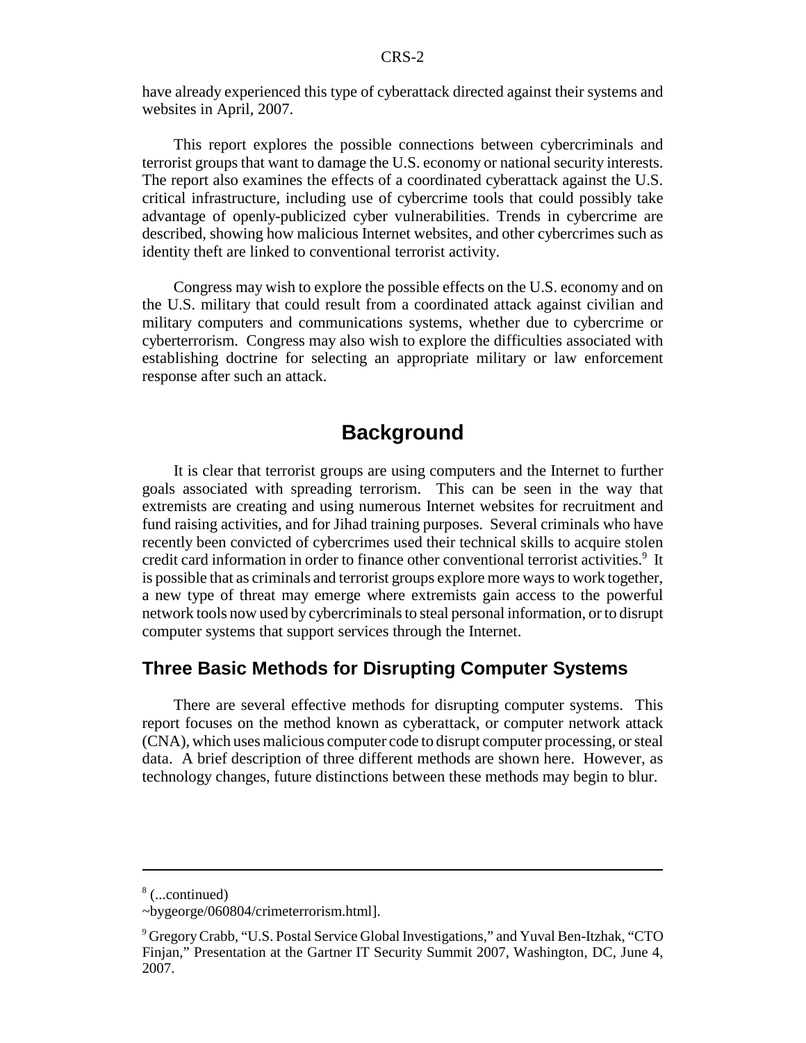have already experienced this type of cyberattack directed against their systems and websites in April, 2007.

This report explores the possible connections between cybercriminals and terrorist groups that want to damage the U.S. economy or national security interests. The report also examines the effects of a coordinated cyberattack against the U.S. critical infrastructure, including use of cybercrime tools that could possibly take advantage of openly-publicized cyber vulnerabilities. Trends in cybercrime are described, showing how malicious Internet websites, and other cybercrimes such as identity theft are linked to conventional terrorist activity.

Congress may wish to explore the possible effects on the U.S. economy and on the U.S. military that could result from a coordinated attack against civilian and military computers and communications systems, whether due to cybercrime or cyberterrorism. Congress may also wish to explore the difficulties associated with establishing doctrine for selecting an appropriate military or law enforcement response after such an attack.

# Background

It is clear that terrorist groups are using computers and the Internet to further goals associated with spreading terrorism. This can be seen in the way that extremists are creating and using numerous Internet websites for recruitment and fund raising activities, and for Jihad training purposes. Several criminals who have recently been convicted of cybercrimes used their technical skills to acquire stolen credit card information in order to finance other conventional terrorist activities.[9] It is possible that as criminals and terrorist groups explore more ways to work together, a new type of threat may emerge where extremists gain access to the powerful network tools now used by cybercriminals to steal personal information, or to disrupt computer systems that support services through the Internet.

## Three Basic Methods for Disrupting Computer Systems

There are several effective methods for disrupting computer systems. This report focuses on the method known as cyberattack, or computer network attack (CNA), which uses malicious computer code to disrupt computer processing, or steal data. A brief description of three different methods are shown here. However, as technology changes, future distinctions between these methods may begin to blur.

---

[8] (...continued)
~bygeorge/060804/crimeterrorism.html].

[9] Gregory Crabb, "U.S. Postal Service Global Investigations," and Yuval Ben-Itzhak, "CTO Finjan," Presentation at the Gartner IT Security Summit 2007, Washington, DC, June 4, 2007.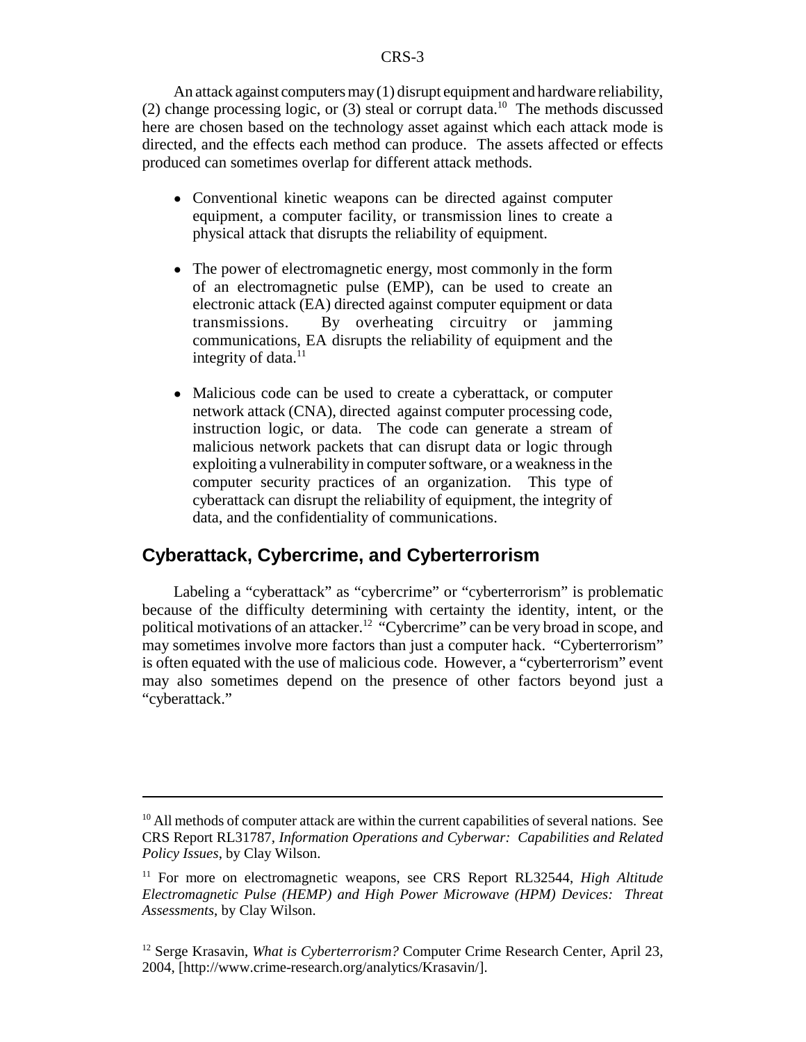An attack against computers may (1) disrupt equipment and hardware reliability, (2) change processing logic, or (3) steal or corrupt data.[10] The methods discussed here are chosen based on the technology asset against which each attack mode is directed, and the effects each method can produce. The assets affected or effects produced can sometimes overlap for different attack methods.

- Conventional kinetic weapons can be directed against computer equipment, a computer facility, or transmission lines to create a physical attack that disrupts the reliability of equipment.

- The power of electromagnetic energy, most commonly in the form of an electromagnetic pulse (EMP), can be used to create an electronic attack (EA) directed against computer equipment or data transmissions. By overheating circuitry or jamming communications, EA disrupts the reliability of equipment and the integrity of data.[11]

- Malicious code can be used to create a cyberattack, or computer network attack (CNA), directed against computer processing code, instruction logic, or data. The code can generate a stream of malicious network packets that can disrupt data or logic through exploiting a vulnerability in computer software, or a weakness in the computer security practices of an organization. This type of cyberattack can disrupt the reliability of equipment, the integrity of data, and the confidentiality of communications.

## Cyberattack, Cybercrime, and Cyberterrorism

Labeling a "cyberattack" as "cybercrime" or "cyberterrorism" is problematic because of the difficulty determining with certainty the identity, intent, or the political motivations of an attacker.[12] "Cybercrime" can be very broad in scope, and may sometimes involve more factors than just a computer hack. "Cyberterrorism" is often equated with the use of malicious code. However, a "cyberterrorism" event may also sometimes depend on the presence of other factors beyond just a "cyberattack."

---

[10] All methods of computer attack are within the current capabilities of several nations. See CRS Report RL31787, *Information Operations and Cyberwar: Capabilities and Related Policy Issues*, by Clay Wilson.

[11] For more on electromagnetic weapons, see CRS Report RL32544, *High Altitude Electromagnetic Pulse (HEMP) and High Power Microwave (HPM) Devices: Threat Assessments*, by Clay Wilson.

[12] Serge Krasavin, *What is Cyberterrorism?* Computer Crime Research Center, April 23, 2004, [http://www.crime-research.org/analytics/Krasavin/].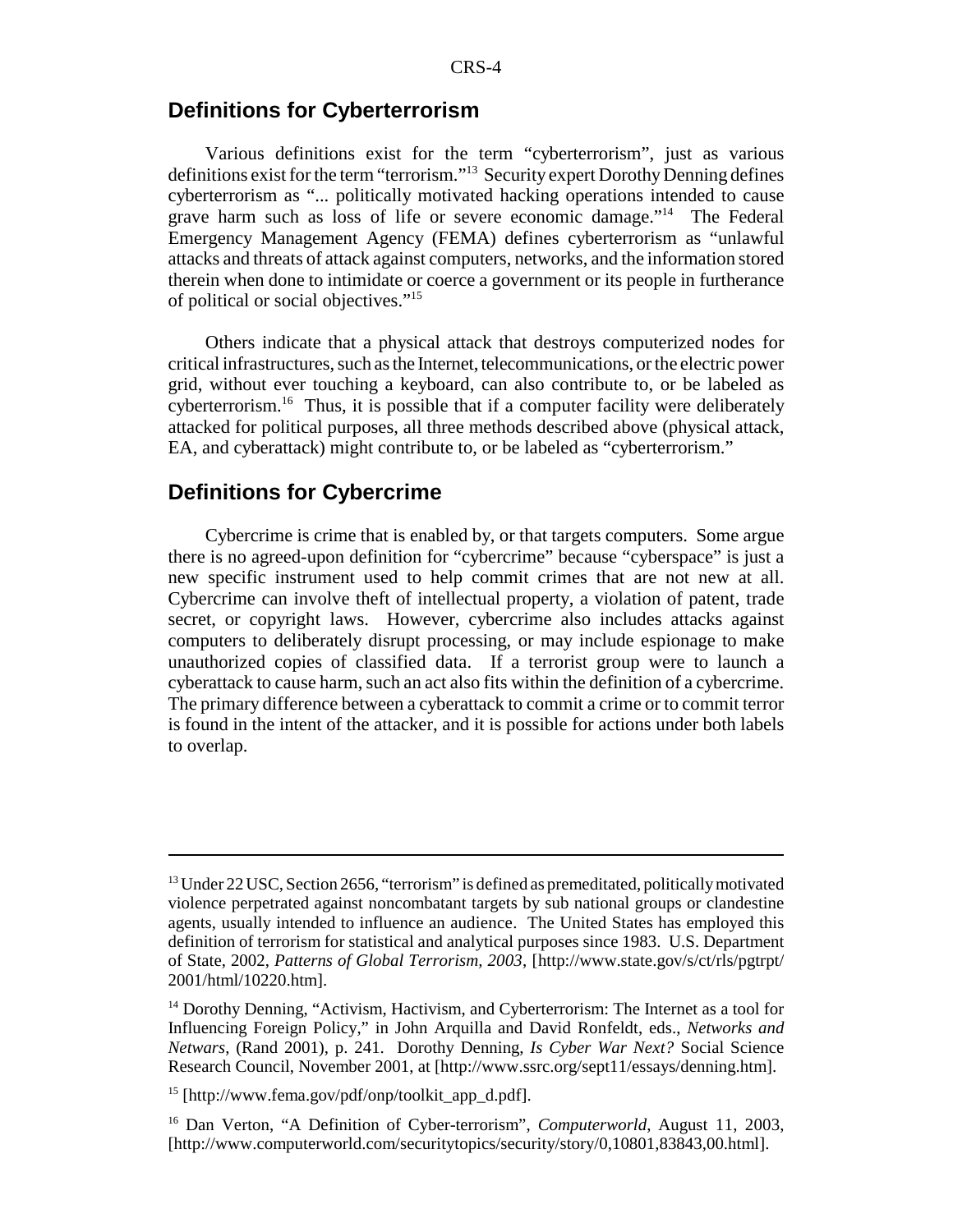## Definitions for Cyberterrorism

Various definitions exist for the term "cyberterrorism", just as various definitions exist for the term "terrorism."[13] Security expert Dorothy Denning defines cyberterrorism as "... politically motivated hacking operations intended to cause grave harm such as loss of life or severe economic damage."[14] The Federal Emergency Management Agency (FEMA) defines cyberterrorism as "unlawful attacks and threats of attack against computers, networks, and the information stored therein when done to intimidate or coerce a government or its people in furtherance of political or social objectives."[15]

Others indicate that a physical attack that destroys computerized nodes for critical infrastructures, such as the Internet, telecommunications, or the electric power grid, without ever touching a keyboard, can also contribute to, or be labeled as cyberterrorism.[16] Thus, it is possible that if a computer facility were deliberately attacked for political purposes, all three methods described above (physical attack, EA, and cyberattack) might contribute to, or be labeled as "cyberterrorism."

## Definitions for Cybercrime

Cybercrime is crime that is enabled by, or that targets computers. Some argue there is no agreed-upon definition for "cybercrime" because "cyberspace" is just a new specific instrument used to help commit crimes that are not new at all. Cybercrime can involve theft of intellectual property, a violation of patent, trade secret, or copyright laws. However, cybercrime also includes attacks against computers to deliberately disrupt processing, or may include espionage to make unauthorized copies of classified data. If a terrorist group were to launch a cyberattack to cause harm, such an act also fits within the definition of a cybercrime. The primary difference between a cyberattack to commit a crime or to commit terror is found in the intent of the attacker, and it is possible for actions under both labels to overlap.

---

[13] Under 22 USC, Section 2656, "terrorism" is defined as premeditated, politically motivated violence perpetrated against noncombatant targets by sub national groups or clandestine agents, usually intended to influence an audience. The United States has employed this definition of terrorism for statistical and analytical purposes since 1983. U.S. Department of State, 2002, *Patterns of Global Terrorism, 2003*, [http://www.state.gov/s/ct/rls/pgtrpt/2001/html/10220.htm].

[14] Dorothy Denning, "Activism, Hactivism, and Cyberterrorism: The Internet as a tool for Influencing Foreign Policy," in John Arquilla and David Ronfeldt, eds., *Networks and Netwars*, (Rand 2001), p. 241. Dorothy Denning, *Is Cyber War Next?* Social Science Research Council, November 2001, at [http://www.ssrc.org/sept11/essays/denning.htm].

[15] [http://www.fema.gov/pdf/onp/toolkit_app_d.pdf].

[16] Dan Verton, "A Definition of Cyber-terrorism", *Computerworld*, August 11, 2003, [http://www.computerworld.com/securitytopics/security/story/0,10801,83843,00.html].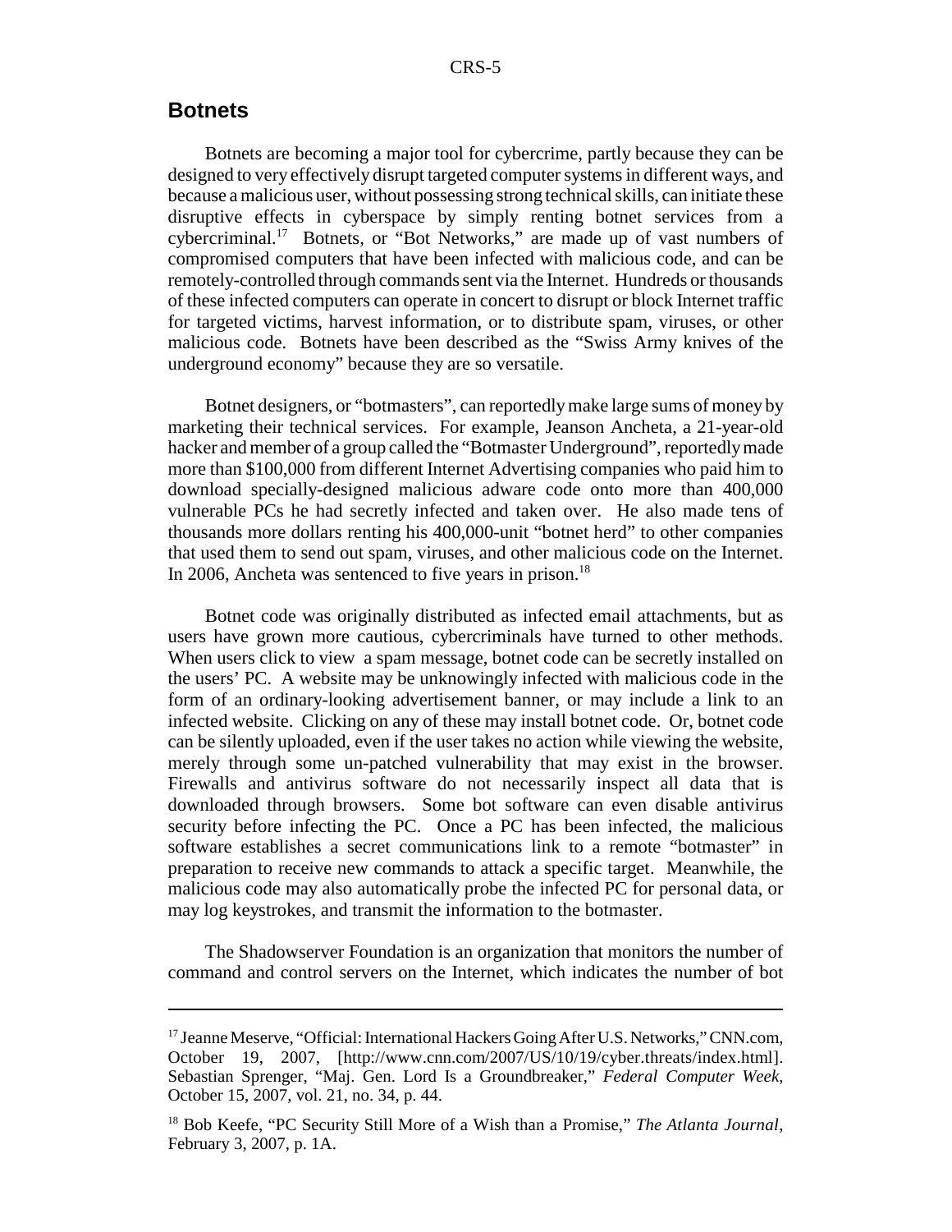## Botnets

Botnets are becoming a major tool for cybercrime, partly because they can be designed to very effectively disrupt targeted computer systems in different ways, and because a malicious user, without possessing strong technical skills, can initiate these disruptive effects in cyberspace by simply renting botnet services from a cybercriminal.[17] Botnets, or "Bot Networks," are made up of vast numbers of compromised computers that have been infected with malicious code, and can be remotely-controlled through commands sent via the Internet. Hundreds or thousands of these infected computers can operate in concert to disrupt or block Internet traffic for targeted victims, harvest information, or to distribute spam, viruses, or other malicious code. Botnets have been described as the "Swiss Army knives of the underground economy" because they are so versatile.

Botnet designers, or "botmasters", can reportedly make large sums of money by marketing their technical services. For example, Jeanson Ancheta, a 21-year-old hacker and member of a group called the "Botmaster Underground", reportedly made more than $100,000 from different Internet Advertising companies who paid him to download specially-designed malicious adware code onto more than 400,000 vulnerable PCs he had secretly infected and taken over. He also made tens of thousands more dollars renting his 400,000-unit "botnet herd" to other companies that used them to send out spam, viruses, and other malicious code on the Internet. In 2006, Ancheta was sentenced to five years in prison.[18]

Botnet code was originally distributed as infected email attachments, but as users have grown more cautious, cybercriminals have turned to other methods. When users click to view a spam message, botnet code can be secretly installed on the users' PC. A website may be unknowingly infected with malicious code in the form of an ordinary-looking advertisement banner, or may include a link to an infected website. Clicking on any of these may install botnet code. Or, botnet code can be silently uploaded, even if the user takes no action while viewing the website, merely through some un-patched vulnerability that may exist in the browser. Firewalls and antivirus software do not necessarily inspect all data that is downloaded through browsers. Some bot software can even disable antivirus security before infecting the PC. Once a PC has been infected, the malicious software establishes a secret communications link to a remote "botmaster" in preparation to receive new commands to attack a specific target. Meanwhile, the malicious code may also automatically probe the infected PC for personal data, or may log keystrokes, and transmit the information to the botmaster.

The Shadowserver Foundation is an organization that monitors the number of command and control servers on the Internet, which indicates the number of bot

---

[17] Jeanne Meserve, "Official: International Hackers Going After U.S. Networks," CNN.com, October 19, 2007, [http://www.cnn.com/2007/US/10/19/cyber.threats/index.html]. Sebastian Sprenger, "Maj. Gen. Lord Is a Groundbreaker," *Federal Computer Week*, October 15, 2007, vol. 21, no. 34, p. 44.

[18] Bob Keefe, "PC Security Still More of a Wish than a Promise," *The Atlanta Journal*, February 3, 2007, p. 1A.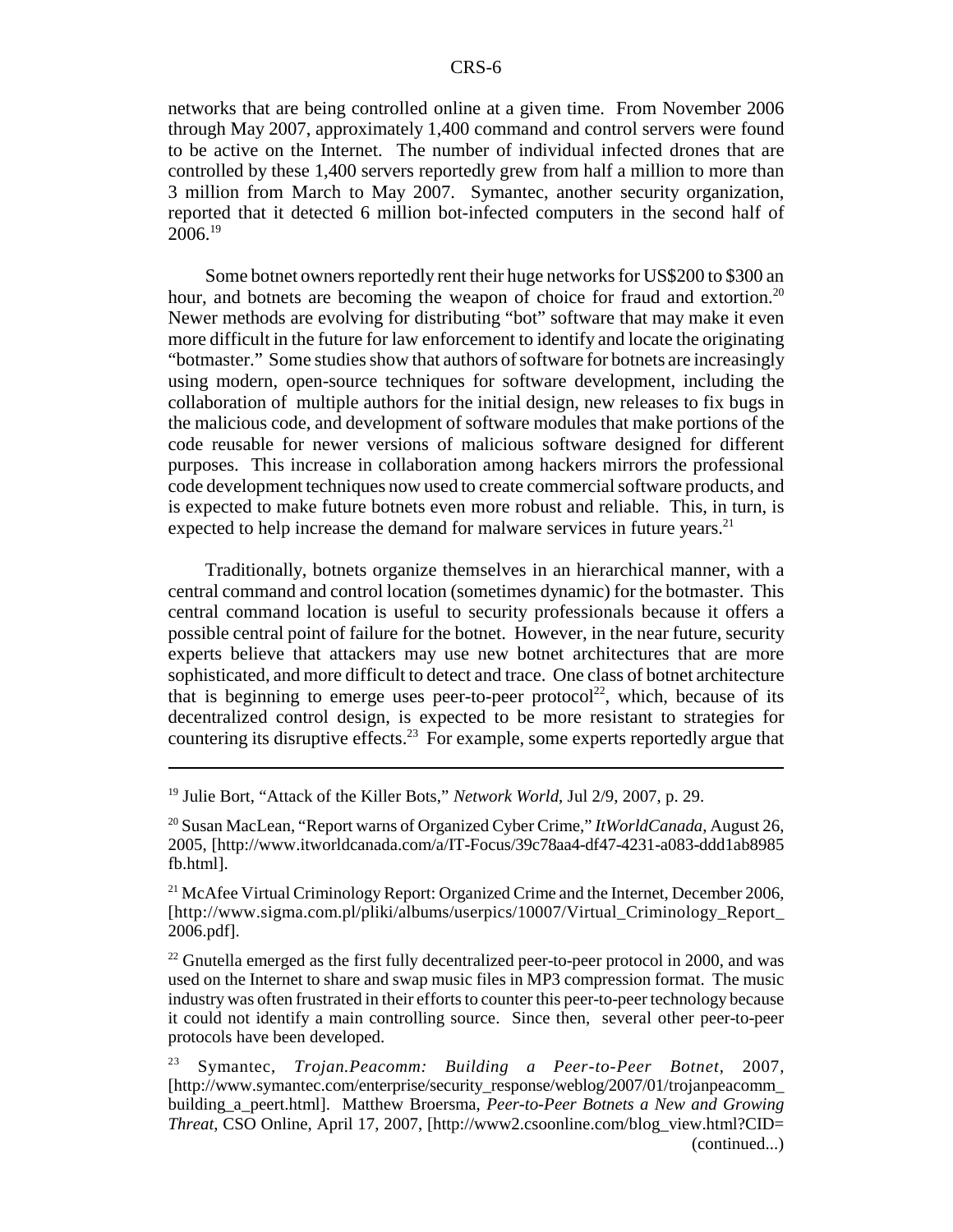networks that are being controlled online at a given time. From November 2006 through May 2007, approximately 1,400 command and control servers were found to be active on the Internet. The number of individual infected drones that are controlled by these 1,400 servers reportedly grew from half a million to more than 3 million from March to May 2007. Symantec, another security organization, reported that it detected 6 million bot-infected computers in the second half of 2006.[19]

Some botnet owners reportedly rent their huge networks for US$200 to $300 an hour, and botnets are becoming the weapon of choice for fraud and extortion.[20] Newer methods are evolving for distributing "bot" software that may make it even more difficult in the future for law enforcement to identify and locate the originating "botmaster." Some studies show that authors of software for botnets are increasingly using modern, open-source techniques for software development, including the collaboration of multiple authors for the initial design, new releases to fix bugs in the malicious code, and development of software modules that make portions of the code reusable for newer versions of malicious software designed for different purposes. This increase in collaboration among hackers mirrors the professional code development techniques now used to create commercial software products, and is expected to make future botnets even more robust and reliable. This, in turn, is expected to help increase the demand for malware services in future years.[21]

Traditionally, botnets organize themselves in an hierarchical manner, with a central command and control location (sometimes dynamic) for the botmaster. This central command location is useful to security professionals because it offers a possible central point of failure for the botnet. However, in the near future, security experts believe that attackers may use new botnet architectures that are more sophisticated, and more difficult to detect and trace. One class of botnet architecture that is beginning to emerge uses peer-to-peer protocol[22], which, because of its decentralized control design, is expected to be more resistant to strategies for countering its disruptive effects.[23] For example, some experts reportedly argue that

---

[19] Julie Bort, "Attack of the Killer Bots," *Network World*, Jul 2/9, 2007, p. 29.

[20] Susan MacLean, "Report warns of Organized Cyber Crime," *ItWorldCanada*, August 26, 2005, [http://www.itworldcanada.com/a/IT-Focus/39c78aa4-df47-4231-a083-ddd1ab8985fb.html].

[21] McAfee Virtual Criminology Report: Organized Crime and the Internet, December 2006, [http://www.sigma.com.pl/pliki/albums/userpics/10007/Virtual_Criminology_Report_2006.pdf].

[22] Gnutella emerged as the first fully decentralized peer-to-peer protocol in 2000, and was used on the Internet to share and swap music files in MP3 compression format. The music industry was often frustrated in their efforts to counter this peer-to-peer technology because it could not identify a main controlling source. Since then, several other peer-to-peer protocols have been developed.

[23] Symantec, *Trojan.Peacomm: Building a Peer-to-Peer Botnet*, 2007, [http://www.symantec.com/enterprise/security_response/weblog/2007/01/trojanpeacomm_building_a_peert.html]. Matthew Broersma, *Peer-to-Peer Botnets a New and Growing Threat*, CSO Online, April 17, 2007, [http://www2.csoonline.com/blog_view.html?CID= (continued...)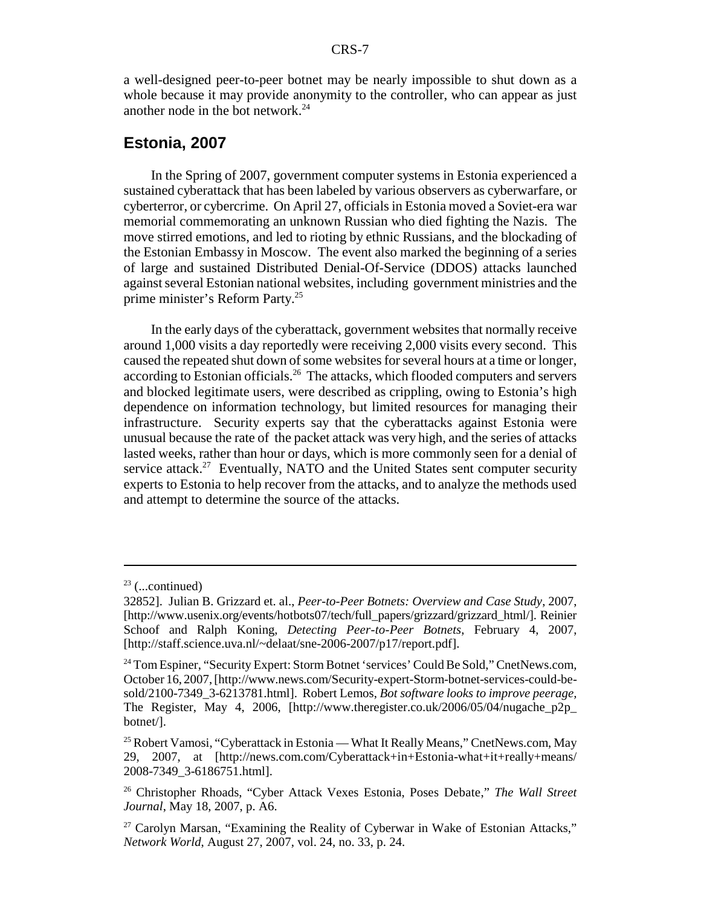a well-designed peer-to-peer botnet may be nearly impossible to shut down as a whole because it may provide anonymity to the controller, who can appear as just another node in the bot network.[24]

## Estonia, 2007

In the Spring of 2007, government computer systems in Estonia experienced a sustained cyberattack that has been labeled by various observers as cyberwarfare, or cyberterror, or cybercrime. On April 27, officials in Estonia moved a Soviet-era war memorial commemorating an unknown Russian who died fighting the Nazis. The move stirred emotions, and led to rioting by ethnic Russians, and the blockading of the Estonian Embassy in Moscow. The event also marked the beginning of a series of large and sustained Distributed Denial-Of-Service (DDOS) attacks launched against several Estonian national websites, including government ministries and the prime minister's Reform Party.[25]

In the early days of the cyberattack, government websites that normally receive around 1,000 visits a day reportedly were receiving 2,000 visits every second. This caused the repeated shut down of some websites for several hours at a time or longer, according to Estonian officials.[26] The attacks, which flooded computers and servers and blocked legitimate users, were described as crippling, owing to Estonia's high dependence on information technology, but limited resources for managing their infrastructure. Security experts say that the cyberattacks against Estonia were unusual because the rate of the packet attack was very high, and the series of attacks lasted weeks, rather than hour or days, which is more commonly seen for a denial of service attack.[27] Eventually, NATO and the United States sent computer security experts to Estonia to help recover from the attacks, and to analyze the methods used and attempt to determine the source of the attacks.

---

[23] (...continued)

32852]. Julian B. Grizzard et. al., *Peer-to-Peer Botnets: Overview and Case Study*, 2007, [http://www.usenix.org/events/hotbots07/tech/full_papers/grizzard/grizzard_html/]. Reinier Schoof and Ralph Koning, *Detecting Peer-to-Peer Botnets*, February 4, 2007, [http://staff.science.uva.nl/~delaat/sne-2006-2007/p17/report.pdf].

[24] Tom Espiner, "Security Expert: Storm Botnet 'services' Could Be Sold," CnetNews.com, October 16, 2007, [http://www.news.com/Security-expert-Storm-botnet-services-could-be-sold/2100-7349_3-6213781.html]. Robert Lemos, *Bot software looks to improve peerage*, The Register, May 4, 2006, [http://www.theregister.co.uk/2006/05/04/nugache_p2p_botnet/].

[25] Robert Vamosi, "Cyberattack in Estonia — What It Really Means," CnetNews.com, May 29, 2007, at [http://news.com.com/Cyberattack+in+Estonia-what+it+really+means/2008-7349_3-6186751.html].

[26] Christopher Rhoads, "Cyber Attack Vexes Estonia, Poses Debate," *The Wall Street Journal*, May 18, 2007, p. A6.

[27] Carolyn Marsan, "Examining the Reality of Cyberwar in Wake of Estonian Attacks," *Network World*, August 27, 2007, vol. 24, no. 33, p. 24.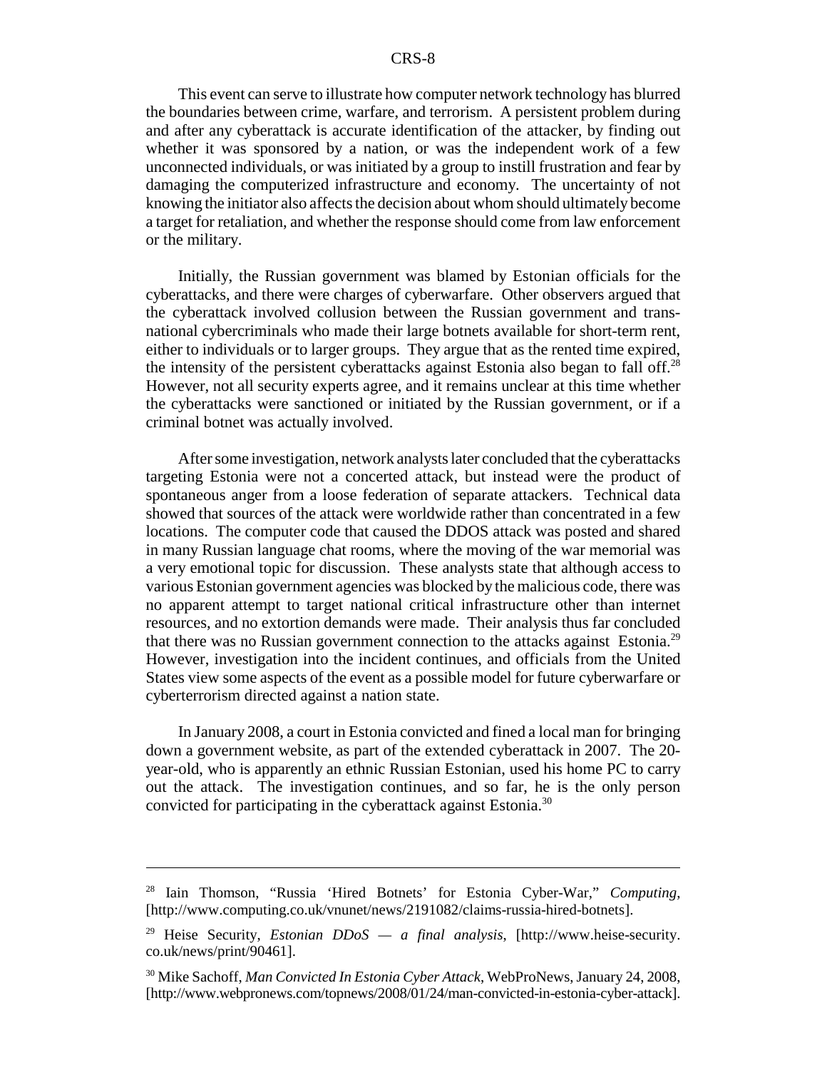This event can serve to illustrate how computer network technology has blurred the boundaries between crime, warfare, and terrorism. A persistent problem during and after any cyberattack is accurate identification of the attacker, by finding out whether it was sponsored by a nation, or was the independent work of a few unconnected individuals, or was initiated by a group to instill frustration and fear by damaging the computerized infrastructure and economy. The uncertainty of not knowing the initiator also affects the decision about whom should ultimately become a target for retaliation, and whether the response should come from law enforcement or the military.

Initially, the Russian government was blamed by Estonian officials for the cyberattacks, and there were charges of cyberwarfare. Other observers argued that the cyberattack involved collusion between the Russian government and trans-national cybercriminals who made their large botnets available for short-term rent, either to individuals or to larger groups. They argue that as the rented time expired, the intensity of the persistent cyberattacks against Estonia also began to fall off.[28] However, not all security experts agree, and it remains unclear at this time whether the cyberattacks were sanctioned or initiated by the Russian government, or if a criminal botnet was actually involved.

After some investigation, network analysts later concluded that the cyberattacks targeting Estonia were not a concerted attack, but instead were the product of spontaneous anger from a loose federation of separate attackers. Technical data showed that sources of the attack were worldwide rather than concentrated in a few locations. The computer code that caused the DDOS attack was posted and shared in many Russian language chat rooms, where the moving of the war memorial was a very emotional topic for discussion. These analysts state that although access to various Estonian government agencies was blocked by the malicious code, there was no apparent attempt to target national critical infrastructure other than internet resources, and no extortion demands were made. Their analysis thus far concluded that there was no Russian government connection to the attacks against Estonia.[29] However, investigation into the incident continues, and officials from the United States view some aspects of the event as a possible model for future cyberwarfare or cyberterrorism directed against a nation state.

In January 2008, a court in Estonia convicted and fined a local man for bringing down a government website, as part of the extended cyberattack in 2007. The 20-year-old, who is apparently an ethnic Russian Estonian, used his home PC to carry out the attack. The investigation continues, and so far, he is the only person convicted for participating in the cyberattack against Estonia.[30]

---

[28] Iain Thomson, "Russia 'Hired Botnets' for Estonia Cyber-War," *Computing*, [http://www.computing.co.uk/vnunet/news/2191082/claims-russia-hired-botnets].

[29] Heise Security, *Estonian DDoS — a final analysis*, [http://www.heise-security.co.uk/news/print/90461].

[30] Mike Sachoff, *Man Convicted In Estonia Cyber Attack*, WebProNews, January 24, 2008, [http://www.webpronews.com/topnews/2008/01/24/man-convicted-in-estonia-cyber-attack].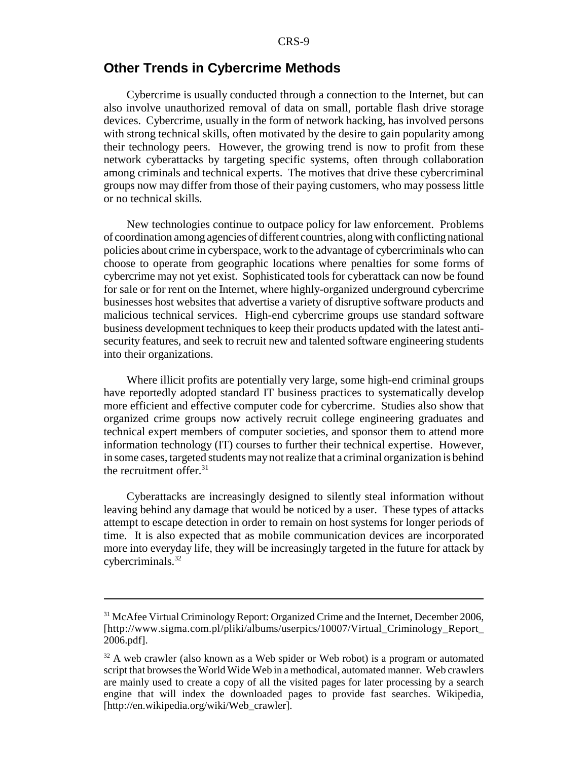## Other Trends in Cybercrime Methods

Cybercrime is usually conducted through a connection to the Internet, but can also involve unauthorized removal of data on small, portable flash drive storage devices. Cybercrime, usually in the form of network hacking, has involved persons with strong technical skills, often motivated by the desire to gain popularity among their technology peers. However, the growing trend is now to profit from these network cyberattacks by targeting specific systems, often through collaboration among criminals and technical experts. The motives that drive these cybercriminal groups now may differ from those of their paying customers, who may possess little or no technical skills.

New technologies continue to outpace policy for law enforcement. Problems of coordination among agencies of different countries, along with conflicting national policies about crime in cyberspace, work to the advantage of cybercriminals who can choose to operate from geographic locations where penalties for some forms of cybercrime may not yet exist. Sophisticated tools for cyberattack can now be found for sale or for rent on the Internet, where highly-organized underground cybercrime businesses host websites that advertise a variety of disruptive software products and malicious technical services. High-end cybercrime groups use standard software business development techniques to keep their products updated with the latest anti-security features, and seek to recruit new and talented software engineering students into their organizations.

Where illicit profits are potentially very large, some high-end criminal groups have reportedly adopted standard IT business practices to systematically develop more efficient and effective computer code for cybercrime. Studies also show that organized crime groups now actively recruit college engineering graduates and technical expert members of computer societies, and sponsor them to attend more information technology (IT) courses to further their technical expertise. However, in some cases, targeted students may not realize that a criminal organization is behind the recruitment offer.[31]

Cyberattacks are increasingly designed to silently steal information without leaving behind any damage that would be noticed by a user. These types of attacks attempt to escape detection in order to remain on host systems for longer periods of time. It is also expected that as mobile communication devices are incorporated more into everyday life, they will be increasingly targeted in the future for attack by cybercriminals.[32]

---

[31] McAfee Virtual Criminology Report: Organized Crime and the Internet, December 2006, [http://www.sigma.com.pl/pliki/albums/userpics/10007/Virtual_Criminology_Report_2006.pdf].

[32] A web crawler (also known as a Web spider or Web robot) is a program or automated script that browses the World Wide Web in a methodical, automated manner. Web crawlers are mainly used to create a copy of all the visited pages for later processing by a search engine that will index the downloaded pages to provide fast searches. Wikipedia, [http://en.wikipedia.org/wiki/Web_crawler].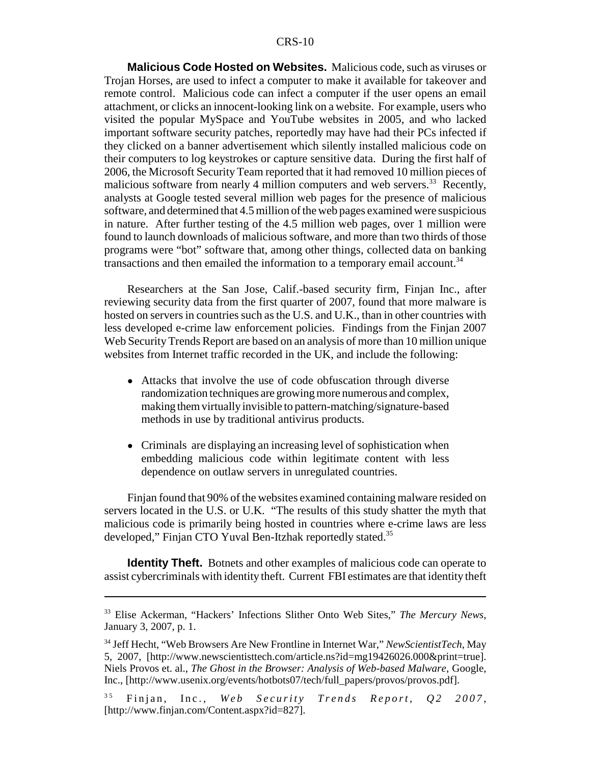**Malicious Code Hosted on Websites.** Malicious code, such as viruses or Trojan Horses, are used to infect a computer to make it available for takeover and remote control. Malicious code can infect a computer if the user opens an email attachment, or clicks an innocent-looking link on a website. For example, users who visited the popular MySpace and YouTube websites in 2005, and who lacked important software security patches, reportedly may have had their PCs infected if they clicked on a banner advertisement which silently installed malicious code on their computers to log keystrokes or capture sensitive data. During the first half of 2006, the Microsoft Security Team reported that it had removed 10 million pieces of malicious software from nearly 4 million computers and web servers.[33] Recently, analysts at Google tested several million web pages for the presence of malicious software, and determined that 4.5 million of the web pages examined were suspicious in nature. After further testing of the 4.5 million web pages, over 1 million were found to launch downloads of malicious software, and more than two thirds of those programs were "bot" software that, among other things, collected data on banking transactions and then emailed the information to a temporary email account.[34]

Researchers at the San Jose, Calif.-based security firm, Finjan Inc., after reviewing security data from the first quarter of 2007, found that more malware is hosted on servers in countries such as the U.S. and U.K., than in other countries with less developed e-crime law enforcement policies. Findings from the Finjan 2007 Web Security Trends Report are based on an analysis of more than 10 million unique websites from Internet traffic recorded in the UK, and include the following:

- Attacks that involve the use of code obfuscation through diverse randomization techniques are growing more numerous and complex, making them virtually invisible to pattern-matching/signature-based methods in use by traditional antivirus products.
- Criminals are displaying an increasing level of sophistication when embedding malicious code within legitimate content with less dependence on outlaw servers in unregulated countries.

Finjan found that 90% of the websites examined containing malware resided on servers located in the U.S. or U.K. "The results of this study shatter the myth that malicious code is primarily being hosted in countries where e-crime laws are less developed," Finjan CTO Yuval Ben-Itzhak reportedly stated.[35]

**Identity Theft.** Botnets and other examples of malicious code can operate to assist cybercriminals with identity theft. Current FBI estimates are that identity theft

---

[33] Elise Ackerman, "Hackers' Infections Slither Onto Web Sites," *The Mercury News*, January 3, 2007, p. 1.

[34] Jeff Hecht, "Web Browsers Are New Frontline in Internet War," *NewScientistTech*, May 5, 2007, [http://www.newscientisttech.com/article.ns?id=mg19426026.000&print=true]. Niels Provos et. al., *The Ghost in the Browser: Analysis of Web-based Malware*, Google, Inc., [http://www.usenix.org/events/hotbots07/tech/full_papers/provos/provos.pdf].

[35] Finjan, Inc., *Web Security Trends Report, Q2 2007*, [http://www.finjan.com/Content.aspx?id=827].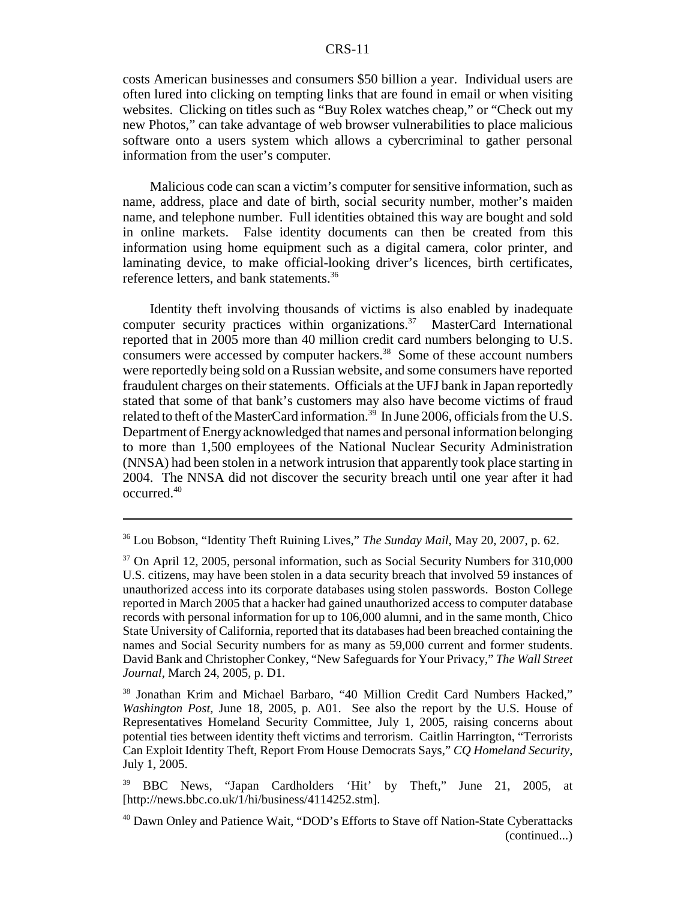costs American businesses and consumers $50 billion a year. Individual users are often lured into clicking on tempting links that are found in email or when visiting websites. Clicking on titles such as "Buy Rolex watches cheap," or "Check out my new Photos," can take advantage of web browser vulnerabilities to place malicious software onto a users system which allows a cybercriminal to gather personal information from the user's computer.

Malicious code can scan a victim's computer for sensitive information, such as name, address, place and date of birth, social security number, mother's maiden name, and telephone number. Full identities obtained this way are bought and sold in online markets. False identity documents can then be created from this information using home equipment such as a digital camera, color printer, and laminating device, to make official-looking driver's licences, birth certificates, reference letters, and bank statements.[36]

Identity theft involving thousands of victims is also enabled by inadequate computer security practices within organizations.[37] MasterCard International reported that in 2005 more than 40 million credit card numbers belonging to U.S. consumers were accessed by computer hackers.[38] Some of these account numbers were reportedly being sold on a Russian website, and some consumers have reported fraudulent charges on their statements. Officials at the UFJ bank in Japan reportedly stated that some of that bank's customers may also have become victims of fraud related to theft of the MasterCard information.[39] In June 2006, officials from the U.S. Department of Energy acknowledged that names and personal information belonging to more than 1,500 employees of the National Nuclear Security Administration (NNSA) had been stolen in a network intrusion that apparently took place starting in 2004. The NNSA did not discover the security breach until one year after it had occurred.[40]

---

[36] Lou Bobson, "Identity Theft Ruining Lives," *The Sunday Mail*, May 20, 2007, p. 62.

[37] On April 12, 2005, personal information, such as Social Security Numbers for 310,000 U.S. citizens, may have been stolen in a data security breach that involved 59 instances of unauthorized access into its corporate databases using stolen passwords. Boston College reported in March 2005 that a hacker had gained unauthorized access to computer database records with personal information for up to 106,000 alumni, and in the same month, Chico State University of California, reported that its databases had been breached containing the names and Social Security numbers for as many as 59,000 current and former students. David Bank and Christopher Conkey, "New Safeguards for Your Privacy," *The Wall Street Journal*, March 24, 2005, p. D1.

[38] Jonathan Krim and Michael Barbaro, "40 Million Credit Card Numbers Hacked," *Washington Post*, June 18, 2005, p. A01. See also the report by the U.S. House of Representatives Homeland Security Committee, July 1, 2005, raising concerns about potential ties between identity theft victims and terrorism. Caitlin Harrington, "Terrorists Can Exploit Identity Theft, Report From House Democrats Says," *CQ Homeland Security*, July 1, 2005.

[39] BBC News, "Japan Cardholders 'Hit' by Theft," June 21, 2005, at [http://news.bbc.co.uk/1/hi/business/4114252.stm].

[40] Dawn Onley and Patience Wait, "DOD's Efforts to Stave off Nation-State Cyberattacks (continued...)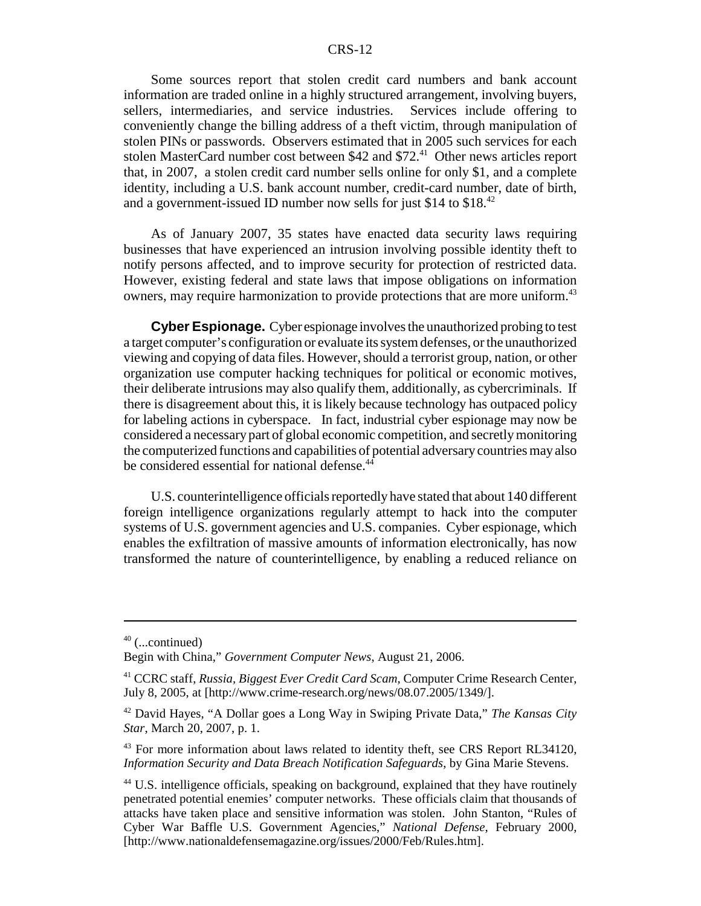Some sources report that stolen credit card numbers and bank account information are traded online in a highly structured arrangement, involving buyers, sellers, intermediaries, and service industries. Services include offering to conveniently change the billing address of a theft victim, through manipulation of stolen PINs or passwords. Observers estimated that in 2005 such services for each stolen MasterCard number cost between $42 and $72.[41] Other news articles report that, in 2007, a stolen credit card number sells online for only $1, and a complete identity, including a U.S. bank account number, credit-card number, date of birth, and a government-issued ID number now sells for just $14 to $18.[42]

As of January 2007, 35 states have enacted data security laws requiring businesses that have experienced an intrusion involving possible identity theft to notify persons affected, and to improve security for protection of restricted data. However, existing federal and state laws that impose obligations on information owners, may require harmonization to provide protections that are more uniform.[43]

**Cyber Espionage.** Cyber espionage involves the unauthorized probing to test a target computer's configuration or evaluate its system defenses, or the unauthorized viewing and copying of data files. However, should a terrorist group, nation, or other organization use computer hacking techniques for political or economic motives, their deliberate intrusions may also qualify them, additionally, as cybercriminals. If there is disagreement about this, it is likely because technology has outpaced policy for labeling actions in cyberspace. In fact, industrial cyber espionage may now be considered a necessary part of global economic competition, and secretly monitoring the computerized functions and capabilities of potential adversary countries may also be considered essential for national defense.[44]

U.S. counterintelligence officials reportedly have stated that about 140 different foreign intelligence organizations regularly attempt to hack into the computer systems of U.S. government agencies and U.S. companies. Cyber espionage, which enables the exfiltration of massive amounts of information electronically, has now transformed the nature of counterintelligence, by enabling a reduced reliance on

---

[40] (...continued)
Begin with China," *Government Computer News*, August 21, 2006.

[41] CCRC staff, *Russia, Biggest Ever Credit Card Scam*, Computer Crime Research Center, July 8, 2005, at [http://www.crime-research.org/news/08.07.2005/1349/].

[42] David Hayes, "A Dollar goes a Long Way in Swiping Private Data," *The Kansas City Star*, March 20, 2007, p. 1.

[43] For more information about laws related to identity theft, see CRS Report RL34120, *Information Security and Data Breach Notification Safeguards*, by Gina Marie Stevens.

[44] U.S. intelligence officials, speaking on background, explained that they have routinely penetrated potential enemies' computer networks. These officials claim that thousands of attacks have taken place and sensitive information was stolen. John Stanton, "Rules of Cyber War Baffle U.S. Government Agencies," *National Defense*, February 2000, [http://www.nationaldefensemagazine.org/issues/2000/Feb/Rules.htm].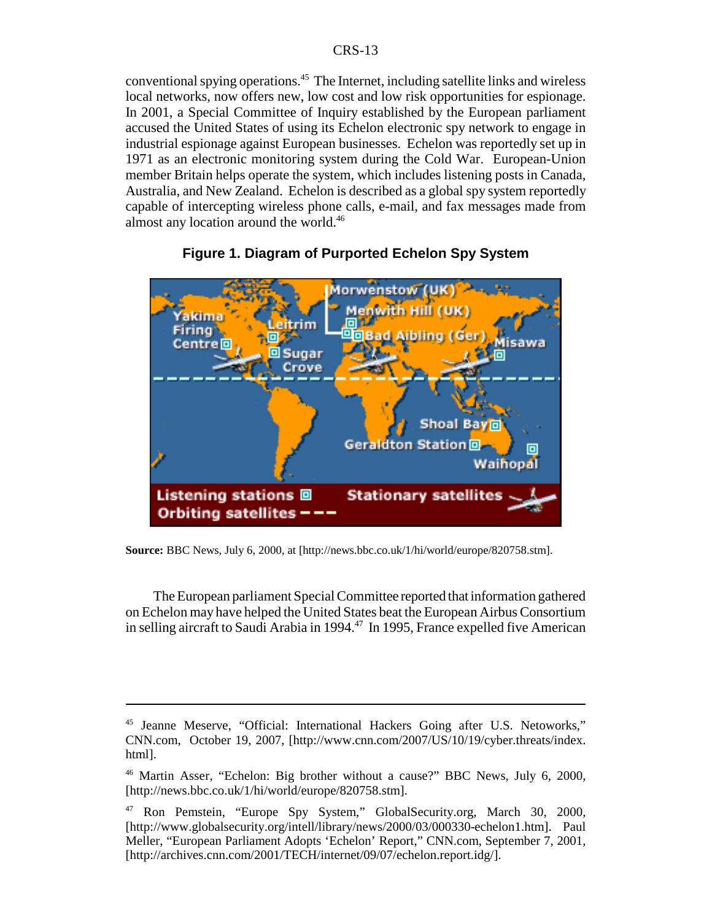conventional spying operations.[45] The Internet, including satellite links and wireless local networks, now offers new, low cost and low risk opportunities for espionage. In 2001, a Special Committee of Inquiry established by the European parliament accused the United States of using its Echelon electronic spy network to engage in industrial espionage against European businesses. Echelon was reportedly set up in 1971 as an electronic monitoring system during the Cold War. European-Union member Britain helps operate the system, which includes listening posts in Canada, Australia, and New Zealand. Echelon is described as a global spy system reportedly capable of intercepting wireless phone calls, e-mail, and fax messages made from almost any location around the world.[46]

**Figure 1. Diagram of Purported Echelon Spy System**

**Source:** BBC News, July 6, 2000, at [http://news.bbc.co.uk/1/hi/world/europe/820758.stm].

The European parliament Special Committee reported that information gathered on Echelon may have helped the United States beat the European Airbus Consortium in selling aircraft to Saudi Arabia in 1994.[47] In 1995, France expelled five American

---

[45] Jeanne Meserve, "Official: International Hackers Going after U.S. Netoworks," CNN.com, October 19, 2007, [http://www.cnn.com/2007/US/10/19/cyber.threats/index.html].

[46] Martin Asser, "Echelon: Big brother without a cause?" BBC News, July 6, 2000, [http://news.bbc.co.uk/1/hi/world/europe/820758.stm].

[47] Ron Pemstein, "Europe Spy System," GlobalSecurity.org, March 30, 2000, [http://www.globalsecurity.org/intell/library/news/2000/03/000330-echelon1.htm]. Paul Meller, "European Parliament Adopts 'Echelon' Report," CNN.com, September 7, 2001, [http://archives.cnn.com/2001/TECH/internet/09/07/echelon.report.idg/].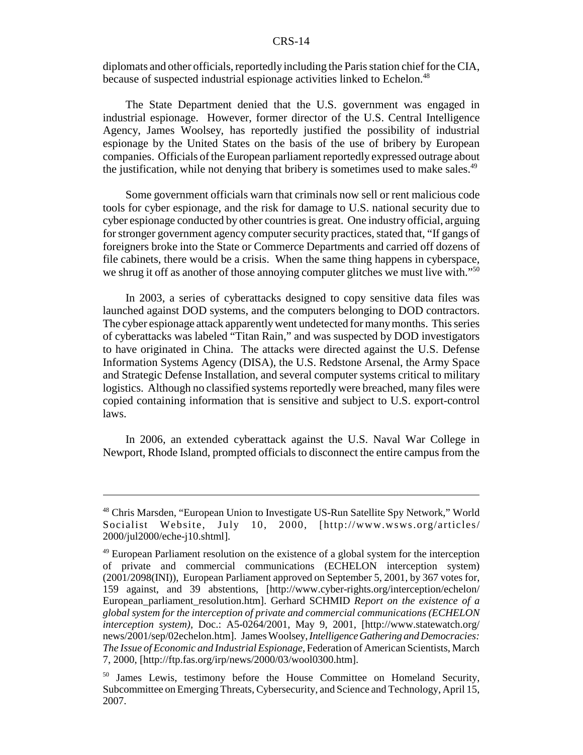diplomats and other officials, reportedly including the Paris station chief for the CIA, because of suspected industrial espionage activities linked to Echelon.[48]

The State Department denied that the U.S. government was engaged in industrial espionage. However, former director of the U.S. Central Intelligence Agency, James Woolsey, has reportedly justified the possibility of industrial espionage by the United States on the basis of the use of bribery by European companies. Officials of the European parliament reportedly expressed outrage about the justification, while not denying that bribery is sometimes used to make sales.[49]

Some government officials warn that criminals now sell or rent malicious code tools for cyber espionage, and the risk for damage to U.S. national security due to cyber espionage conducted by other countries is great. One industry official, arguing for stronger government agency computer security practices, stated that, "If gangs of foreigners broke into the State or Commerce Departments and carried off dozens of file cabinets, there would be a crisis. When the same thing happens in cyberspace, we shrug it off as another of those annoying computer glitches we must live with."[50]

In 2003, a series of cyberattacks designed to copy sensitive data files was launched against DOD systems, and the computers belonging to DOD contractors. The cyber espionage attack apparently went undetected for many months. This series of cyberattacks was labeled "Titan Rain," and was suspected by DOD investigators to have originated in China. The attacks were directed against the U.S. Defense Information Systems Agency (DISA), the U.S. Redstone Arsenal, the Army Space and Strategic Defense Installation, and several computer systems critical to military logistics. Although no classified systems reportedly were breached, many files were copied containing information that is sensitive and subject to U.S. export-control laws.

In 2006, an extended cyberattack against the U.S. Naval War College in Newport, Rhode Island, prompted officials to disconnect the entire campus from the

---

[48] Chris Marsden, "European Union to Investigate US-Run Satellite Spy Network," World Socialist Website, July 10, 2000, [http://www.wsws.org/articles/2000/jul2000/eche-j10.shtml].

[49] European Parliament resolution on the existence of a global system for the interception of private and commercial communications (ECHELON interception system) (2001/2098(INI)), European Parliament approved on September 5, 2001, by 367 votes for, 159 against, and 39 abstentions, [http://www.cyber-rights.org/interception/echelon/European_parliament_resolution.htm]. Gerhard SCHMID *Report on the existence of a global system for the interception of private and commercial communications (ECHELON interception system)*, Doc.: A5-0264/2001, May 9, 2001, [http://www.statewatch.org/news/2001/sep/02echelon.htm]. James Woolsey, *Intelligence Gathering and Democracies: The Issue of Economic and Industrial Espionage*, Federation of American Scientists, March 7, 2000, [http://ftp.fas.org/irp/news/2000/03/wool0300.htm].

[50] James Lewis, testimony before the House Committee on Homeland Security, Subcommittee on Emerging Threats, Cybersecurity, and Science and Technology, April 15, 2007.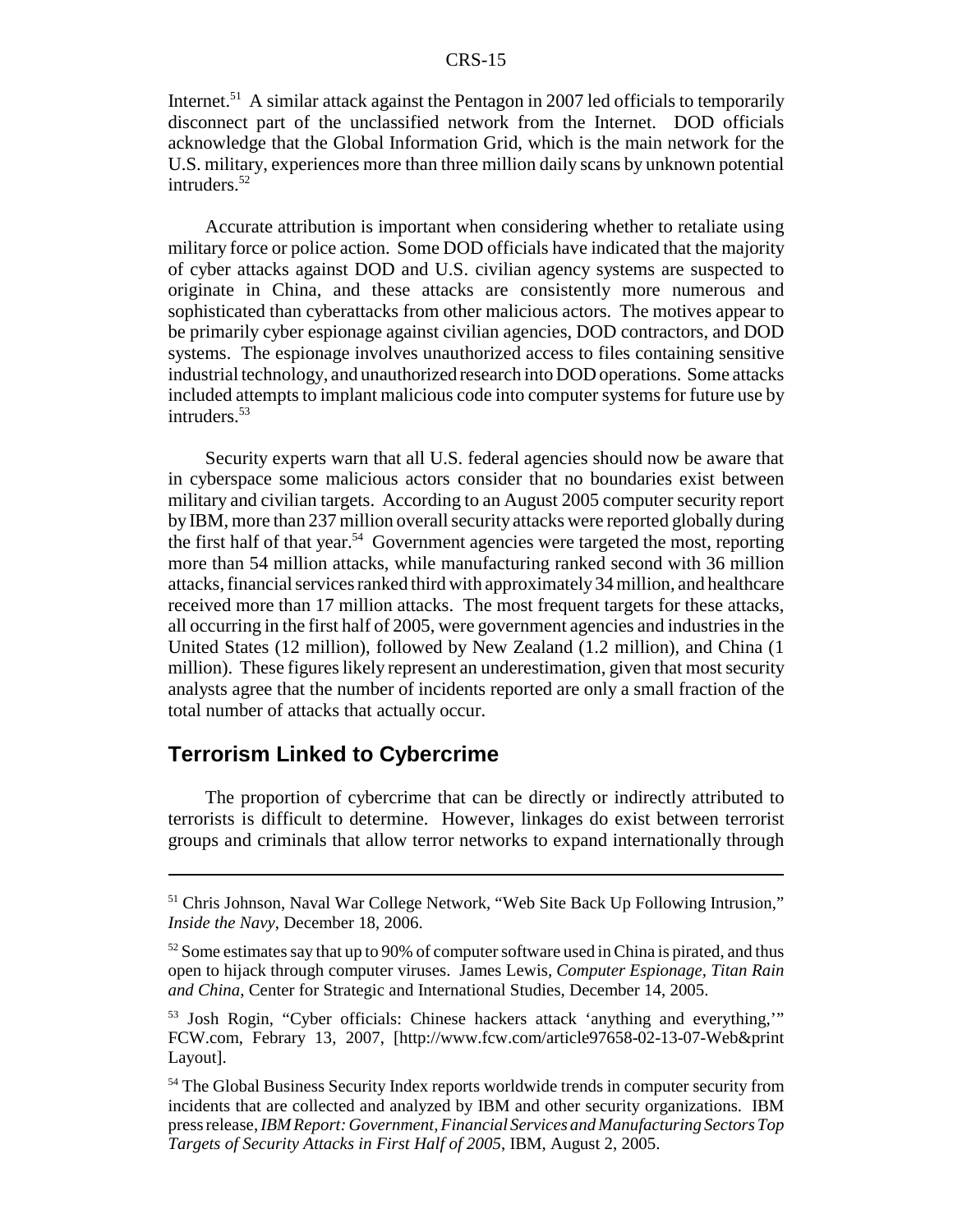Internet.[51] A similar attack against the Pentagon in 2007 led officials to temporarily disconnect part of the unclassified network from the Internet. DOD officials acknowledge that the Global Information Grid, which is the main network for the U.S. military, experiences more than three million daily scans by unknown potential intruders.[52]

Accurate attribution is important when considering whether to retaliate using military force or police action. Some DOD officials have indicated that the majority of cyber attacks against DOD and U.S. civilian agency systems are suspected to originate in China, and these attacks are consistently more numerous and sophisticated than cyberattacks from other malicious actors. The motives appear to be primarily cyber espionage against civilian agencies, DOD contractors, and DOD systems. The espionage involves unauthorized access to files containing sensitive industrial technology, and unauthorized research into DOD operations. Some attacks included attempts to implant malicious code into computer systems for future use by intruders.[53]

Security experts warn that all U.S. federal agencies should now be aware that in cyberspace some malicious actors consider that no boundaries exist between military and civilian targets. According to an August 2005 computer security report by IBM, more than 237 million overall security attacks were reported globally during the first half of that year.[54] Government agencies were targeted the most, reporting more than 54 million attacks, while manufacturing ranked second with 36 million attacks, financial services ranked third with approximately 34 million, and healthcare received more than 17 million attacks. The most frequent targets for these attacks, all occurring in the first half of 2005, were government agencies and industries in the United States (12 million), followed by New Zealand (1.2 million), and China (1 million). These figures likely represent an underestimation, given that most security analysts agree that the number of incidents reported are only a small fraction of the total number of attacks that actually occur.

## Terrorism Linked to Cybercrime

The proportion of cybercrime that can be directly or indirectly attributed to terrorists is difficult to determine. However, linkages do exist between terrorist groups and criminals that allow terror networks to expand internationally through

---

[51] Chris Johnson, Naval War College Network, "Web Site Back Up Following Intrusion," *Inside the Navy*, December 18, 2006.

[52] Some estimates say that up to 90% of computer software used in China is pirated, and thus open to hijack through computer viruses. James Lewis, *Computer Espionage, Titan Rain and China*, Center for Strategic and International Studies, December 14, 2005.

[53] Josh Rogin, "Cyber officials: Chinese hackers attack 'anything and everything,'" FCW.com, Febrary 13, 2007, [http://www.fcw.com/article97658-02-13-07-Web&print Layout].

[54] The Global Business Security Index reports worldwide trends in computer security from incidents that are collected and analyzed by IBM and other security organizations. IBM press release, *IBM Report: Government, Financial Services and Manufacturing Sectors Top Targets of Security Attacks in First Half of 2005*, IBM, August 2, 2005.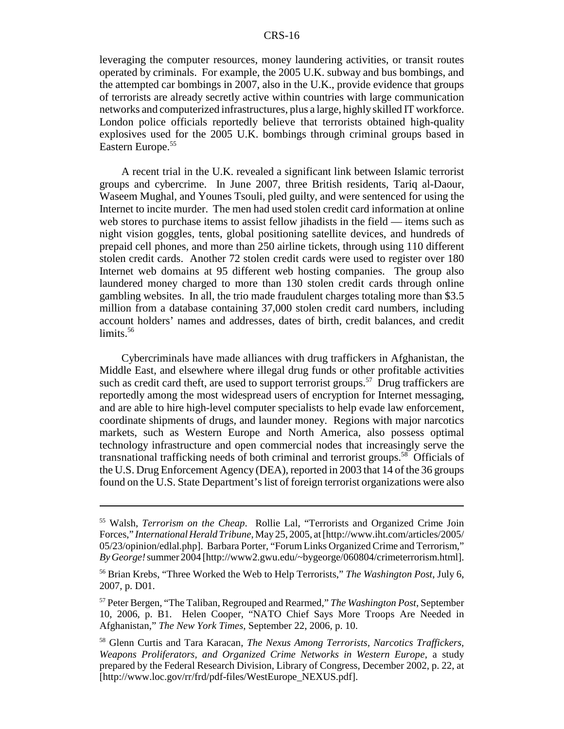leveraging the computer resources, money laundering activities, or transit routes operated by criminals. For example, the 2005 U.K. subway and bus bombings, and the attempted car bombings in 2007, also in the U.K., provide evidence that groups of terrorists are already secretly active within countries with large communication networks and computerized infrastructures, plus a large, highly skilled IT workforce. London police officials reportedly believe that terrorists obtained high-quality explosives used for the 2005 U.K. bombings through criminal groups based in Eastern Europe.[55]

A recent trial in the U.K. revealed a significant link between Islamic terrorist groups and cybercrime. In June 2007, three British residents, Tariq al-Daour, Waseem Mughal, and Younes Tsouli, pled guilty, and were sentenced for using the Internet to incite murder. The men had used stolen credit card information at online web stores to purchase items to assist fellow jihadists in the field — items such as night vision goggles, tents, global positioning satellite devices, and hundreds of prepaid cell phones, and more than 250 airline tickets, through using 110 different stolen credit cards. Another 72 stolen credit cards were used to register over 180 Internet web domains at 95 different web hosting companies. The group also laundered money charged to more than 130 stolen credit cards through online gambling websites. In all, the trio made fraudulent charges totaling more than $3.5 million from a database containing 37,000 stolen credit card numbers, including account holders' names and addresses, dates of birth, credit balances, and credit limits.[56]

Cybercriminals have made alliances with drug traffickers in Afghanistan, the Middle East, and elsewhere where illegal drug funds or other profitable activities such as credit card theft, are used to support terrorist groups.[57] Drug traffickers are reportedly among the most widespread users of encryption for Internet messaging, and are able to hire high-level computer specialists to help evade law enforcement, coordinate shipments of drugs, and launder money. Regions with major narcotics markets, such as Western Europe and North America, also possess optimal technology infrastructure and open commercial nodes that increasingly serve the transnational trafficking needs of both criminal and terrorist groups.[58] Officials of the U.S. Drug Enforcement Agency (DEA), reported in 2003 that 14 of the 36 groups found on the U.S. State Department's list of foreign terrorist organizations were also

---

[55] Walsh, *Terrorism on the Cheap*. Rollie Lal, "Terrorists and Organized Crime Join Forces," *International Herald Tribune*, May 25, 2005, at [http://www.iht.com/articles/2005/05/23/opinion/edlal.php]. Barbara Porter, "Forum Links Organized Crime and Terrorism," *By George!* summer 2004 [http://www2.gwu.edu/~bygeorge/060804/crimeterrorism.html].

[56] Brian Krebs, "Three Worked the Web to Help Terrorists," *The Washington Post*, July 6, 2007, p. D01.

[57] Peter Bergen, "The Taliban, Regrouped and Rearmed," *The Washington Post*, September 10, 2006, p. B1. Helen Cooper, "NATO Chief Says More Troops Are Needed in Afghanistan," *The New York Times*, September 22, 2006, p. 10.

[58] Glenn Curtis and Tara Karacan, *The Nexus Among Terrorists, Narcotics Traffickers, Weapons Proliferators, and Organized Crime Networks in Western Europe*, a study prepared by the Federal Research Division, Library of Congress, December 2002, p. 22, at [http://www.loc.gov/rr/frd/pdf-files/WestEurope_NEXUS.pdf].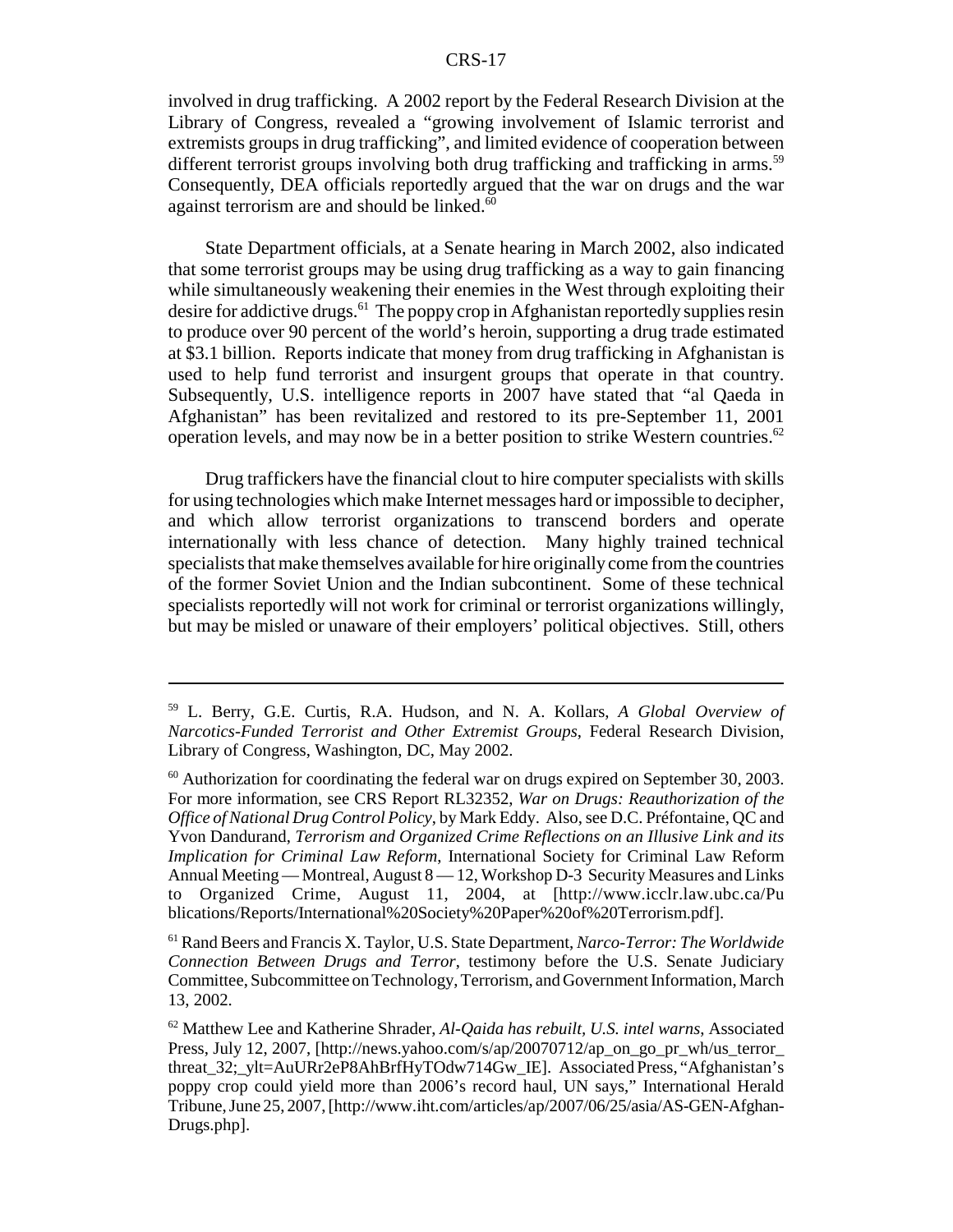involved in drug trafficking. A 2002 report by the Federal Research Division at the Library of Congress, revealed a "growing involvement of Islamic terrorist and extremists groups in drug trafficking", and limited evidence of cooperation between different terrorist groups involving both drug trafficking and trafficking in arms.[59] Consequently, DEA officials reportedly argued that the war on drugs and the war against terrorism are and should be linked.[60]

State Department officials, at a Senate hearing in March 2002, also indicated that some terrorist groups may be using drug trafficking as a way to gain financing while simultaneously weakening their enemies in the West through exploiting their desire for addictive drugs.[61] The poppy crop in Afghanistan reportedly supplies resin to produce over 90 percent of the world's heroin, supporting a drug trade estimated at $3.1 billion. Reports indicate that money from drug trafficking in Afghanistan is used to help fund terrorist and insurgent groups that operate in that country. Subsequently, U.S. intelligence reports in 2007 have stated that "al Qaeda in Afghanistan" has been revitalized and restored to its pre-September 11, 2001 operation levels, and may now be in a better position to strike Western countries.[62]

Drug traffickers have the financial clout to hire computer specialists with skills for using technologies which make Internet messages hard or impossible to decipher, and which allow terrorist organizations to transcend borders and operate internationally with less chance of detection. Many highly trained technical specialists that make themselves available for hire originally come from the countries of the former Soviet Union and the Indian subcontinent. Some of these technical specialists reportedly will not work for criminal or terrorist organizations willingly, but may be misled or unaware of their employers' political objectives. Still, others

---

[59] L. Berry, G.E. Curtis, R.A. Hudson, and N. A. Kollars, *A Global Overview of Narcotics-Funded Terrorist and Other Extremist Groups*, Federal Research Division, Library of Congress, Washington, DC, May 2002.

[60] Authorization for coordinating the federal war on drugs expired on September 30, 2003. For more information, see CRS Report RL32352, *War on Drugs: Reauthorization of the Office of National Drug Control Policy*, by Mark Eddy. Also, see D.C. Préfontaine, QC and Yvon Dandurand, *Terrorism and Organized Crime Reflections on an Illusive Link and its Implication for Criminal Law Reform*, International Society for Criminal Law Reform Annual Meeting — Montreal, August 8 — 12, Workshop D-3 Security Measures and Links to Organized Crime, August 11, 2004, at [http://www.icclr.law.ubc.ca/Publications/Reports/International%20Society%20Paper%20of%20Terrorism.pdf].

[61] Rand Beers and Francis X. Taylor, U.S. State Department, *Narco-Terror: The Worldwide Connection Between Drugs and Terror*, testimony before the U.S. Senate Judiciary Committee, Subcommittee on Technology, Terrorism, and Government Information, March 13, 2002.

[62] Matthew Lee and Katherine Shrader, *Al-Qaida has rebuilt, U.S. intel warns*, Associated Press, July 12, 2007, [http://news.yahoo.com/s/ap/20070712/ap_on_go_pr_wh/us_terror_threat_32;_ylt=AuURr2eP8AhBrfHyTOdw714Gw_IE]. Associated Press, "Afghanistan's poppy crop could yield more than 2006's record haul, UN says," International Herald Tribune, June 25, 2007, [http://www.iht.com/articles/ap/2007/06/25/asia/AS-GEN-Afghan-Drugs.php].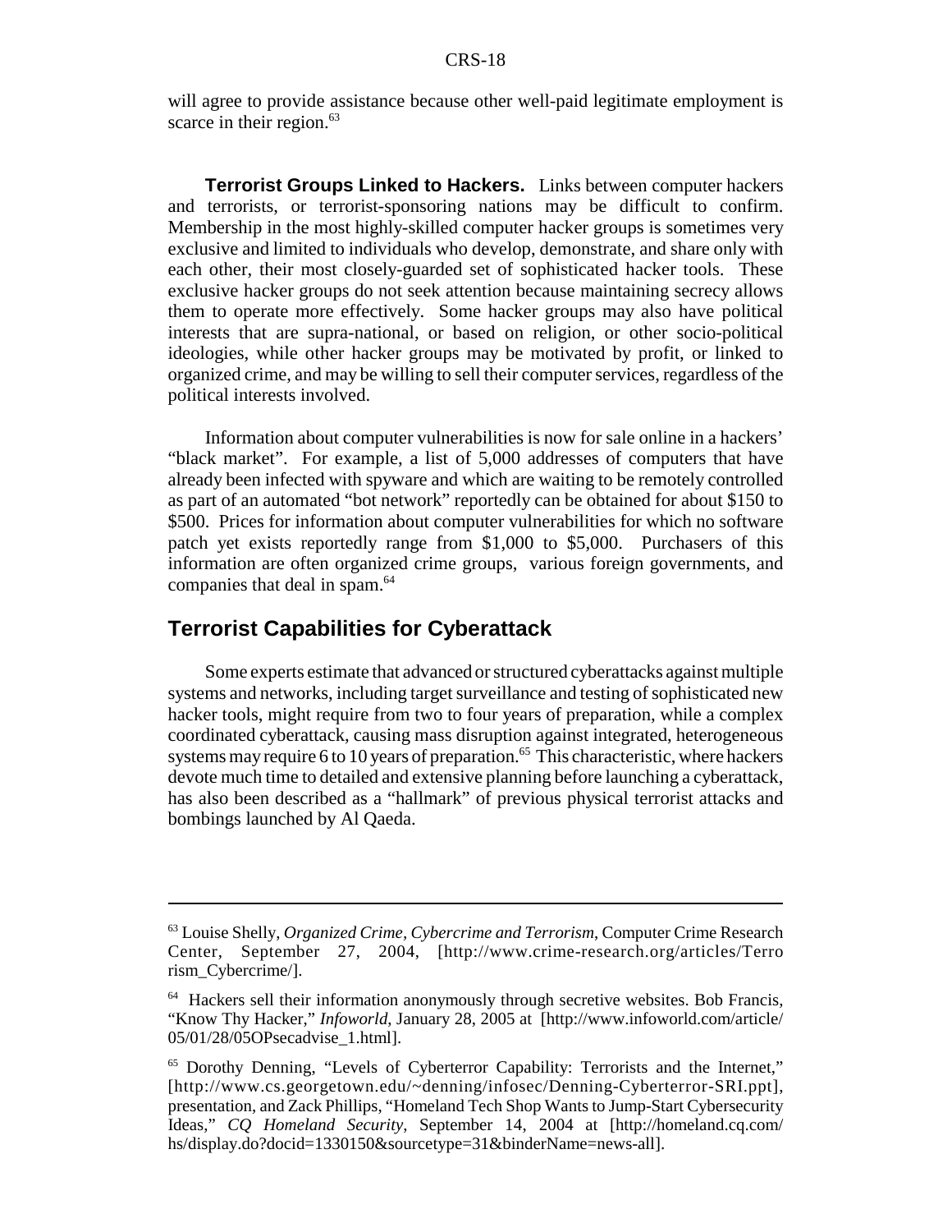will agree to provide assistance because other well-paid legitimate employment is scarce in their region.[63]

**Terrorist Groups Linked to Hackers.** Links between computer hackers and terrorists, or terrorist-sponsoring nations may be difficult to confirm. Membership in the most highly-skilled computer hacker groups is sometimes very exclusive and limited to individuals who develop, demonstrate, and share only with each other, their most closely-guarded set of sophisticated hacker tools. These exclusive hacker groups do not seek attention because maintaining secrecy allows them to operate more effectively. Some hacker groups may also have political interests that are supra-national, or based on religion, or other socio-political ideologies, while other hacker groups may be motivated by profit, or linked to organized crime, and may be willing to sell their computer services, regardless of the political interests involved.

Information about computer vulnerabilities is now for sale online in a hackers' "black market". For example, a list of 5,000 addresses of computers that have already been infected with spyware and which are waiting to be remotely controlled as part of an automated "bot network" reportedly can be obtained for about $150 to $500. Prices for information about computer vulnerabilities for which no software patch yet exists reportedly range from $1,000 to $5,000. Purchasers of this information are often organized crime groups, various foreign governments, and companies that deal in spam.[64]

## Terrorist Capabilities for Cyberattack

Some experts estimate that advanced or structured cyberattacks against multiple systems and networks, including target surveillance and testing of sophisticated new hacker tools, might require from two to four years of preparation, while a complex coordinated cyberattack, causing mass disruption against integrated, heterogeneous systems may require 6 to 10 years of preparation.[65] This characteristic, where hackers devote much time to detailed and extensive planning before launching a cyberattack, has also been described as a "hallmark" of previous physical terrorist attacks and bombings launched by Al Qaeda.

---

[63] Louise Shelly, *Organized Crime, Cybercrime and Terrorism*, Computer Crime Research Center, September 27, 2004, [http://www.crime-research.org/articles/Terrorism_Cybercrime/].

[64] Hackers sell their information anonymously through secretive websites. Bob Francis, "Know Thy Hacker," *Infoworld*, January 28, 2005 at [http://www.infoworld.com/article/05/01/28/05OPsecadvise_1.html].

[65] Dorothy Denning, "Levels of Cyberterror Capability: Terrorists and the Internet," [http://www.cs.georgetown.edu/~denning/infosec/Denning-Cyberterror-SRI.ppt], presentation, and Zack Phillips, "Homeland Tech Shop Wants to Jump-Start Cybersecurity Ideas," *CQ Homeland Security*, September 14, 2004 at [http://homeland.cq.com/hs/display.do?docid=1330150&sourcetype=31&binderName=news-all].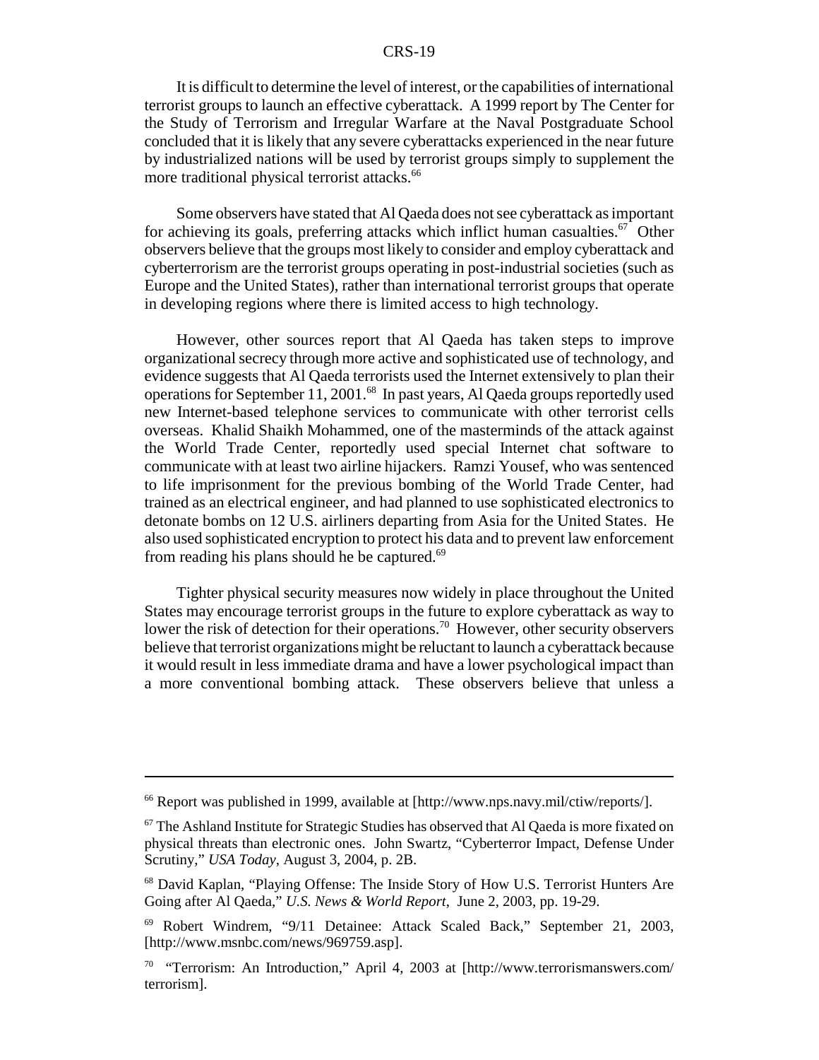It is difficult to determine the level of interest, or the capabilities of international terrorist groups to launch an effective cyberattack. A 1999 report by The Center for the Study of Terrorism and Irregular Warfare at the Naval Postgraduate School concluded that it is likely that any severe cyberattacks experienced in the near future by industrialized nations will be used by terrorist groups simply to supplement the more traditional physical terrorist attacks.[66]

Some observers have stated that Al Qaeda does not see cyberattack as important for achieving its goals, preferring attacks which inflict human casualties.[67] Other observers believe that the groups most likely to consider and employ cyberattack and cyberterrorism are the terrorist groups operating in post-industrial societies (such as Europe and the United States), rather than international terrorist groups that operate in developing regions where there is limited access to high technology.

However, other sources report that Al Qaeda has taken steps to improve organizational secrecy through more active and sophisticated use of technology, and evidence suggests that Al Qaeda terrorists used the Internet extensively to plan their operations for September 11, 2001.[68] In past years, Al Qaeda groups reportedly used new Internet-based telephone services to communicate with other terrorist cells overseas. Khalid Shaikh Mohammed, one of the masterminds of the attack against the World Trade Center, reportedly used special Internet chat software to communicate with at least two airline hijackers. Ramzi Yousef, who was sentenced to life imprisonment for the previous bombing of the World Trade Center, had trained as an electrical engineer, and had planned to use sophisticated electronics to detonate bombs on 12 U.S. airliners departing from Asia for the United States. He also used sophisticated encryption to protect his data and to prevent law enforcement from reading his plans should he be captured.[69]

Tighter physical security measures now widely in place throughout the United States may encourage terrorist groups in the future to explore cyberattack as way to lower the risk of detection for their operations.[70] However, other security observers believe that terrorist organizations might be reluctant to launch a cyberattack because it would result in less immediate drama and have a lower psychological impact than a more conventional bombing attack. These observers believe that unless a

---

[66] Report was published in 1999, available at [http://www.nps.navy.mil/ctiw/reports/].

[67] The Ashland Institute for Strategic Studies has observed that Al Qaeda is more fixated on physical threats than electronic ones. John Swartz, "Cyberterror Impact, Defense Under Scrutiny," *USA Today*, August 3, 2004, p. 2B.

[68] David Kaplan, "Playing Offense: The Inside Story of How U.S. Terrorist Hunters Are Going after Al Qaeda," *U.S. News & World Report*, June 2, 2003, pp. 19-29.

[69] Robert Windrem, "9/11 Detainee: Attack Scaled Back," September 21, 2003, [http://www.msnbc.com/news/969759.asp].

[70] "Terrorism: An Introduction," April 4, 2003 at [http://www.terrorismanswers.com/terrorism].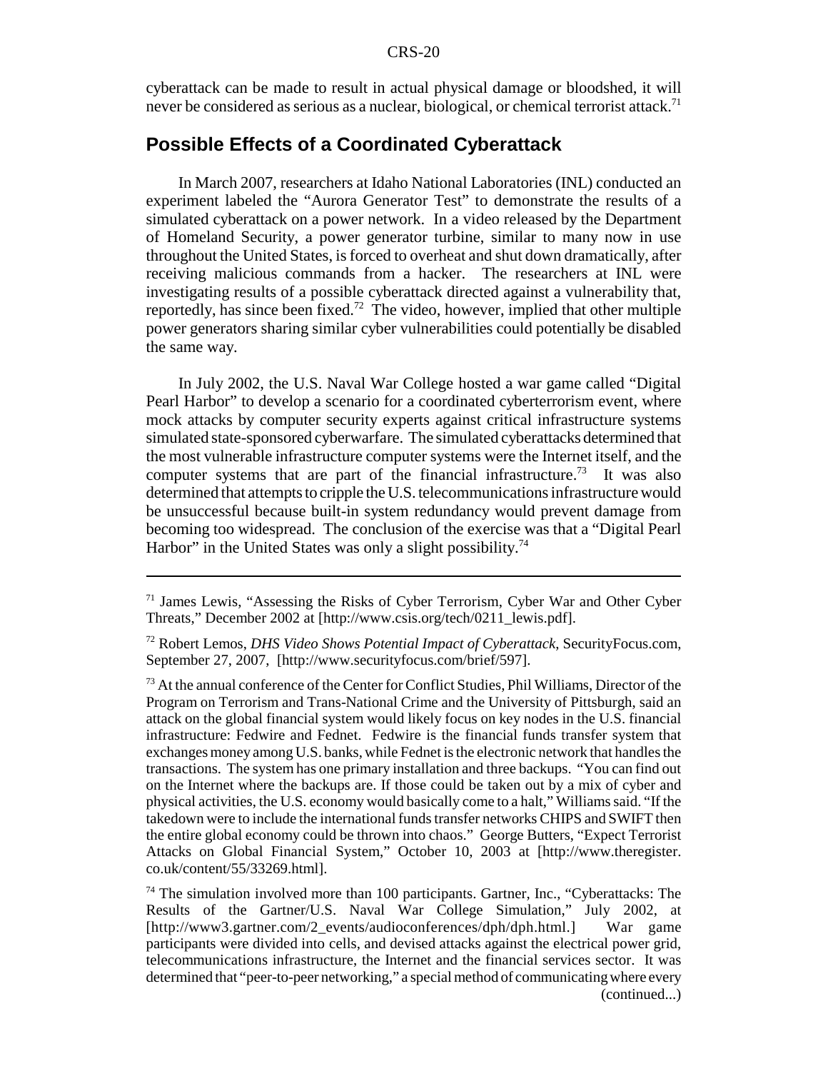cyberattack can be made to result in actual physical damage or bloodshed, it will never be considered as serious as a nuclear, biological, or chemical terrorist attack.[71]

## Possible Effects of a Coordinated Cyberattack

In March 2007, researchers at Idaho National Laboratories (INL) conducted an experiment labeled the "Aurora Generator Test" to demonstrate the results of a simulated cyberattack on a power network. In a video released by the Department of Homeland Security, a power generator turbine, similar to many now in use throughout the United States, is forced to overheat and shut down dramatically, after receiving malicious commands from a hacker. The researchers at INL were investigating results of a possible cyberattack directed against a vulnerability that, reportedly, has since been fixed.[72] The video, however, implied that other multiple power generators sharing similar cyber vulnerabilities could potentially be disabled the same way.

In July 2002, the U.S. Naval War College hosted a war game called "Digital Pearl Harbor" to develop a scenario for a coordinated cyberterrorism event, where mock attacks by computer security experts against critical infrastructure systems simulated state-sponsored cyberwarfare. The simulated cyberattacks determined that the most vulnerable infrastructure computer systems were the Internet itself, and the computer systems that are part of the financial infrastructure.[73] It was also determined that attempts to cripple the U.S. telecommunications infrastructure would be unsuccessful because built-in system redundancy would prevent damage from becoming too widespread. The conclusion of the exercise was that a "Digital Pearl Harbor" in the United States was only a slight possibility.[74]

---

[71] James Lewis, "Assessing the Risks of Cyber Terrorism, Cyber War and Other Cyber Threats," December 2002 at [http://www.csis.org/tech/0211_lewis.pdf].

[72] Robert Lemos, *DHS Video Shows Potential Impact of Cyberattack*, SecurityFocus.com, September 27, 2007, [http://www.securityfocus.com/brief/597].

[73] At the annual conference of the Center for Conflict Studies, Phil Williams, Director of the Program on Terrorism and Trans-National Crime and the University of Pittsburgh, said an attack on the global financial system would likely focus on key nodes in the U.S. financial infrastructure: Fedwire and Fednet. Fedwire is the financial funds transfer system that exchanges money among U.S. banks, while Fednet is the electronic network that handles the transactions. The system has one primary installation and three backups. "You can find out on the Internet where the backups are. If those could be taken out by a mix of cyber and physical activities, the U.S. economy would basically come to a halt," Williams said. "If the takedown were to include the international funds transfer networks CHIPS and SWIFT then the entire global economy could be thrown into chaos." George Butters, "Expect Terrorist Attacks on Global Financial System," October 10, 2003 at [http://www.theregister.co.uk/content/55/33269.html].

[74] The simulation involved more than 100 participants. Gartner, Inc., "Cyberattacks: The Results of the Gartner/U.S. Naval War College Simulation," July 2002, at [http://www3.gartner.com/2_events/audioconferences/dph/dph.html.] War game participants were divided into cells, and devised attacks against the electrical power grid, telecommunications infrastructure, the Internet and the financial services sector. It was determined that "peer-to-peer networking," a special method of communicating where every (continued...)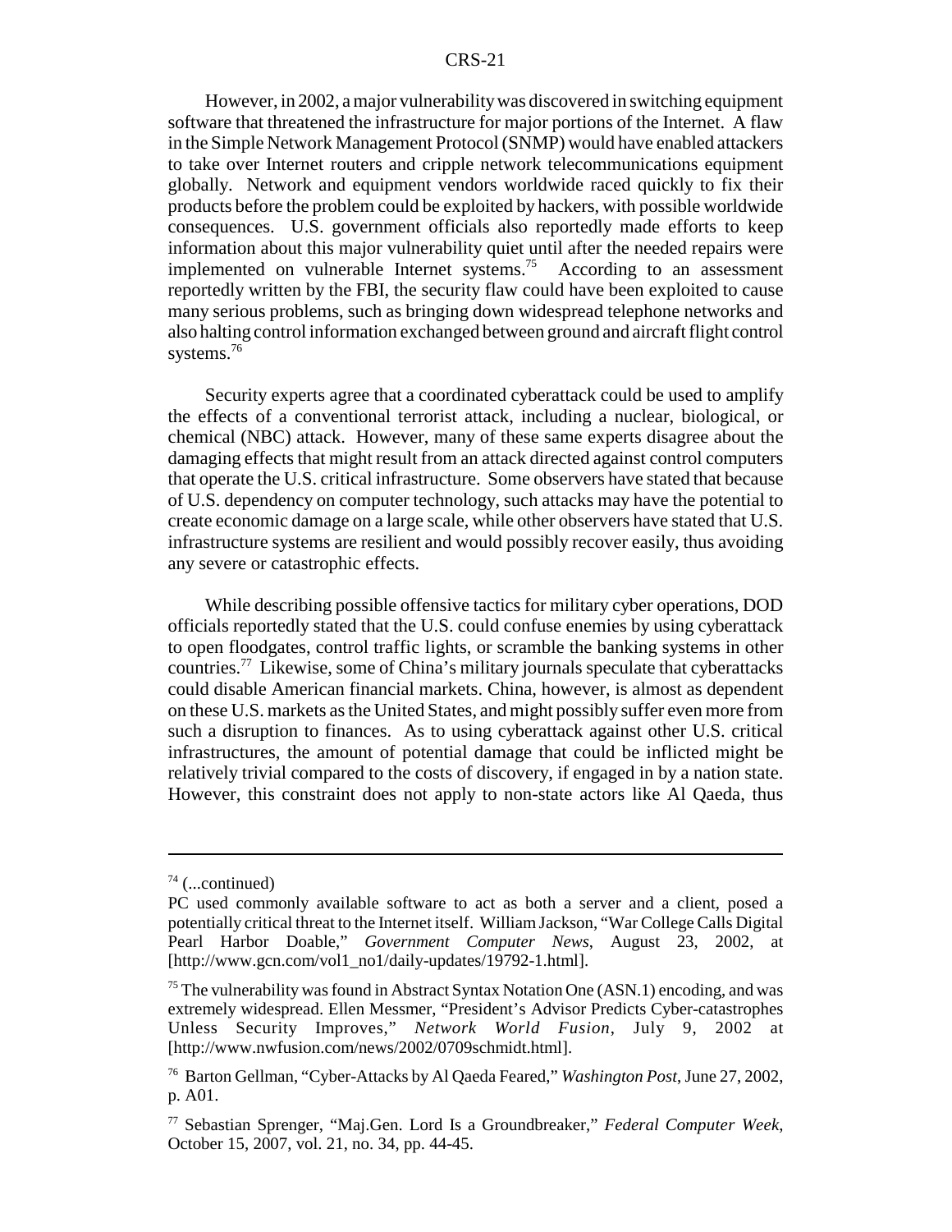However, in 2002, a major vulnerability was discovered in switching equipment software that threatened the infrastructure for major portions of the Internet. A flaw in the Simple Network Management Protocol (SNMP) would have enabled attackers to take over Internet routers and cripple network telecommunications equipment globally. Network and equipment vendors worldwide raced quickly to fix their products before the problem could be exploited by hackers, with possible worldwide consequences. U.S. government officials also reportedly made efforts to keep information about this major vulnerability quiet until after the needed repairs were implemented on vulnerable Internet systems.[75] According to an assessment reportedly written by the FBI, the security flaw could have been exploited to cause many serious problems, such as bringing down widespread telephone networks and also halting control information exchanged between ground and aircraft flight control systems.[76]

Security experts agree that a coordinated cyberattack could be used to amplify the effects of a conventional terrorist attack, including a nuclear, biological, or chemical (NBC) attack. However, many of these same experts disagree about the damaging effects that might result from an attack directed against control computers that operate the U.S. critical infrastructure. Some observers have stated that because of U.S. dependency on computer technology, such attacks may have the potential to create economic damage on a large scale, while other observers have stated that U.S. infrastructure systems are resilient and would possibly recover easily, thus avoiding any severe or catastrophic effects.

While describing possible offensive tactics for military cyber operations, DOD officials reportedly stated that the U.S. could confuse enemies by using cyberattack to open floodgates, control traffic lights, or scramble the banking systems in other countries.[77] Likewise, some of China's military journals speculate that cyberattacks could disable American financial markets. China, however, is almost as dependent on these U.S. markets as the United States, and might possibly suffer even more from such a disruption to finances. As to using cyberattack against other U.S. critical infrastructures, the amount of potential damage that could be inflicted might be relatively trivial compared to the costs of discovery, if engaged in by a nation state. However, this constraint does not apply to non-state actors like Al Qaeda, thus

---

[74] (...continued)
PC used commonly available software to act as both a server and a client, posed a potentially critical threat to the Internet itself. William Jackson, "War College Calls Digital Pearl Harbor Doable," *Government Computer News*, August 23, 2002, at [http://www.gcn.com/vol1_no1/daily-updates/19792-1.html].

[75] The vulnerability was found in Abstract Syntax Notation One (ASN.1) encoding, and was extremely widespread. Ellen Messmer, "President's Advisor Predicts Cyber-catastrophes Unless Security Improves," *Network World Fusion*, July 9, 2002 at [http://www.nwfusion.com/news/2002/0709schmidt.html].

[76] Barton Gellman, "Cyber-Attacks by Al Qaeda Feared," *Washington Post*, June 27, 2002, p. A01.

[77] Sebastian Sprenger, "Maj.Gen. Lord Is a Groundbreaker," *Federal Computer Week*, October 15, 2007, vol. 21, no. 34, pp. 44-45.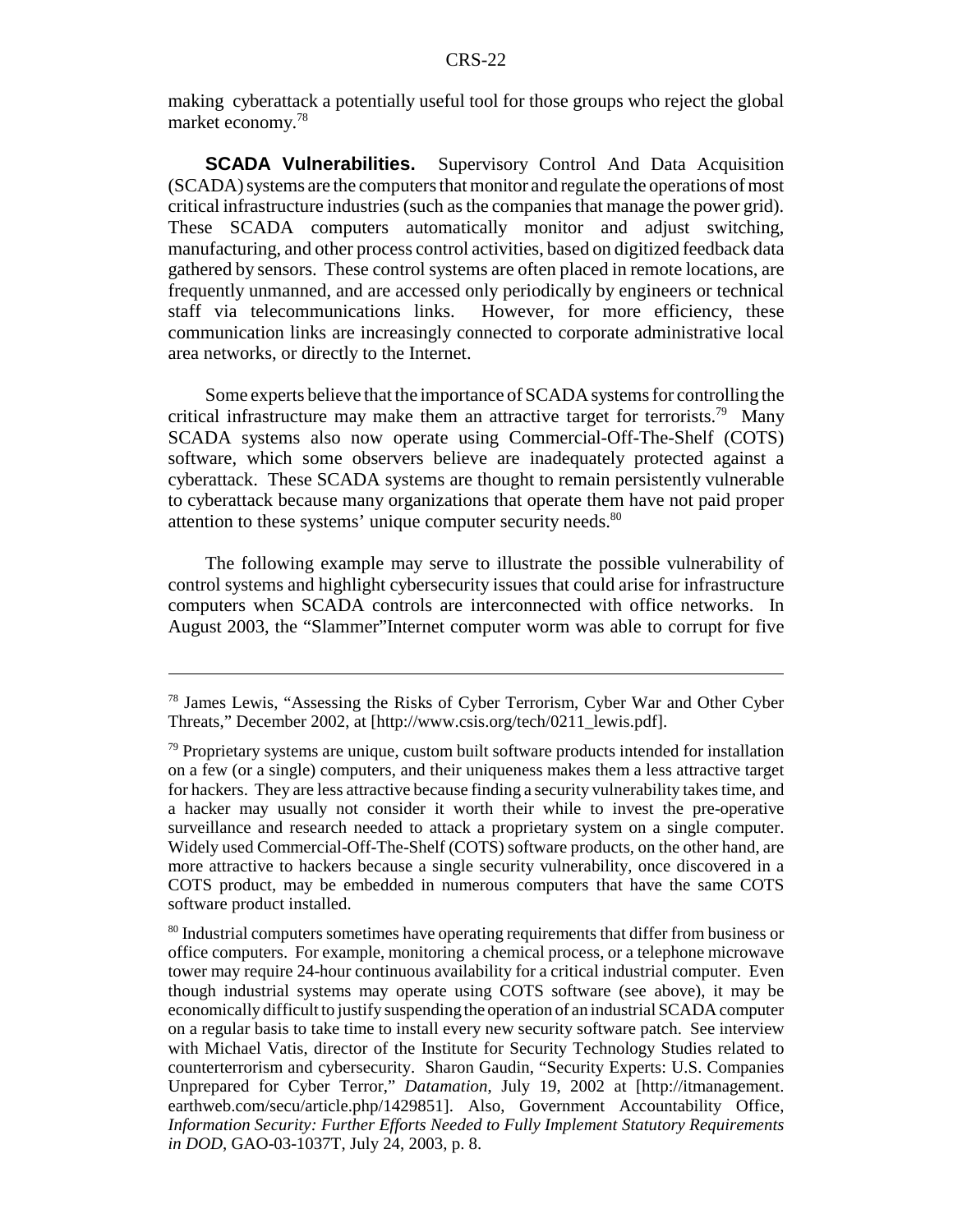making cyberattack a potentially useful tool for those groups who reject the global market economy.[78]

**SCADA Vulnerabilities.** Supervisory Control And Data Acquisition (SCADA) systems are the computers that monitor and regulate the operations of most critical infrastructure industries (such as the companies that manage the power grid). These SCADA computers automatically monitor and adjust switching, manufacturing, and other process control activities, based on digitized feedback data gathered by sensors. These control systems are often placed in remote locations, are frequently unmanned, and are accessed only periodically by engineers or technical staff via telecommunications links. However, for more efficiency, these communication links are increasingly connected to corporate administrative local area networks, or directly to the Internet.

Some experts believe that the importance of SCADA systems for controlling the critical infrastructure may make them an attractive target for terrorists.[79] Many SCADA systems also now operate using Commercial-Off-The-Shelf (COTS) software, which some observers believe are inadequately protected against a cyberattack. These SCADA systems are thought to remain persistently vulnerable to cyberattack because many organizations that operate them have not paid proper attention to these systems' unique computer security needs.[80]

The following example may serve to illustrate the possible vulnerability of control systems and highlight cybersecurity issues that could arise for infrastructure computers when SCADA controls are interconnected with office networks. In August 2003, the "Slammer"Internet computer worm was able to corrupt for five

---

[78] James Lewis, "Assessing the Risks of Cyber Terrorism, Cyber War and Other Cyber Threats," December 2002, at [http://www.csis.org/tech/0211_lewis.pdf].

[79] Proprietary systems are unique, custom built software products intended for installation on a few (or a single) computers, and their uniqueness makes them a less attractive target for hackers. They are less attractive because finding a security vulnerability takes time, and a hacker may usually not consider it worth their while to invest the pre-operative surveillance and research needed to attack a proprietary system on a single computer. Widely used Commercial-Off-The-Shelf (COTS) software products, on the other hand, are more attractive to hackers because a single security vulnerability, once discovered in a COTS product, may be embedded in numerous computers that have the same COTS software product installed.

[80] Industrial computers sometimes have operating requirements that differ from business or office computers. For example, monitoring a chemical process, or a telephone microwave tower may require 24-hour continuous availability for a critical industrial computer. Even though industrial systems may operate using COTS software (see above), it may be economically difficult to justify suspending the operation of an industrial SCADA computer on a regular basis to take time to install every new security software patch. See interview with Michael Vatis, director of the Institute for Security Technology Studies related to counterterrorism and cybersecurity. Sharon Gaudin, "Security Experts: U.S. Companies Unprepared for Cyber Terror," *Datamation*, July 19, 2002 at [http://itmanagement.earthweb.com/secu/article.php/1429851]. Also, Government Accountability Office, *Information Security: Further Efforts Needed to Fully Implement Statutory Requirements in DOD*, GAO-03-1037T, July 24, 2003, p. 8.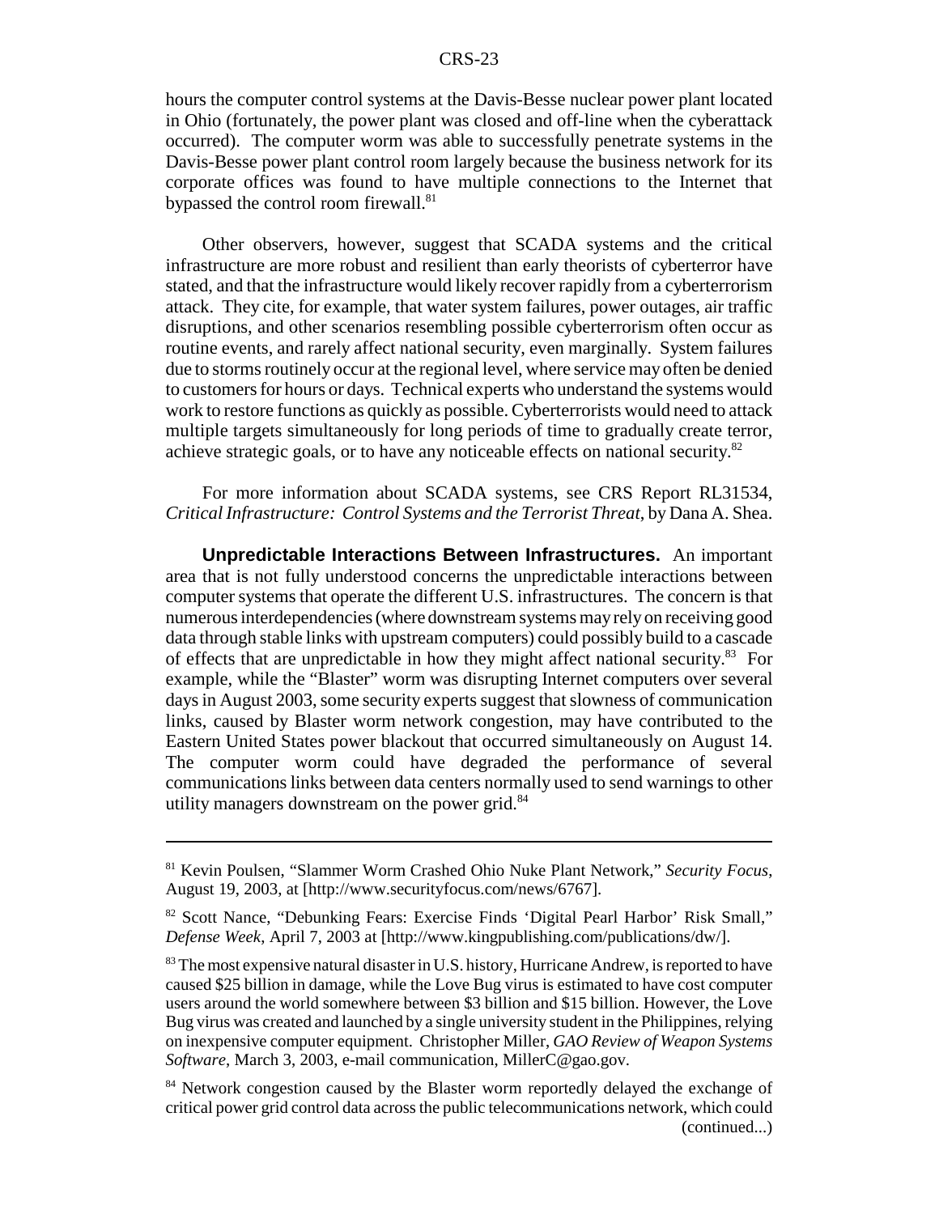hours the computer control systems at the Davis-Besse nuclear power plant located in Ohio (fortunately, the power plant was closed and off-line when the cyberattack occurred). The computer worm was able to successfully penetrate systems in the Davis-Besse power plant control room largely because the business network for its corporate offices was found to have multiple connections to the Internet that bypassed the control room firewall.[81]

Other observers, however, suggest that SCADA systems and the critical infrastructure are more robust and resilient than early theorists of cyberterror have stated, and that the infrastructure would likely recover rapidly from a cyberterrorism attack. They cite, for example, that water system failures, power outages, air traffic disruptions, and other scenarios resembling possible cyberterrorism often occur as routine events, and rarely affect national security, even marginally. System failures due to storms routinely occur at the regional level, where service may often be denied to customers for hours or days. Technical experts who understand the systems would work to restore functions as quickly as possible. Cyberterrorists would need to attack multiple targets simultaneously for long periods of time to gradually create terror, achieve strategic goals, or to have any noticeable effects on national security.[82]

For more information about SCADA systems, see CRS Report RL31534, *Critical Infrastructure: Control Systems and the Terrorist Threat*, by Dana A. Shea.

**Unpredictable Interactions Between Infrastructures.** An important area that is not fully understood concerns the unpredictable interactions between computer systems that operate the different U.S. infrastructures. The concern is that numerous interdependencies (where downstream systems may rely on receiving good data through stable links with upstream computers) could possibly build to a cascade of effects that are unpredictable in how they might affect national security.[83] For example, while the "Blaster" worm was disrupting Internet computers over several days in August 2003, some security experts suggest that slowness of communication links, caused by Blaster worm network congestion, may have contributed to the Eastern United States power blackout that occurred simultaneously on August 14. The computer worm could have degraded the performance of several communications links between data centers normally used to send warnings to other utility managers downstream on the power grid.[84]

---

[81] Kevin Poulsen, "Slammer Worm Crashed Ohio Nuke Plant Network," *Security Focus*, August 19, 2003, at [http://www.securityfocus.com/news/6767].

[82] Scott Nance, "Debunking Fears: Exercise Finds 'Digital Pearl Harbor' Risk Small," *Defense Week*, April 7, 2003 at [http://www.kingpublishing.com/publications/dw/].

[83] The most expensive natural disaster in U.S. history, Hurricane Andrew, is reported to have caused $25 billion in damage, while the Love Bug virus is estimated to have cost computer users around the world somewhere between $3 billion and $15 billion. However, the Love Bug virus was created and launched by a single university student in the Philippines, relying on inexpensive computer equipment. Christopher Miller, *GAO Review of Weapon Systems Software*, March 3, 2003, e-mail communication, MillerC@gao.gov.

[84] Network congestion caused by the Blaster worm reportedly delayed the exchange of critical power grid control data across the public telecommunications network, which could (continued...)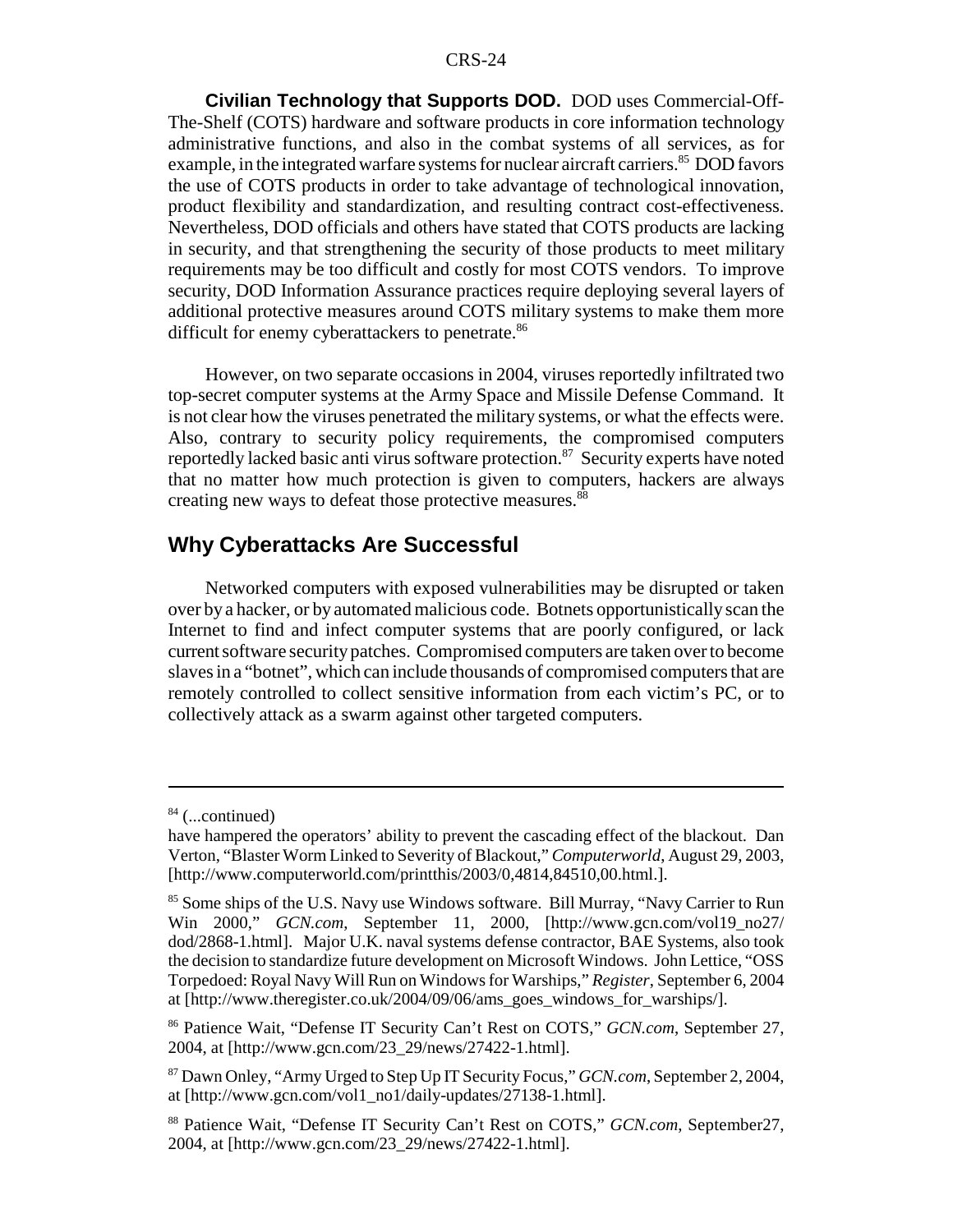**Civilian Technology that Supports DOD.** DOD uses Commercial-Off-The-Shelf (COTS) hardware and software products in core information technology administrative functions, and also in the combat systems of all services, as for example, in the integrated warfare systems for nuclear aircraft carriers.[85] DOD favors the use of COTS products in order to take advantage of technological innovation, product flexibility and standardization, and resulting contract cost-effectiveness. Nevertheless, DOD officials and others have stated that COTS products are lacking in security, and that strengthening the security of those products to meet military requirements may be too difficult and costly for most COTS vendors. To improve security, DOD Information Assurance practices require deploying several layers of additional protective measures around COTS military systems to make them more difficult for enemy cyberattackers to penetrate.[86]

However, on two separate occasions in 2004, viruses reportedly infiltrated two top-secret computer systems at the Army Space and Missile Defense Command. It is not clear how the viruses penetrated the military systems, or what the effects were. Also, contrary to security policy requirements, the compromised computers reportedly lacked basic anti virus software protection.[87] Security experts have noted that no matter how much protection is given to computers, hackers are always creating new ways to defeat those protective measures.[88]

## Why Cyberattacks Are Successful

Networked computers with exposed vulnerabilities may be disrupted or taken over by a hacker, or by automated malicious code. Botnets opportunistically scan the Internet to find and infect computer systems that are poorly configured, or lack current software security patches. Compromised computers are taken over to become slaves in a "botnet", which can include thousands of compromised computers that are remotely controlled to collect sensitive information from each victim's PC, or to collectively attack as a swarm against other targeted computers.

---

[84] (...continued)
have hampered the operators' ability to prevent the cascading effect of the blackout. Dan Verton, "Blaster Worm Linked to Severity of Blackout," *Computerworld*, August 29, 2003, [http://www.computerworld.com/printthis/2003/0,4814,84510,00.html.].

[85] Some ships of the U.S. Navy use Windows software. Bill Murray, "Navy Carrier to Run Win 2000," *GCN.com*, September 11, 2000, [http://www.gcn.com/vol19_no27/dod/2868-1.html]. Major U.K. naval systems defense contractor, BAE Systems, also took the decision to standardize future development on Microsoft Windows. John Lettice, "OSS Torpedoed: Royal Navy Will Run on Windows for Warships," *Register*, September 6, 2004 at [http://www.theregister.co.uk/2004/09/06/ams_goes_windows_for_warships/].

[86] Patience Wait, "Defense IT Security Can't Rest on COTS," *GCN.com*, September 27, 2004, at [http://www.gcn.com/23_29/news/27422-1.html].

[87] Dawn Onley, "Army Urged to Step Up IT Security Focus," *GCN.com*, September 2, 2004, at [http://www.gcn.com/vol1_no1/daily-updates/27138-1.html].

[88] Patience Wait, "Defense IT Security Can't Rest on COTS," *GCN.com*, September27, 2004, at [http://www.gcn.com/23_29/news/27422-1.html].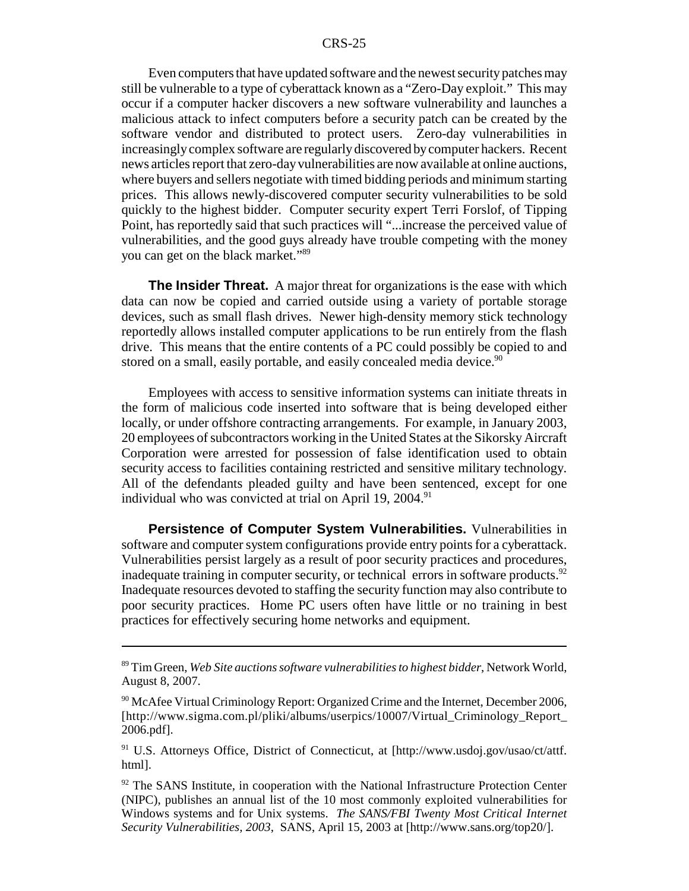Even computers that have updated software and the newest security patches may still be vulnerable to a type of cyberattack known as a "Zero-Day exploit." This may occur if a computer hacker discovers a new software vulnerability and launches a malicious attack to infect computers before a security patch can be created by the software vendor and distributed to protect users. Zero-day vulnerabilities in increasingly complex software are regularly discovered by computer hackers. Recent news articles report that zero-day vulnerabilities are now available at online auctions, where buyers and sellers negotiate with timed bidding periods and minimum starting prices. This allows newly-discovered computer security vulnerabilities to be sold quickly to the highest bidder. Computer security expert Terri Forslof, of Tipping Point, has reportedly said that such practices will "...increase the perceived value of vulnerabilities, and the good guys already have trouble competing with the money you can get on the black market."[89]

**The Insider Threat.** A major threat for organizations is the ease with which data can now be copied and carried outside using a variety of portable storage devices, such as small flash drives. Newer high-density memory stick technology reportedly allows installed computer applications to be run entirely from the flash drive. This means that the entire contents of a PC could possibly be copied to and stored on a small, easily portable, and easily concealed media device.[90]

Employees with access to sensitive information systems can initiate threats in the form of malicious code inserted into software that is being developed either locally, or under offshore contracting arrangements. For example, in January 2003, 20 employees of subcontractors working in the United States at the Sikorsky Aircraft Corporation were arrested for possession of false identification used to obtain security access to facilities containing restricted and sensitive military technology. All of the defendants pleaded guilty and have been sentenced, except for one individual who was convicted at trial on April 19, 2004.[91]

**Persistence of Computer System Vulnerabilities.** Vulnerabilities in software and computer system configurations provide entry points for a cyberattack. Vulnerabilities persist largely as a result of poor security practices and procedures, inadequate training in computer security, or technical errors in software products.[92] Inadequate resources devoted to staffing the security function may also contribute to poor security practices. Home PC users often have little or no training in best practices for effectively securing home networks and equipment.

---

[89] Tim Green, *Web Site auctions software vulnerabilities to highest bidder*, Network World, August 8, 2007.

[90] McAfee Virtual Criminology Report: Organized Crime and the Internet, December 2006, [http://www.sigma.com.pl/pliki/albums/userpics/10007/Virtual_Criminology_Report_2006.pdf].

[91] U.S. Attorneys Office, District of Connecticut, at [http://www.usdoj.gov/usao/ct/attf.html].

[92] The SANS Institute, in cooperation with the National Infrastructure Protection Center (NIPC), publishes an annual list of the 10 most commonly exploited vulnerabilities for Windows systems and for Unix systems. *The SANS/FBI Twenty Most Critical Internet Security Vulnerabilities, 2003*, SANS, April 15, 2003 at [http://www.sans.org/top20/].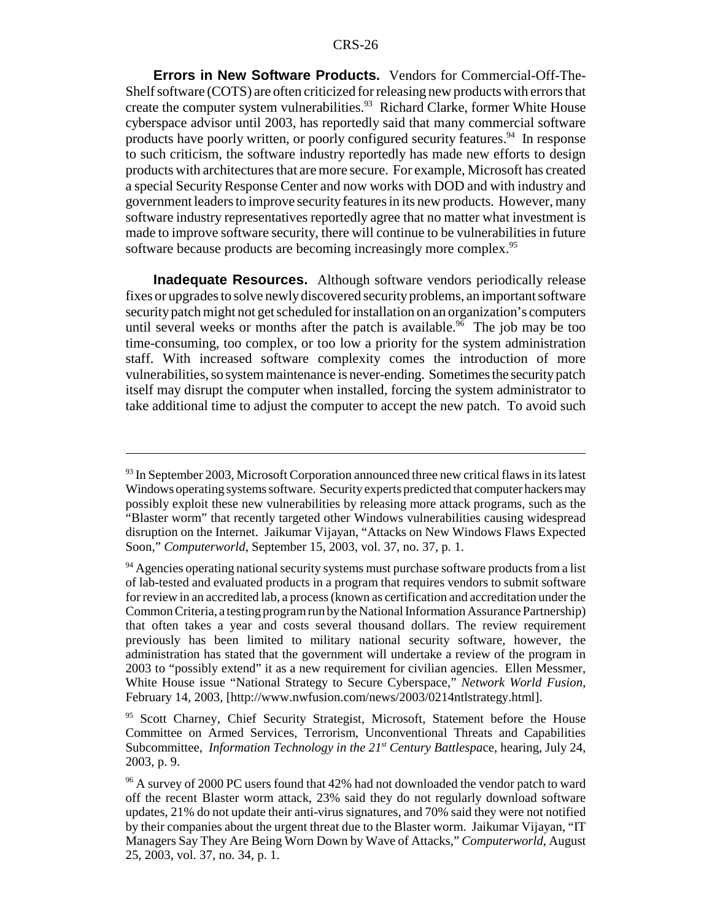**Errors in New Software Products.** Vendors for Commercial-Off-The-Shelf software (COTS) are often criticized for releasing new products with errors that create the computer system vulnerabilities.[93] Richard Clarke, former White House cyberspace advisor until 2003, has reportedly said that many commercial software products have poorly written, or poorly configured security features.[94] In response to such criticism, the software industry reportedly has made new efforts to design products with architectures that are more secure. For example, Microsoft has created a special Security Response Center and now works with DOD and with industry and government leaders to improve security features in its new products. However, many software industry representatives reportedly agree that no matter what investment is made to improve software security, there will continue to be vulnerabilities in future software because products are becoming increasingly more complex.[95]

**Inadequate Resources.** Although software vendors periodically release fixes or upgrades to solve newly discovered security problems, an important software security patch might not get scheduled for installation on an organization's computers until several weeks or months after the patch is available.[96] The job may be too time-consuming, too complex, or too low a priority for the system administration staff. With increased software complexity comes the introduction of more vulnerabilities, so system maintenance is never-ending. Sometimes the security patch itself may disrupt the computer when installed, forcing the system administrator to take additional time to adjust the computer to accept the new patch. To avoid such

---

[93] In September 2003, Microsoft Corporation announced three new critical flaws in its latest Windows operating systems software. Security experts predicted that computer hackers may possibly exploit these new vulnerabilities by releasing more attack programs, such as the "Blaster worm" that recently targeted other Windows vulnerabilities causing widespread disruption on the Internet. Jaikumar Vijayan, "Attacks on New Windows Flaws Expected Soon," *Computerworld*, September 15, 2003, vol. 37, no. 37, p. 1.

[94] Agencies operating national security systems must purchase software products from a list of lab-tested and evaluated products in a program that requires vendors to submit software for review in an accredited lab, a process (known as certification and accreditation under the Common Criteria, a testing program run by the National Information Assurance Partnership) that often takes a year and costs several thousand dollars. The review requirement previously has been limited to military national security software, however, the administration has stated that the government will undertake a review of the program in 2003 to "possibly extend" it as a new requirement for civilian agencies. Ellen Messmer, White House issue "National Strategy to Secure Cyberspace," *Network World Fusion*, February 14, 2003, [http://www.nwfusion.com/news/2003/0214ntlstrategy.html].

[95] Scott Charney, Chief Security Strategist, Microsoft, Statement before the House Committee on Armed Services, Terrorism, Unconventional Threats and Capabilities Subcommittee, *Information Technology in the 21st Century Battlespace*, hearing, July 24, 2003, p. 9.

[96] A survey of 2000 PC users found that 42% had not downloaded the vendor patch to ward off the recent Blaster worm attack, 23% said they do not regularly download software updates, 21% do not update their anti-virus signatures, and 70% said they were not notified by their companies about the urgent threat due to the Blaster worm. Jaikumar Vijayan, "IT Managers Say They Are Being Worn Down by Wave of Attacks," *Computerworld*, August 25, 2003, vol. 37, no. 34, p. 1.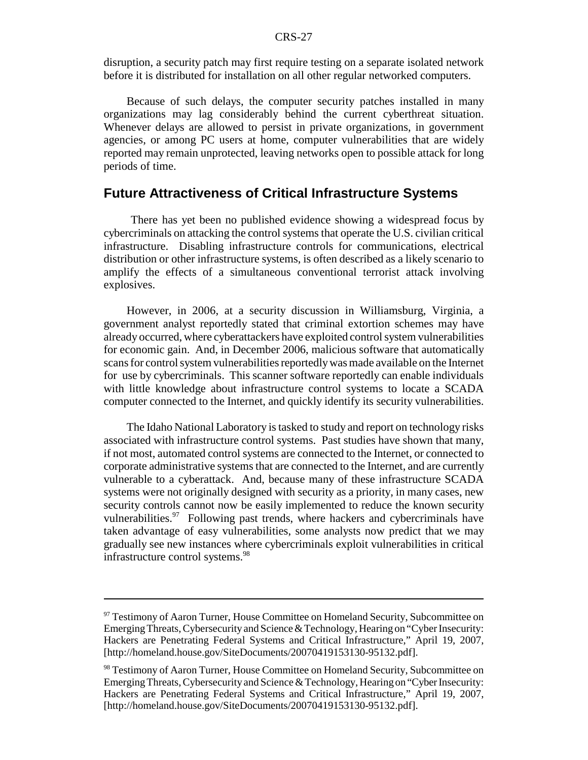disruption, a security patch may first require testing on a separate isolated network before it is distributed for installation on all other regular networked computers.

Because of such delays, the computer security patches installed in many organizations may lag considerably behind the current cyberthreat situation. Whenever delays are allowed to persist in private organizations, in government agencies, or among PC users at home, computer vulnerabilities that are widely reported may remain unprotected, leaving networks open to possible attack for long periods of time.

## Future Attractiveness of Critical Infrastructure Systems

There has yet been no published evidence showing a widespread focus by cybercriminals on attacking the control systems that operate the U.S. civilian critical infrastructure. Disabling infrastructure controls for communications, electrical distribution or other infrastructure systems, is often described as a likely scenario to amplify the effects of a simultaneous conventional terrorist attack involving explosives.

However, in 2006, at a security discussion in Williamsburg, Virginia, a government analyst reportedly stated that criminal extortion schemes may have already occurred, where cyberattackers have exploited control system vulnerabilities for economic gain. And, in December 2006, malicious software that automatically scans for control system vulnerabilities reportedly was made available on the Internet for use by cybercriminals. This scanner software reportedly can enable individuals with little knowledge about infrastructure control systems to locate a SCADA computer connected to the Internet, and quickly identify its security vulnerabilities.

The Idaho National Laboratory is tasked to study and report on technology risks associated with infrastructure control systems. Past studies have shown that many, if not most, automated control systems are connected to the Internet, or connected to corporate administrative systems that are connected to the Internet, and are currently vulnerable to a cyberattack. And, because many of these infrastructure SCADA systems were not originally designed with security as a priority, in many cases, new security controls cannot now be easily implemented to reduce the known security vulnerabilities.[97] Following past trends, where hackers and cybercriminals have taken advantage of easy vulnerabilities, some analysts now predict that we may gradually see new instances where cybercriminals exploit vulnerabilities in critical infrastructure control systems.[98]

---

[97] Testimony of Aaron Turner, House Committee on Homeland Security, Subcommittee on Emerging Threats, Cybersecurity and Science & Technology, Hearing on "Cyber Insecurity: Hackers are Penetrating Federal Systems and Critical Infrastructure," April 19, 2007, [http://homeland.house.gov/SiteDocuments/20070419153130-95132.pdf].

[98] Testimony of Aaron Turner, House Committee on Homeland Security, Subcommittee on Emerging Threats, Cybersecurity and Science & Technology, Hearing on "Cyber Insecurity: Hackers are Penetrating Federal Systems and Critical Infrastructure," April 19, 2007, [http://homeland.house.gov/SiteDocuments/20070419153130-95132.pdf].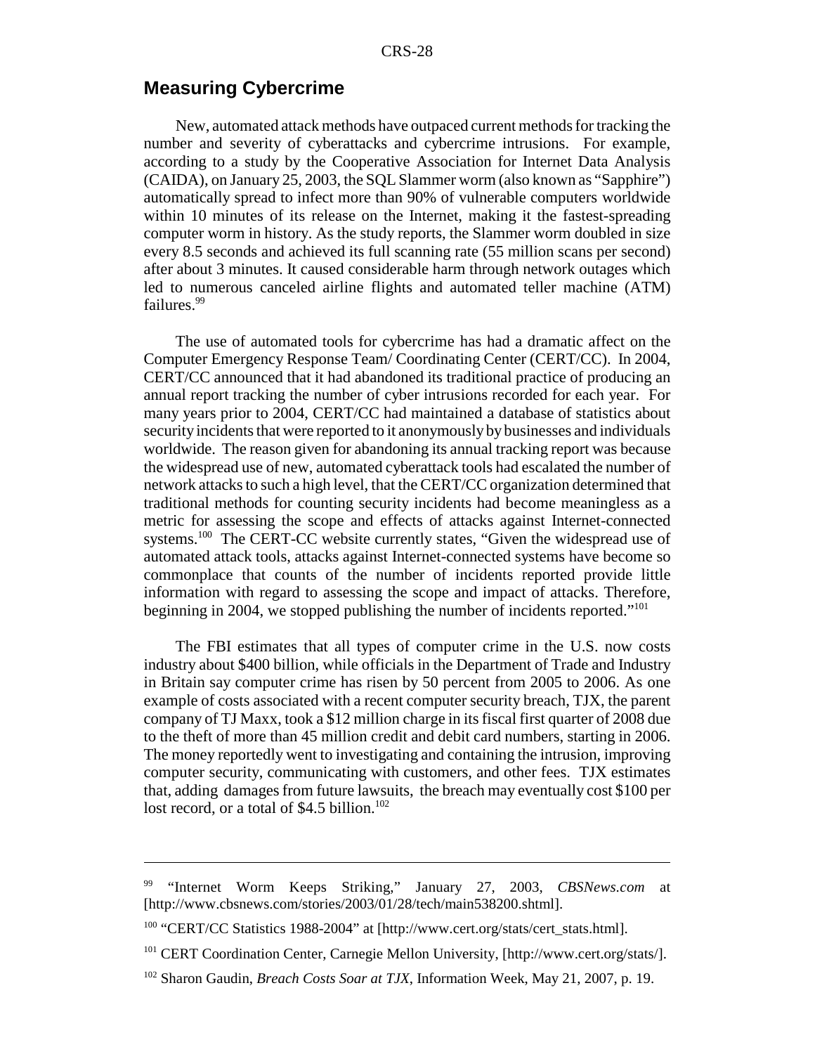## Measuring Cybercrime

New, automated attack methods have outpaced current methods for tracking the number and severity of cyberattacks and cybercrime intrusions. For example, according to a study by the Cooperative Association for Internet Data Analysis (CAIDA), on January 25, 2003, the SQL Slammer worm (also known as "Sapphire") automatically spread to infect more than 90% of vulnerable computers worldwide within 10 minutes of its release on the Internet, making it the fastest-spreading computer worm in history. As the study reports, the Slammer worm doubled in size every 8.5 seconds and achieved its full scanning rate (55 million scans per second) after about 3 minutes. It caused considerable harm through network outages which led to numerous canceled airline flights and automated teller machine (ATM) failures.[99]

The use of automated tools for cybercrime has had a dramatic affect on the Computer Emergency Response Team/ Coordinating Center (CERT/CC). In 2004, CERT/CC announced that it had abandoned its traditional practice of producing an annual report tracking the number of cyber intrusions recorded for each year. For many years prior to 2004, CERT/CC had maintained a database of statistics about security incidents that were reported to it anonymously by businesses and individuals worldwide. The reason given for abandoning its annual tracking report was because the widespread use of new, automated cyberattack tools had escalated the number of network attacks to such a high level, that the CERT/CC organization determined that traditional methods for counting security incidents had become meaningless as a metric for assessing the scope and effects of attacks against Internet-connected systems.[100] The CERT-CC website currently states, "Given the widespread use of automated attack tools, attacks against Internet-connected systems have become so commonplace that counts of the number of incidents reported provide little information with regard to assessing the scope and impact of attacks. Therefore, beginning in 2004, we stopped publishing the number of incidents reported."[101]

The FBI estimates that all types of computer crime in the U.S. now costs industry about $400 billion, while officials in the Department of Trade and Industry in Britain say computer crime has risen by 50 percent from 2005 to 2006. As one example of costs associated with a recent computer security breach, TJX, the parent company of TJ Maxx, took a $12 million charge in its fiscal first quarter of 2008 due to the theft of more than 45 million credit and debit card numbers, starting in 2006. The money reportedly went to investigating and containing the intrusion, improving computer security, communicating with customers, and other fees. TJX estimates that, adding damages from future lawsuits, the breach may eventually cost $100 per lost record, or a total of $4.5 billion.[102]

---

[99] "Internet Worm Keeps Striking," January 27, 2003, *CBSNews.com* at [http://www.cbsnews.com/stories/2003/01/28/tech/main538200.shtml].

[100] "CERT/CC Statistics 1988-2004" at [http://www.cert.org/stats/cert_stats.html].

[101] CERT Coordination Center, Carnegie Mellon University, [http://www.cert.org/stats/].

[102] Sharon Gaudin, *Breach Costs Soar at TJX*, Information Week, May 21, 2007, p. 19.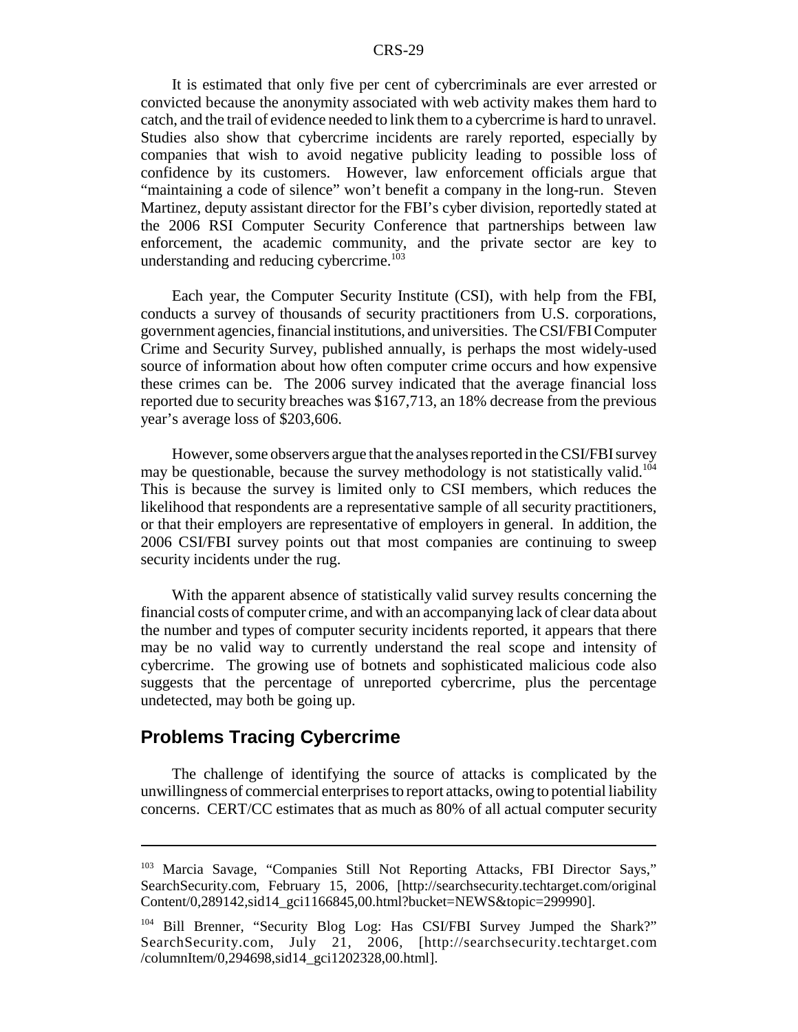It is estimated that only five per cent of cybercriminals are ever arrested or convicted because the anonymity associated with web activity makes them hard to catch, and the trail of evidence needed to link them to a cybercrime is hard to unravel. Studies also show that cybercrime incidents are rarely reported, especially by companies that wish to avoid negative publicity leading to possible loss of confidence by its customers. However, law enforcement officials argue that "maintaining a code of silence" won't benefit a company in the long-run. Steven Martinez, deputy assistant director for the FBI's cyber division, reportedly stated at the 2006 RSI Computer Security Conference that partnerships between law enforcement, the academic community, and the private sector are key to understanding and reducing cybercrime.[103]

Each year, the Computer Security Institute (CSI), with help from the FBI, conducts a survey of thousands of security practitioners from U.S. corporations, government agencies, financial institutions, and universities. The CSI/FBI Computer Crime and Security Survey, published annually, is perhaps the most widely-used source of information about how often computer crime occurs and how expensive these crimes can be. The 2006 survey indicated that the average financial loss reported due to security breaches was $167,713, an 18% decrease from the previous year's average loss of $203,606.

However, some observers argue that the analyses reported in the CSI/FBI survey may be questionable, because the survey methodology is not statistically valid.[104] This is because the survey is limited only to CSI members, which reduces the likelihood that respondents are a representative sample of all security practitioners, or that their employers are representative of employers in general. In addition, the 2006 CSI/FBI survey points out that most companies are continuing to sweep security incidents under the rug.

With the apparent absence of statistically valid survey results concerning the financial costs of computer crime, and with an accompanying lack of clear data about the number and types of computer security incidents reported, it appears that there may be no valid way to currently understand the real scope and intensity of cybercrime. The growing use of botnets and sophisticated malicious code also suggests that the percentage of unreported cybercrime, plus the percentage undetected, may both be going up.

## Problems Tracing Cybercrime

The challenge of identifying the source of attacks is complicated by the unwillingness of commercial enterprises to report attacks, owing to potential liability concerns. CERT/CC estimates that as much as 80% of all actual computer security

---

[103] Marcia Savage, "Companies Still Not Reporting Attacks, FBI Director Says," SearchSecurity.com, February 15, 2006, [http://searchsecurity.techtarget.com/originalContent/0,289142,sid14_gci1166845,00.html?bucket=NEWS&topic=299990].

[104] Bill Brenner, "Security Blog Log: Has CSI/FBI Survey Jumped the Shark?" SearchSecurity.com, July 21, 2006, [http://searchsecurity.techtarget.com/columnItem/0,294698,sid14_gci1202328,00.html].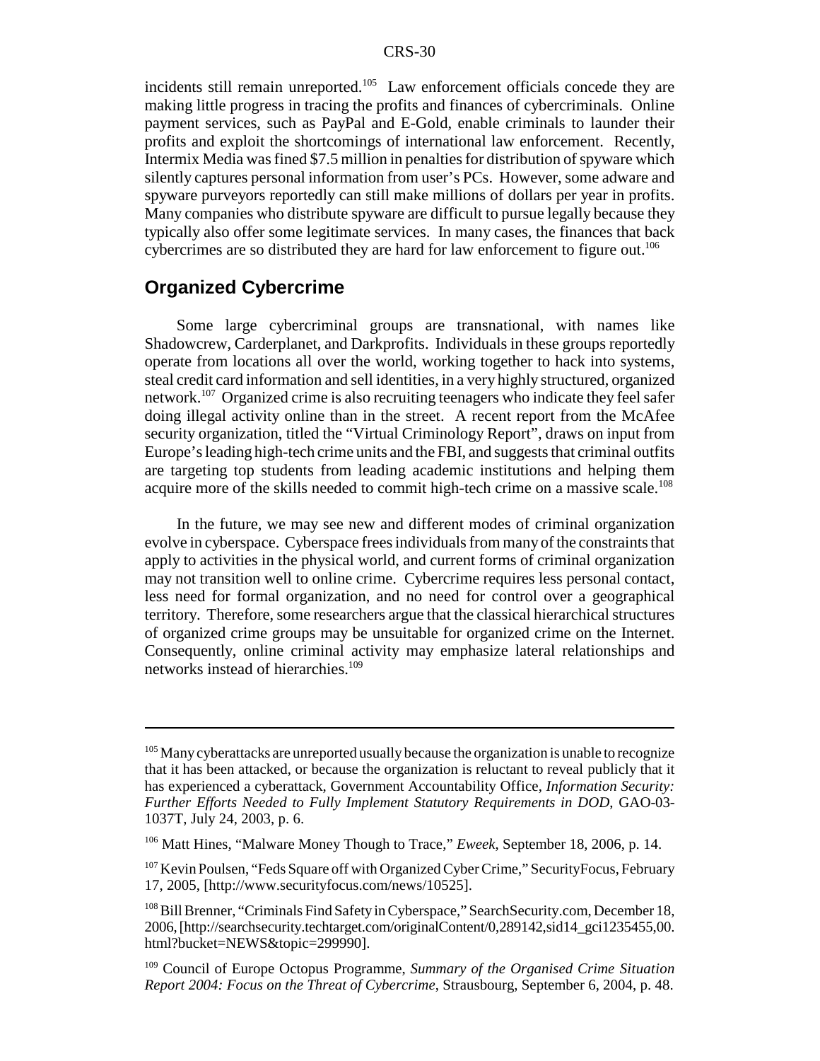incidents still remain unreported.[105] Law enforcement officials concede they are making little progress in tracing the profits and finances of cybercriminals. Online payment services, such as PayPal and E-Gold, enable criminals to launder their profits and exploit the shortcomings of international law enforcement. Recently, Intermix Media was fined $7.5 million in penalties for distribution of spyware which silently captures personal information from user's PCs. However, some adware and spyware purveyors reportedly can still make millions of dollars per year in profits. Many companies who distribute spyware are difficult to pursue legally because they typically also offer some legitimate services. In many cases, the finances that back cybercrimes are so distributed they are hard for law enforcement to figure out.[106]

## Organized Cybercrime

Some large cybercriminal groups are transnational, with names like Shadowcrew, Carderplanet, and Darkprofits. Individuals in these groups reportedly operate from locations all over the world, working together to hack into systems, steal credit card information and sell identities, in a very highly structured, organized network.[107] Organized crime is also recruiting teenagers who indicate they feel safer doing illegal activity online than in the street. A recent report from the McAfee security organization, titled the "Virtual Criminology Report", draws on input from Europe's leading high-tech crime units and the FBI, and suggests that criminal outfits are targeting top students from leading academic institutions and helping them acquire more of the skills needed to commit high-tech crime on a massive scale.[108]

In the future, we may see new and different modes of criminal organization evolve in cyberspace. Cyberspace frees individuals from many of the constraints that apply to activities in the physical world, and current forms of criminal organization may not transition well to online crime. Cybercrime requires less personal contact, less need for formal organization, and no need for control over a geographical territory. Therefore, some researchers argue that the classical hierarchical structures of organized crime groups may be unsuitable for organized crime on the Internet. Consequently, online criminal activity may emphasize lateral relationships and networks instead of hierarchies.[109]

---

[105] Many cyberattacks are unreported usually because the organization is unable to recognize that it has been attacked, or because the organization is reluctant to reveal publicly that it has experienced a cyberattack, Government Accountability Office, *Information Security: Further Efforts Needed to Fully Implement Statutory Requirements in DOD*, GAO-03-1037T, July 24, 2003, p. 6.

[106] Matt Hines, "Malware Money Though to Trace," *Eweek*, September 18, 2006, p. 14.

[107] Kevin Poulsen, "Feds Square off with Organized Cyber Crime," SecurityFocus, February 17, 2005, [http://www.securityfocus.com/news/10525].

[108] Bill Brenner, "Criminals Find Safety in Cyberspace," SearchSecurity.com, December 18, 2006, [http://searchsecurity.techtarget.com/originalContent/0,289142,sid14_gci1235455,00.html?bucket=NEWS&topic=299990].

[109] Council of Europe Octopus Programme, *Summary of the Organised Crime Situation Report 2004: Focus on the Threat of Cybercrime*, Strausbourg, September 6, 2004, p. 48.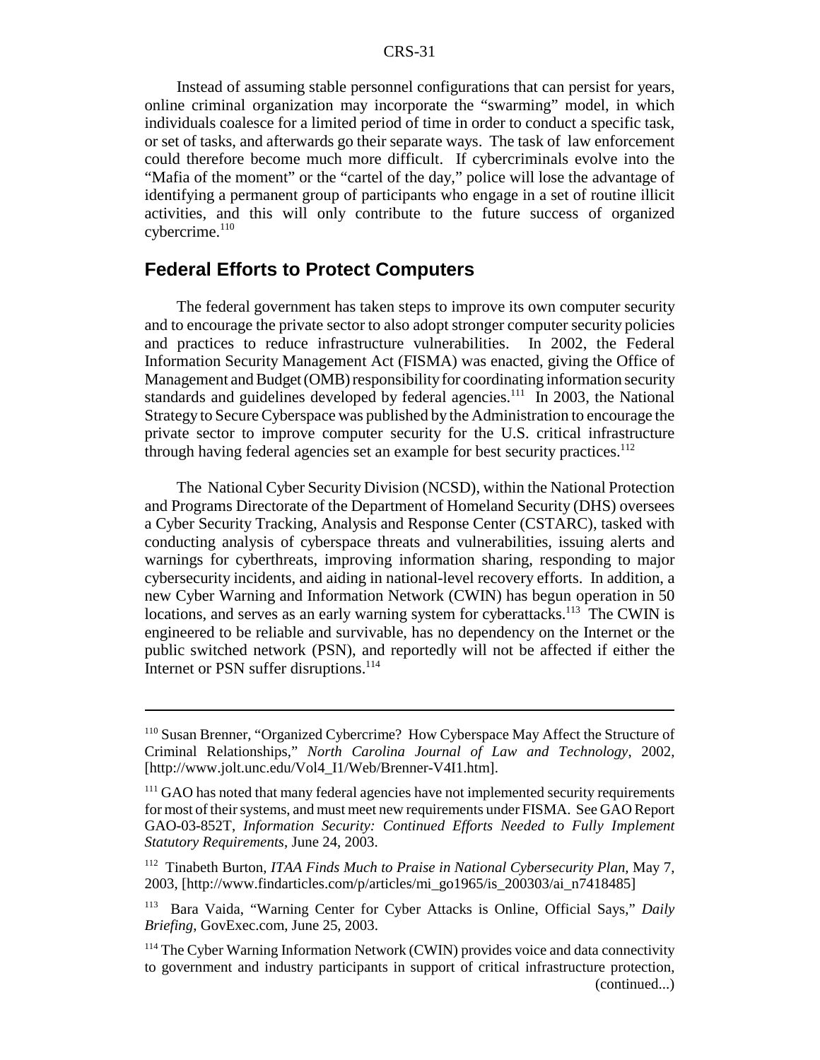Instead of assuming stable personnel configurations that can persist for years, online criminal organization may incorporate the "swarming" model, in which individuals coalesce for a limited period of time in order to conduct a specific task, or set of tasks, and afterwards go their separate ways. The task of law enforcement could therefore become much more difficult. If cybercriminals evolve into the "Mafia of the moment" or the "cartel of the day," police will lose the advantage of identifying a permanent group of participants who engage in a set of routine illicit activities, and this will only contribute to the future success of organized cybercrime.[110]

## Federal Efforts to Protect Computers

The federal government has taken steps to improve its own computer security and to encourage the private sector to also adopt stronger computer security policies and practices to reduce infrastructure vulnerabilities. In 2002, the Federal Information Security Management Act (FISMA) was enacted, giving the Office of Management and Budget (OMB) responsibility for coordinating information security standards and guidelines developed by federal agencies.[111] In 2003, the National Strategy to Secure Cyberspace was published by the Administration to encourage the private sector to improve computer security for the U.S. critical infrastructure through having federal agencies set an example for best security practices.[112]

The National Cyber Security Division (NCSD), within the National Protection and Programs Directorate of the Department of Homeland Security (DHS) oversees a Cyber Security Tracking, Analysis and Response Center (CSTARC), tasked with conducting analysis of cyberspace threats and vulnerabilities, issuing alerts and warnings for cyberthreats, improving information sharing, responding to major cybersecurity incidents, and aiding in national-level recovery efforts. In addition, a new Cyber Warning and Information Network (CWIN) has begun operation in 50 locations, and serves as an early warning system for cyberattacks.[113] The CWIN is engineered to be reliable and survivable, has no dependency on the Internet or the public switched network (PSN), and reportedly will not be affected if either the Internet or PSN suffer disruptions.[114]

---

[110] Susan Brenner, "Organized Cybercrime? How Cyberspace May Affect the Structure of Criminal Relationships," *North Carolina Journal of Law and Technology*, 2002, [http://www.jolt.unc.edu/Vol4_I1/Web/Brenner-V4I1.htm].

[111] GAO has noted that many federal agencies have not implemented security requirements for most of their systems, and must meet new requirements under FISMA. See GAO Report GAO-03-852T, *Information Security: Continued Efforts Needed to Fully Implement Statutory Requirements*, June 24, 2003.

[112] Tinabeth Burton, *ITAA Finds Much to Praise in National Cybersecurity Plan*, May 7, 2003, [http://www.findarticles.com/p/articles/mi_go1965/is_200303/ai_n7418485]

[113] Bara Vaida, "Warning Center for Cyber Attacks is Online, Official Says," *Daily Briefing*, GovExec.com, June 25, 2003.

[114] The Cyber Warning Information Network (CWIN) provides voice and data connectivity to government and industry participants in support of critical infrastructure protection, (continued...)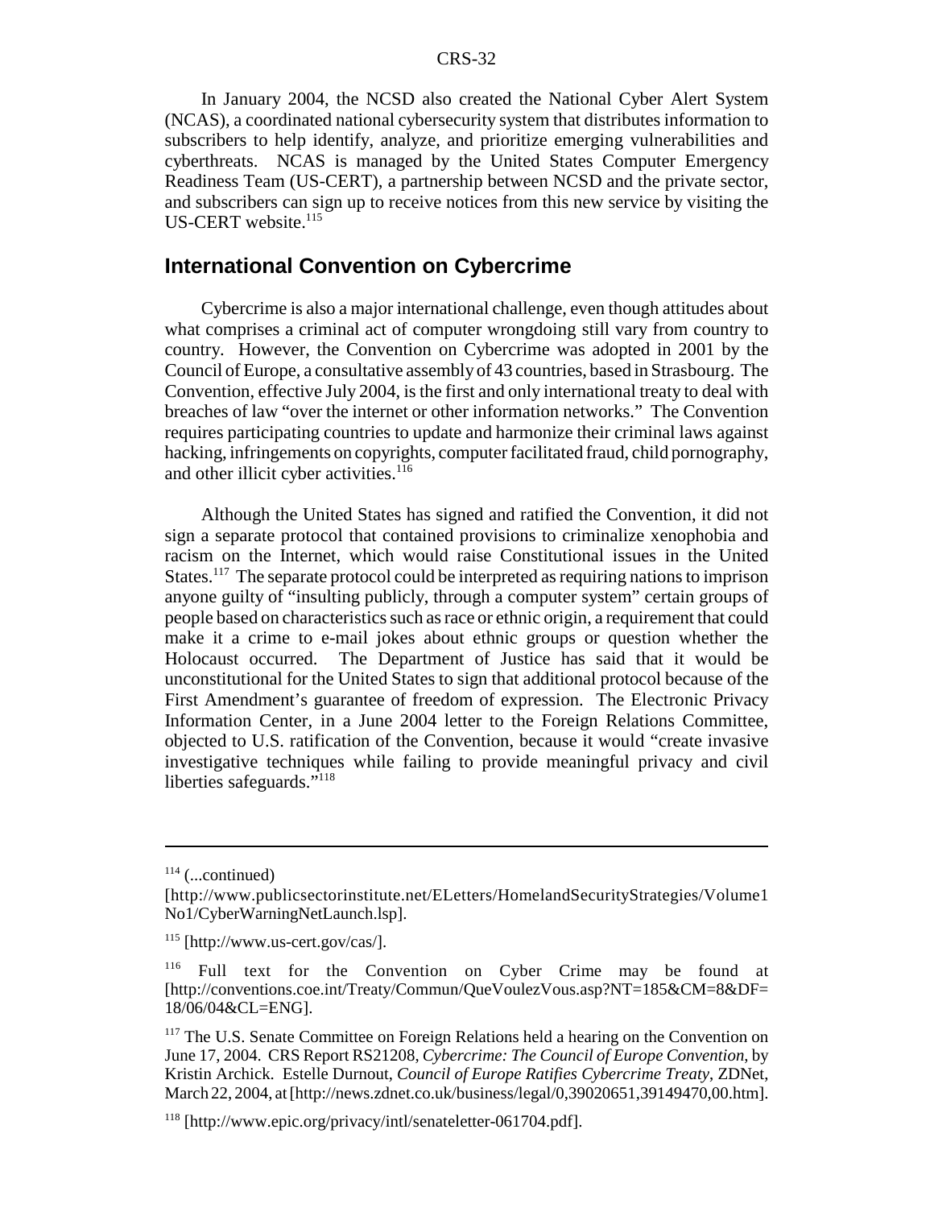In January 2004, the NCSD also created the National Cyber Alert System (NCAS), a coordinated national cybersecurity system that distributes information to subscribers to help identify, analyze, and prioritize emerging vulnerabilities and cyberthreats. NCAS is managed by the United States Computer Emergency Readiness Team (US-CERT), a partnership between NCSD and the private sector, and subscribers can sign up to receive notices from this new service by visiting the US-CERT website.[115]

## International Convention on Cybercrime

Cybercrime is also a major international challenge, even though attitudes about what comprises a criminal act of computer wrongdoing still vary from country to country. However, the Convention on Cybercrime was adopted in 2001 by the Council of Europe, a consultative assembly of 43 countries, based in Strasbourg. The Convention, effective July 2004, is the first and only international treaty to deal with breaches of law "over the internet or other information networks." The Convention requires participating countries to update and harmonize their criminal laws against hacking, infringements on copyrights, computer facilitated fraud, child pornography, and other illicit cyber activities.[116]

Although the United States has signed and ratified the Convention, it did not sign a separate protocol that contained provisions to criminalize xenophobia and racism on the Internet, which would raise Constitutional issues in the United States.[117] The separate protocol could be interpreted as requiring nations to imprison anyone guilty of "insulting publicly, through a computer system" certain groups of people based on characteristics such as race or ethnic origin, a requirement that could make it a crime to e-mail jokes about ethnic groups or question whether the Holocaust occurred. The Department of Justice has said that it would be unconstitutional for the United States to sign that additional protocol because of the First Amendment's guarantee of freedom of expression. The Electronic Privacy Information Center, in a June 2004 letter to the Foreign Relations Committee, objected to U.S. ratification of the Convention, because it would "create invasive investigative techniques while failing to provide meaningful privacy and civil liberties safeguards."[118]

---

[114] (...continued) [http://www.publicsectorinstitute.net/ELetters/HomelandSecurityStrategies/Volume1No1/CyberWarningNetLaunch.lsp].

[115] [http://www.us-cert.gov/cas/].

[116] Full text for the Convention on Cyber Crime may be found at [http://conventions.coe.int/Treaty/Commun/QueVoulezVous.asp?NT=185&CM=8&DF=18/06/04&CL=ENG].

[117] The U.S. Senate Committee on Foreign Relations held a hearing on the Convention on June 17, 2004. CRS Report RS21208, *Cybercrime: The Council of Europe Convention*, by Kristin Archick. Estelle Durnout, *Council of Europe Ratifies Cybercrime Treaty*, ZDNet, March 22, 2004, at [http://news.zdnet.co.uk/business/legal/0,39020651,39149470,00.htm].

[118] [http://www.epic.org/privacy/intl/senateletter-061704.pdf].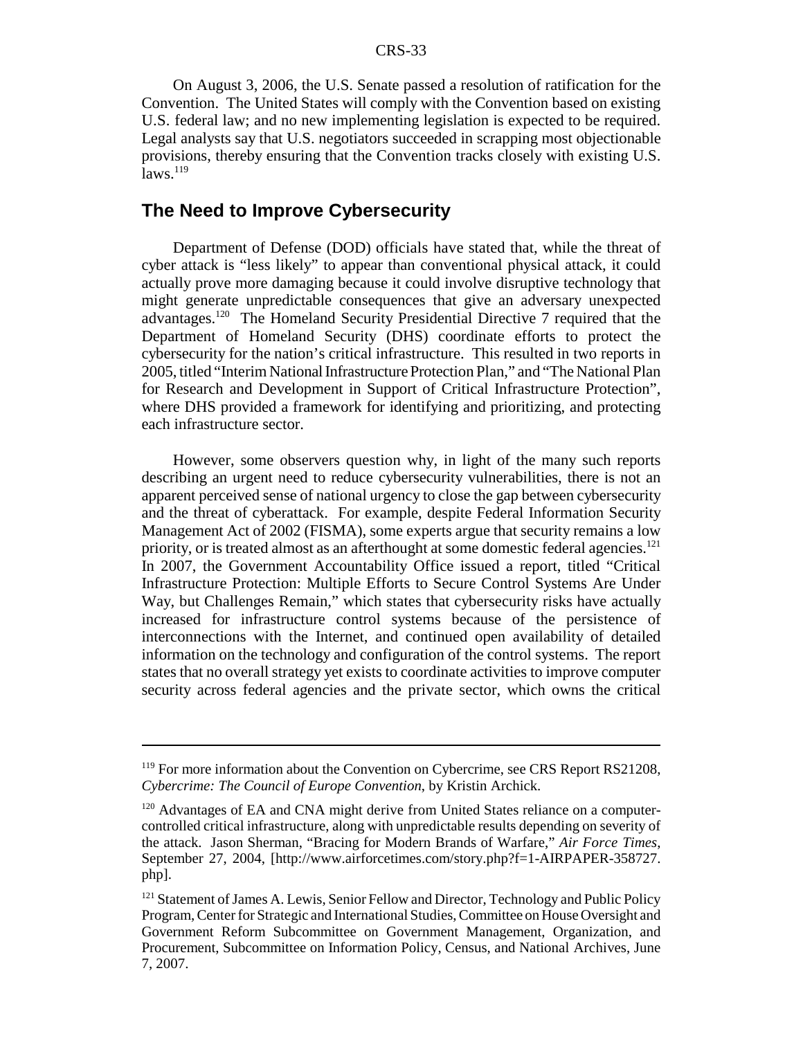On August 3, 2006, the U.S. Senate passed a resolution of ratification for the Convention. The United States will comply with the Convention based on existing U.S. federal law; and no new implementing legislation is expected to be required. Legal analysts say that U.S. negotiators succeeded in scrapping most objectionable provisions, thereby ensuring that the Convention tracks closely with existing U.S. laws.[119]

## The Need to Improve Cybersecurity

Department of Defense (DOD) officials have stated that, while the threat of cyber attack is "less likely" to appear than conventional physical attack, it could actually prove more damaging because it could involve disruptive technology that might generate unpredictable consequences that give an adversary unexpected advantages.[120] The Homeland Security Presidential Directive 7 required that the Department of Homeland Security (DHS) coordinate efforts to protect the cybersecurity for the nation's critical infrastructure. This resulted in two reports in 2005, titled "Interim National Infrastructure Protection Plan," and "The National Plan for Research and Development in Support of Critical Infrastructure Protection", where DHS provided a framework for identifying and prioritizing, and protecting each infrastructure sector.

However, some observers question why, in light of the many such reports describing an urgent need to reduce cybersecurity vulnerabilities, there is not an apparent perceived sense of national urgency to close the gap between cybersecurity and the threat of cyberattack. For example, despite Federal Information Security Management Act of 2002 (FISMA), some experts argue that security remains a low priority, or is treated almost as an afterthought at some domestic federal agencies.[121] In 2007, the Government Accountability Office issued a report, titled "Critical Infrastructure Protection: Multiple Efforts to Secure Control Systems Are Under Way, but Challenges Remain," which states that cybersecurity risks have actually increased for infrastructure control systems because of the persistence of interconnections with the Internet, and continued open availability of detailed information on the technology and configuration of the control systems. The report states that no overall strategy yet exists to coordinate activities to improve computer security across federal agencies and the private sector, which owns the critical

---

[119] For more information about the Convention on Cybercrime, see CRS Report RS21208, *Cybercrime: The Council of Europe Convention*, by Kristin Archick.

[120] Advantages of EA and CNA might derive from United States reliance on a computer-controlled critical infrastructure, along with unpredictable results depending on severity of the attack. Jason Sherman, "Bracing for Modern Brands of Warfare," *Air Force Times*, September 27, 2004, [http://www.airforcetimes.com/story.php?f=1-AIRPAPER-358727.php].

[121] Statement of James A. Lewis, Senior Fellow and Director, Technology and Public Policy Program, Center for Strategic and International Studies, Committee on House Oversight and Government Reform Subcommittee on Government Management, Organization, and Procurement, Subcommittee on Information Policy, Census, and National Archives, June 7, 2007.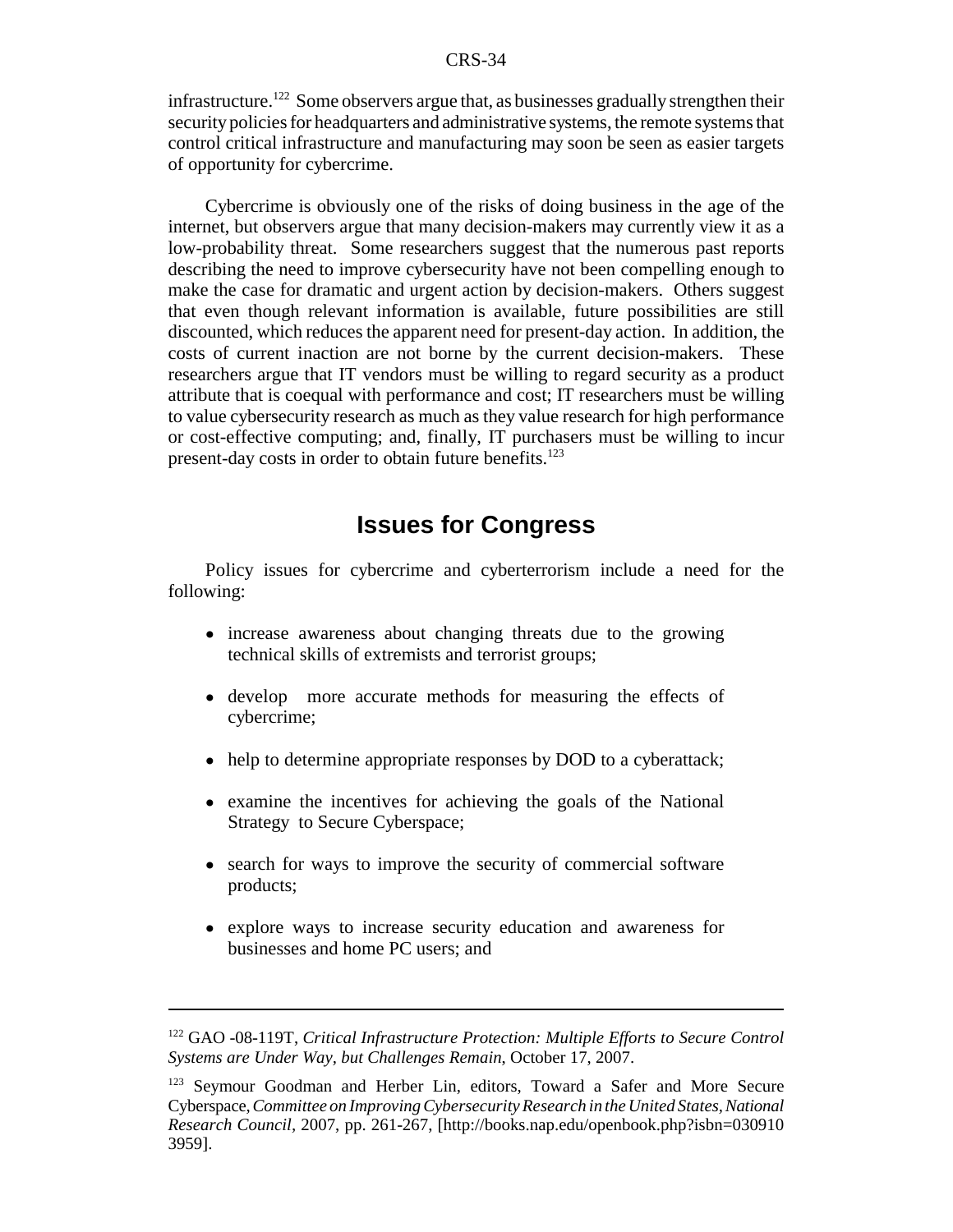infrastructure.[122] Some observers argue that, as businesses gradually strengthen their security policies for headquarters and administrative systems, the remote systems that control critical infrastructure and manufacturing may soon be seen as easier targets of opportunity for cybercrime.

Cybercrime is obviously one of the risks of doing business in the age of the internet, but observers argue that many decision-makers may currently view it as a low-probability threat. Some researchers suggest that the numerous past reports describing the need to improve cybersecurity have not been compelling enough to make the case for dramatic and urgent action by decision-makers. Others suggest that even though relevant information is available, future possibilities are still discounted, which reduces the apparent need for present-day action. In addition, the costs of current inaction are not borne by the current decision-makers. These researchers argue that IT vendors must be willing to regard security as a product attribute that is coequal with performance and cost; IT researchers must be willing to value cybersecurity research as much as they value research for high performance or cost-effective computing; and, finally, IT purchasers must be willing to incur present-day costs in order to obtain future benefits.[123]

## Issues for Congress

Policy issues for cybercrime and cyberterrorism include a need for the following:

- increase awareness about changing threats due to the growing technical skills of extremists and terrorist groups;
- develop more accurate methods for measuring the effects of cybercrime;
- help to determine appropriate responses by DOD to a cyberattack;
- examine the incentives for achieving the goals of the National Strategy to Secure Cyberspace;
- search for ways to improve the security of commercial software products;
- explore ways to increase security education and awareness for businesses and home PC users; and

---

[122] GAO -08-119T, *Critical Infrastructure Protection: Multiple Efforts to Secure Control Systems are Under Way, but Challenges Remain*, October 17, 2007.

[123] Seymour Goodman and Herber Lin, editors, Toward a Safer and More Secure Cyberspace, *Committee on Improving Cybersecurity Research in the United States, National Research Council*, 2007, pp. 261-267, [http://books.nap.edu/openbook.php?isbn=0309103959].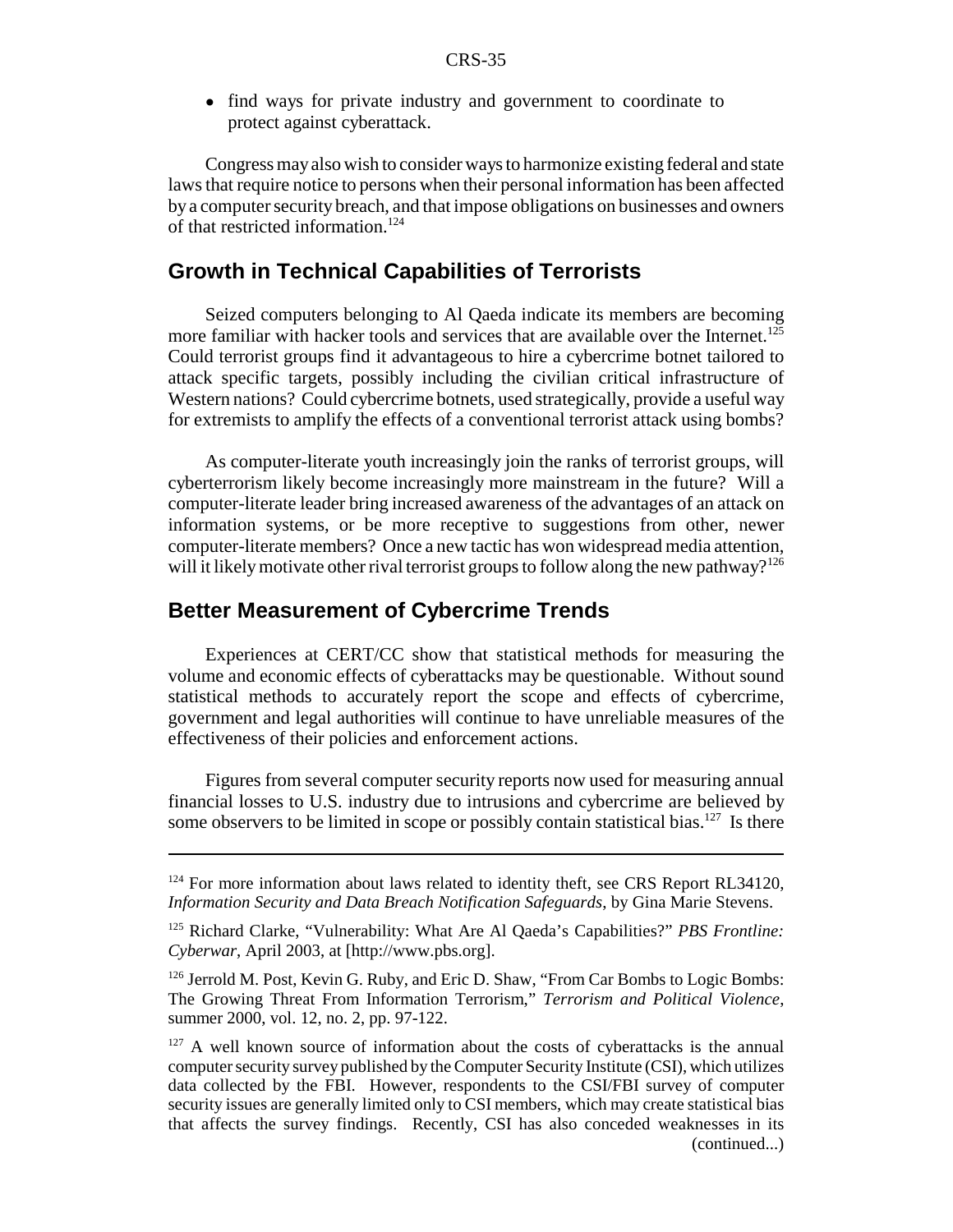- find ways for private industry and government to coordinate to protect against cyberattack.

Congress may also wish to consider ways to harmonize existing federal and state laws that require notice to persons when their personal information has been affected by a computer security breach, and that impose obligations on businesses and owners of that restricted information.[124]

## Growth in Technical Capabilities of Terrorists

Seized computers belonging to Al Qaeda indicate its members are becoming more familiar with hacker tools and services that are available over the Internet.[125] Could terrorist groups find it advantageous to hire a cybercrime botnet tailored to attack specific targets, possibly including the civilian critical infrastructure of Western nations? Could cybercrime botnets, used strategically, provide a useful way for extremists to amplify the effects of a conventional terrorist attack using bombs?

As computer-literate youth increasingly join the ranks of terrorist groups, will cyberterrorism likely become increasingly more mainstream in the future? Will a computer-literate leader bring increased awareness of the advantages of an attack on information systems, or be more receptive to suggestions from other, newer computer-literate members? Once a new tactic has won widespread media attention, will it likely motivate other rival terrorist groups to follow along the new pathway?[126]

## Better Measurement of Cybercrime Trends

Experiences at CERT/CC show that statistical methods for measuring the volume and economic effects of cyberattacks may be questionable. Without sound statistical methods to accurately report the scope and effects of cybercrime, government and legal authorities will continue to have unreliable measures of the effectiveness of their policies and enforcement actions.

Figures from several computer security reports now used for measuring annual financial losses to U.S. industry due to intrusions and cybercrime are believed by some observers to be limited in scope or possibly contain statistical bias.[127] Is there

---

[124] For more information about laws related to identity theft, see CRS Report RL34120, *Information Security and Data Breach Notification Safeguards*, by Gina Marie Stevens.

[125] Richard Clarke, "Vulnerability: What Are Al Qaeda's Capabilities?" *PBS Frontline: Cyberwar*, April 2003, at [http://www.pbs.org].

[126] Jerrold M. Post, Kevin G. Ruby, and Eric D. Shaw, "From Car Bombs to Logic Bombs: The Growing Threat From Information Terrorism," *Terrorism and Political Violence*, summer 2000, vol. 12, no. 2, pp. 97-122.

[127] A well known source of information about the costs of cyberattacks is the annual computer security survey published by the Computer Security Institute (CSI), which utilizes data collected by the FBI. However, respondents to the CSI/FBI survey of computer security issues are generally limited only to CSI members, which may create statistical bias that affects the survey findings. Recently, CSI has also conceded weaknesses in its (continued...)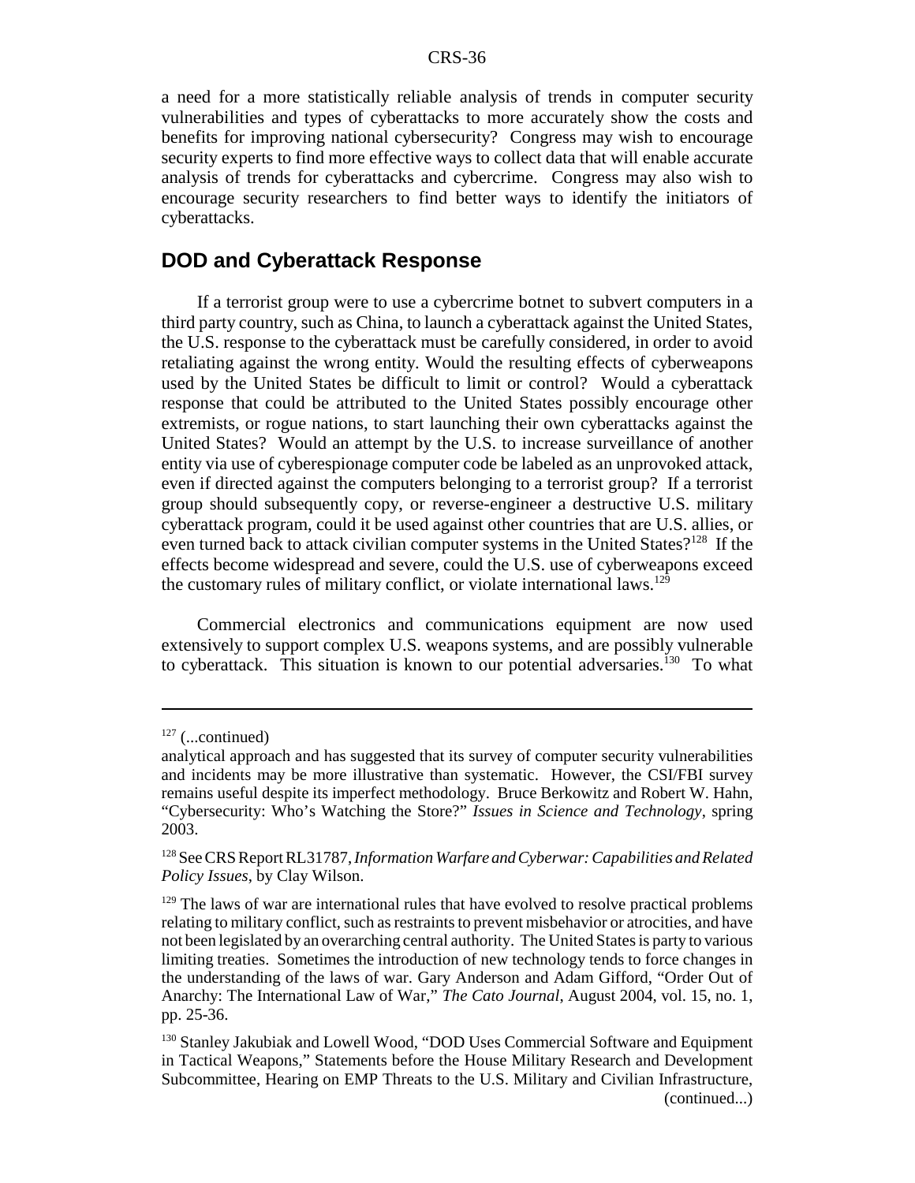a need for a more statistically reliable analysis of trends in computer security vulnerabilities and types of cyberattacks to more accurately show the costs and benefits for improving national cybersecurity? Congress may wish to encourage security experts to find more effective ways to collect data that will enable accurate analysis of trends for cyberattacks and cybercrime. Congress may also wish to encourage security researchers to find better ways to identify the initiators of cyberattacks.

## DOD and Cyberattack Response

If a terrorist group were to use a cybercrime botnet to subvert computers in a third party country, such as China, to launch a cyberattack against the United States, the U.S. response to the cyberattack must be carefully considered, in order to avoid retaliating against the wrong entity. Would the resulting effects of cyberweapons used by the United States be difficult to limit or control? Would a cyberattack response that could be attributed to the United States possibly encourage other extremists, or rogue nations, to start launching their own cyberattacks against the United States? Would an attempt by the U.S. to increase surveillance of another entity via use of cyberespionage computer code be labeled as an unprovoked attack, even if directed against the computers belonging to a terrorist group? If a terrorist group should subsequently copy, or reverse-engineer a destructive U.S. military cyberattack program, could it be used against other countries that are U.S. allies, or even turned back to attack civilian computer systems in the United States?[128] If the effects become widespread and severe, could the U.S. use of cyberweapons exceed the customary rules of military conflict, or violate international laws.[129]

Commercial electronics and communications equipment are now used extensively to support complex U.S. weapons systems, and are possibly vulnerable to cyberattack. This situation is known to our potential adversaries.[130] To what

---

[127] (...continued)
analytical approach and has suggested that its survey of computer security vulnerabilities and incidents may be more illustrative than systematic. However, the CSI/FBI survey remains useful despite its imperfect methodology. Bruce Berkowitz and Robert W. Hahn, "Cybersecurity: Who's Watching the Store?" *Issues in Science and Technology*, spring 2003.

[128] See CRS Report RL31787, *Information Warfare and Cyberwar: Capabilities and Related Policy Issues*, by Clay Wilson.

[129] The laws of war are international rules that have evolved to resolve practical problems relating to military conflict, such as restraints to prevent misbehavior or atrocities, and have not been legislated by an overarching central authority. The United States is party to various limiting treaties. Sometimes the introduction of new technology tends to force changes in the understanding of the laws of war. Gary Anderson and Adam Gifford, "Order Out of Anarchy: The International Law of War," *The Cato Journal*, August 2004, vol. 15, no. 1, pp. 25-36.

[130] Stanley Jakubiak and Lowell Wood, "DOD Uses Commercial Software and Equipment in Tactical Weapons," Statements before the House Military Research and Development Subcommittee, Hearing on EMP Threats to the U.S. Military and Civilian Infrastructure, (continued...)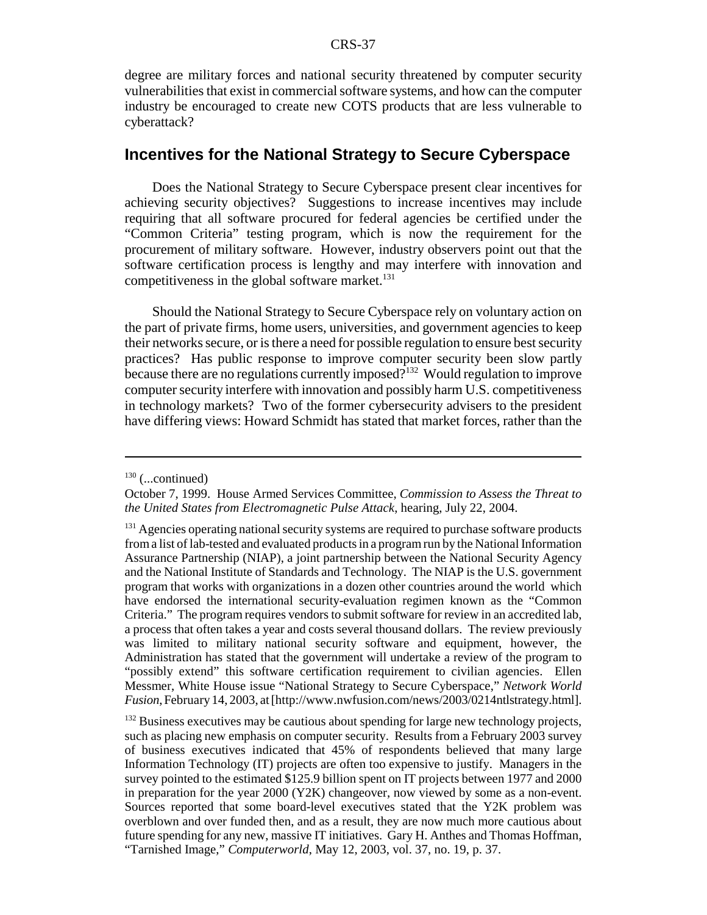degree are military forces and national security threatened by computer security vulnerabilities that exist in commercial software systems, and how can the computer industry be encouraged to create new COTS products that are less vulnerable to cyberattack?

## Incentives for the National Strategy to Secure Cyberspace

Does the National Strategy to Secure Cyberspace present clear incentives for achieving security objectives? Suggestions to increase incentives may include requiring that all software procured for federal agencies be certified under the "Common Criteria" testing program, which is now the requirement for the procurement of military software. However, industry observers point out that the software certification process is lengthy and may interfere with innovation and competitiveness in the global software market.[131]

Should the National Strategy to Secure Cyberspace rely on voluntary action on the part of private firms, home users, universities, and government agencies to keep their networks secure, or is there a need for possible regulation to ensure best security practices? Has public response to improve computer security been slow partly because there are no regulations currently imposed?[132] Would regulation to improve computer security interfere with innovation and possibly harm U.S. competitiveness in technology markets? Two of the former cybersecurity advisers to the president have differing views: Howard Schmidt has stated that market forces, rather than the

---

[130] (...continued)
October 7, 1999. House Armed Services Committee, *Commission to Assess the Threat to the United States from Electromagnetic Pulse Attack*, hearing, July 22, 2004.

[131] Agencies operating national security systems are required to purchase software products from a list of lab-tested and evaluated products in a program run by the National Information Assurance Partnership (NIAP), a joint partnership between the National Security Agency and the National Institute of Standards and Technology. The NIAP is the U.S. government program that works with organizations in a dozen other countries around the world which have endorsed the international security-evaluation regimen known as the "Common Criteria." The program requires vendors to submit software for review in an accredited lab, a process that often takes a year and costs several thousand dollars. The review previously was limited to military national security software and equipment, however, the Administration has stated that the government will undertake a review of the program to "possibly extend" this software certification requirement to civilian agencies. Ellen Messmer, White House issue "National Strategy to Secure Cyberspace," *Network World Fusion*, February 14, 2003, at [http://www.nwfusion.com/news/2003/0214ntlstrategy.html].

[132] Business executives may be cautious about spending for large new technology projects, such as placing new emphasis on computer security. Results from a February 2003 survey of business executives indicated that 45% of respondents believed that many large Information Technology (IT) projects are often too expensive to justify. Managers in the survey pointed to the estimated $125.9 billion spent on IT projects between 1977 and 2000 in preparation for the year 2000 (Y2K) changeover, now viewed by some as a non-event. Sources reported that some board-level executives stated that the Y2K problem was overblown and over funded then, and as a result, they are now much more cautious about future spending for any new, massive IT initiatives. Gary H. Anthes and Thomas Hoffman, "Tarnished Image," *Computerworld*, May 12, 2003, vol. 37, no. 19, p. 37.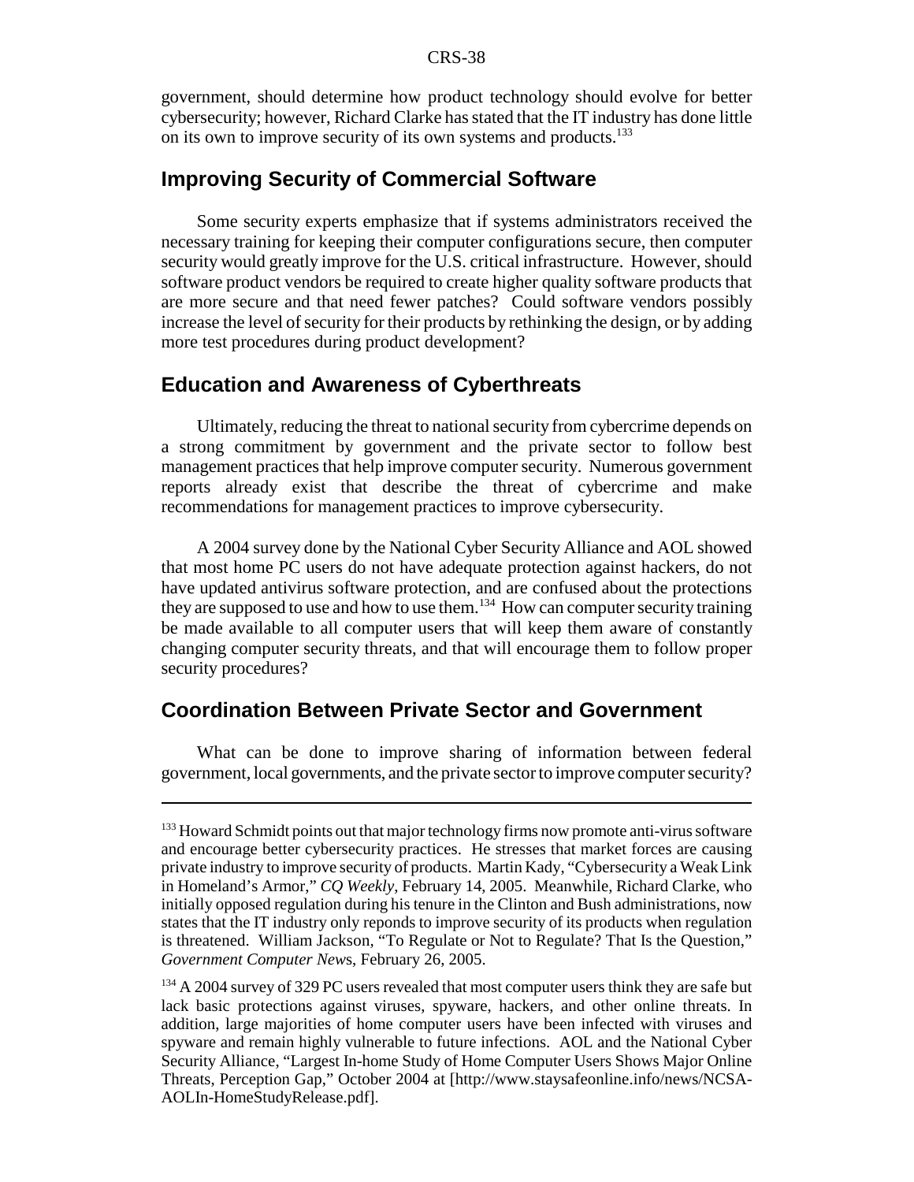government, should determine how product technology should evolve for better cybersecurity; however, Richard Clarke has stated that the IT industry has done little on its own to improve security of its own systems and products.[133]

## Improving Security of Commercial Software

Some security experts emphasize that if systems administrators received the necessary training for keeping their computer configurations secure, then computer security would greatly improve for the U.S. critical infrastructure. However, should software product vendors be required to create higher quality software products that are more secure and that need fewer patches? Could software vendors possibly increase the level of security for their products by rethinking the design, or by adding more test procedures during product development?

## Education and Awareness of Cyberthreats

Ultimately, reducing the threat to national security from cybercrime depends on a strong commitment by government and the private sector to follow best management practices that help improve computer security. Numerous government reports already exist that describe the threat of cybercrime and make recommendations for management practices to improve cybersecurity.

A 2004 survey done by the National Cyber Security Alliance and AOL showed that most home PC users do not have adequate protection against hackers, do not have updated antivirus software protection, and are confused about the protections they are supposed to use and how to use them.[134] How can computer security training be made available to all computer users that will keep them aware of constantly changing computer security threats, and that will encourage them to follow proper security procedures?

## Coordination Between Private Sector and Government

What can be done to improve sharing of information between federal government, local governments, and the private sector to improve computer security?

---

[133] Howard Schmidt points out that major technology firms now promote anti-virus software and encourage better cybersecurity practices. He stresses that market forces are causing private industry to improve security of products. Martin Kady, "Cybersecurity a Weak Link in Homeland's Armor," *CQ Weekly*, February 14, 2005. Meanwhile, Richard Clarke, who initially opposed regulation during his tenure in the Clinton and Bush administrations, now states that the IT industry only reponds to improve security of its products when regulation is threatened. William Jackson, "To Regulate or Not to Regulate? That Is the Question," *Government Computer News*, February 26, 2005.

[134] A 2004 survey of 329 PC users revealed that most computer users think they are safe but lack basic protections against viruses, spyware, hackers, and other online threats. In addition, large majorities of home computer users have been infected with viruses and spyware and remain highly vulnerable to future infections. AOL and the National Cyber Security Alliance, "Largest In-home Study of Home Computer Users Shows Major Online Threats, Perception Gap," October 2004 at [http://www.staysafeonline.info/news/NCSA-AOLIn-HomeStudyRelease.pdf].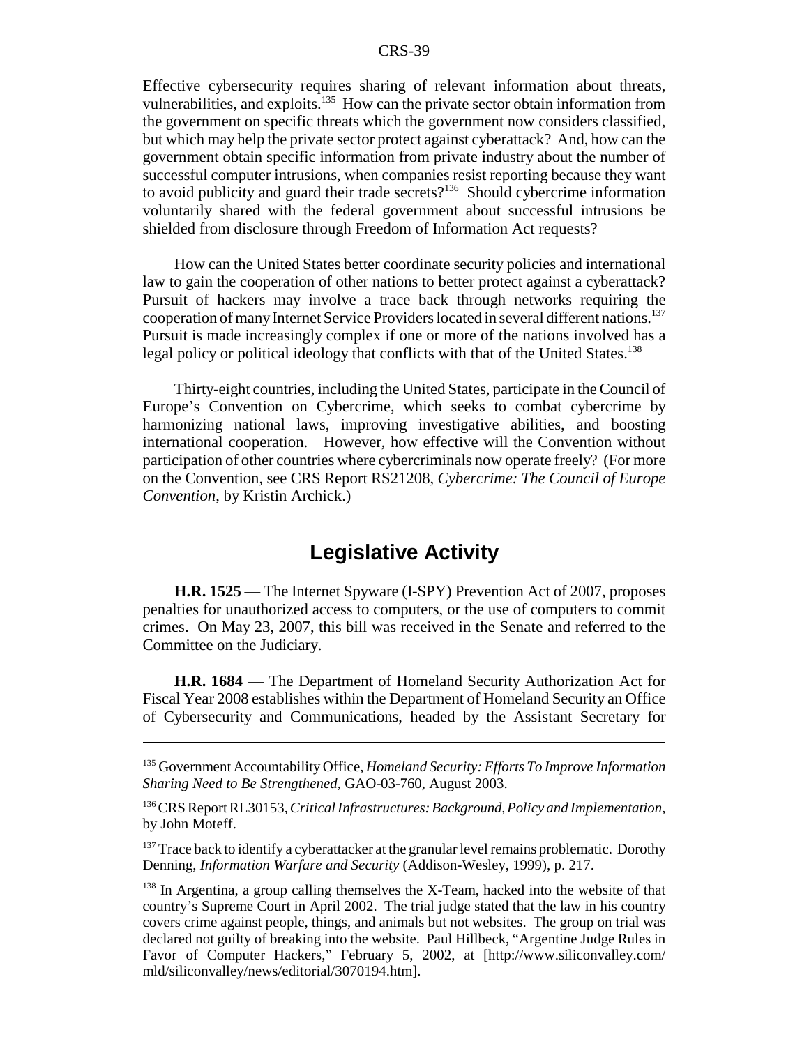Effective cybersecurity requires sharing of relevant information about threats, vulnerabilities, and exploits.[135] How can the private sector obtain information from the government on specific threats which the government now considers classified, but which may help the private sector protect against cyberattack? And, how can the government obtain specific information from private industry about the number of successful computer intrusions, when companies resist reporting because they want to avoid publicity and guard their trade secrets?[136] Should cybercrime information voluntarily shared with the federal government about successful intrusions be shielded from disclosure through Freedom of Information Act requests?

How can the United States better coordinate security policies and international law to gain the cooperation of other nations to better protect against a cyberattack? Pursuit of hackers may involve a trace back through networks requiring the cooperation of many Internet Service Providers located in several different nations.[137] Pursuit is made increasingly complex if one or more of the nations involved has a legal policy or political ideology that conflicts with that of the United States.[138]

Thirty-eight countries, including the United States, participate in the Council of Europe's Convention on Cybercrime, which seeks to combat cybercrime by harmonizing national laws, improving investigative abilities, and boosting international cooperation. However, how effective will the Convention without participation of other countries where cybercriminals now operate freely? (For more on the Convention, see CRS Report RS21208, *Cybercrime: The Council of Europe Convention*, by Kristin Archick.)

## Legislative Activity

**H.R. 1525** — The Internet Spyware (I-SPY) Prevention Act of 2007, proposes penalties for unauthorized access to computers, or the use of computers to commit crimes. On May 23, 2007, this bill was received in the Senate and referred to the Committee on the Judiciary.

**H.R. 1684** — The Department of Homeland Security Authorization Act for Fiscal Year 2008 establishes within the Department of Homeland Security an Office of Cybersecurity and Communications, headed by the Assistant Secretary for

---

[135] Government Accountability Office, *Homeland Security: Efforts To Improve Information Sharing Need to Be Strengthened*, GAO-03-760, August 2003.

[136] CRS Report RL30153, *Critical Infrastructures: Background, Policy and Implementation*, by John Moteff.

[137] Trace back to identify a cyberattacker at the granular level remains problematic. Dorothy Denning, *Information Warfare and Security* (Addison-Wesley, 1999), p. 217.

[138] In Argentina, a group calling themselves the X-Team, hacked into the website of that country's Supreme Court in April 2002. The trial judge stated that the law in his country covers crime against people, things, and animals but not websites. The group on trial was declared not guilty of breaking into the website. Paul Hillbeck, "Argentine Judge Rules in Favor of Computer Hackers," February 5, 2002, at [http://www.siliconvalley.com/mld/siliconvalley/news/editorial/3070194.htm].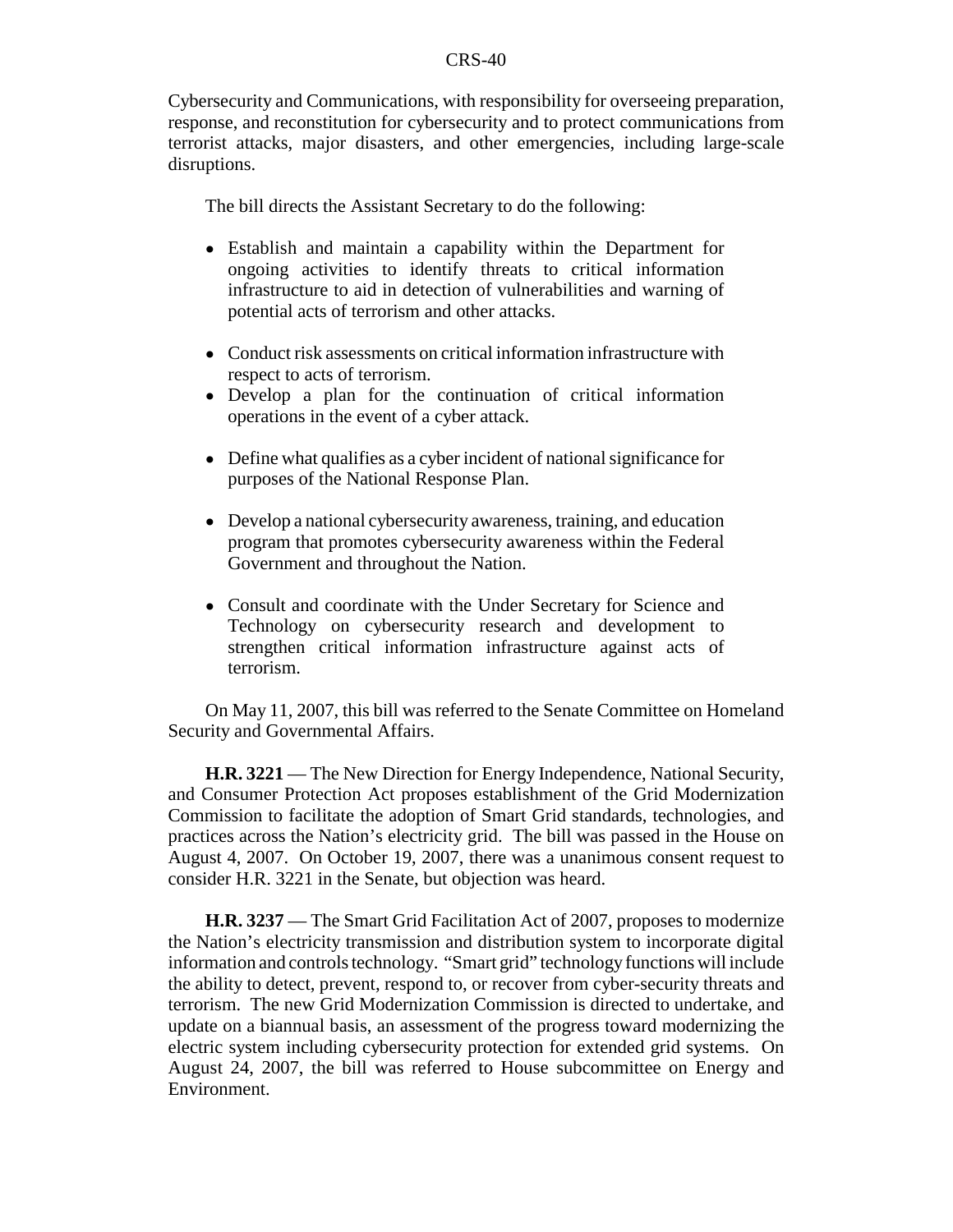Cybersecurity and Communications, with responsibility for overseeing preparation, response, and reconstitution for cybersecurity and to protect communications from terrorist attacks, major disasters, and other emergencies, including large-scale disruptions.

The bill directs the Assistant Secretary to do the following:

- Establish and maintain a capability within the Department for ongoing activities to identify threats to critical information infrastructure to aid in detection of vulnerabilities and warning of potential acts of terrorism and other attacks.
- Conduct risk assessments on critical information infrastructure with respect to acts of terrorism.
- Develop a plan for the continuation of critical information operations in the event of a cyber attack.
- Define what qualifies as a cyber incident of national significance for purposes of the National Response Plan.
- Develop a national cybersecurity awareness, training, and education program that promotes cybersecurity awareness within the Federal Government and throughout the Nation.
- Consult and coordinate with the Under Secretary for Science and Technology on cybersecurity research and development to strengthen critical information infrastructure against acts of terrorism.

On May 11, 2007, this bill was referred to the Senate Committee on Homeland Security and Governmental Affairs.

**H.R. 3221** — The New Direction for Energy Independence, National Security, and Consumer Protection Act proposes establishment of the Grid Modernization Commission to facilitate the adoption of Smart Grid standards, technologies, and practices across the Nation's electricity grid. The bill was passed in the House on August 4, 2007. On October 19, 2007, there was a unanimous consent request to consider H.R. 3221 in the Senate, but objection was heard.

**H.R. 3237** — The Smart Grid Facilitation Act of 2007, proposes to modernize the Nation's electricity transmission and distribution system to incorporate digital information and controls technology. "Smart grid" technology functions will include the ability to detect, prevent, respond to, or recover from cyber-security threats and terrorism. The new Grid Modernization Commission is directed to undertake, and update on a biannual basis, an assessment of the progress toward modernizing the electric system including cybersecurity protection for extended grid systems. On August 24, 2007, the bill was referred to House subcommittee on Energy and Environment.